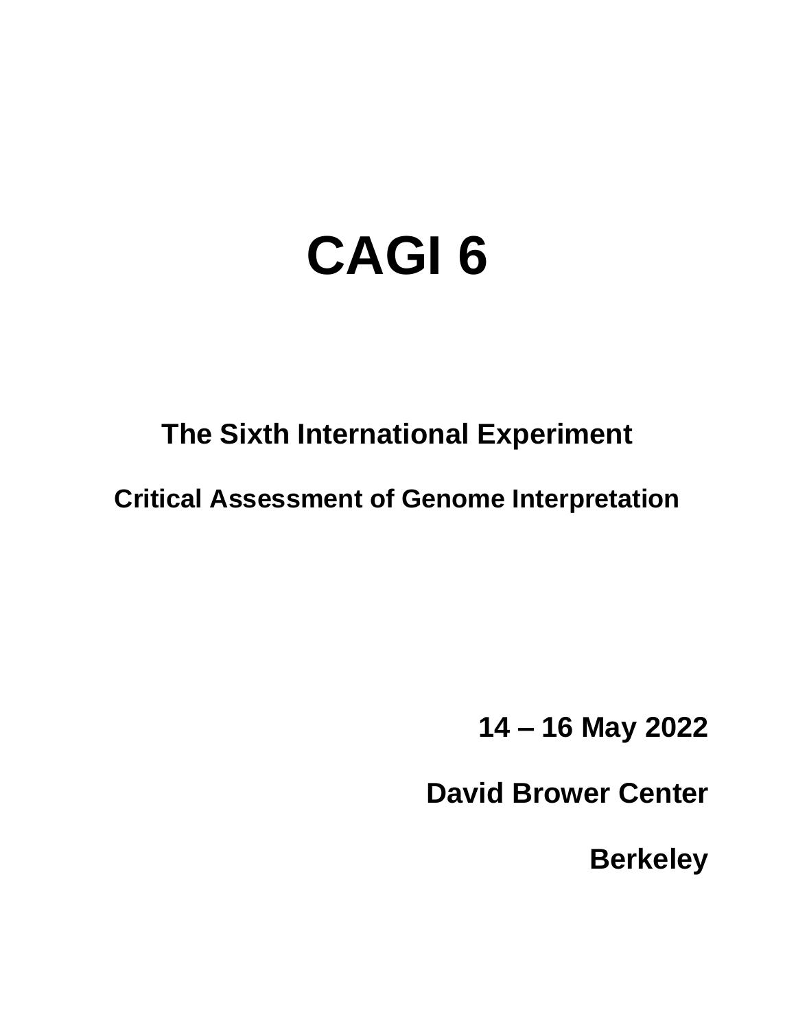# CAGI 6

## The Sixth International Experiment

### Critical Assessment of Genome Interpretation

**14 – 16 May 2022**

**David Brower Center**

**Berkeley**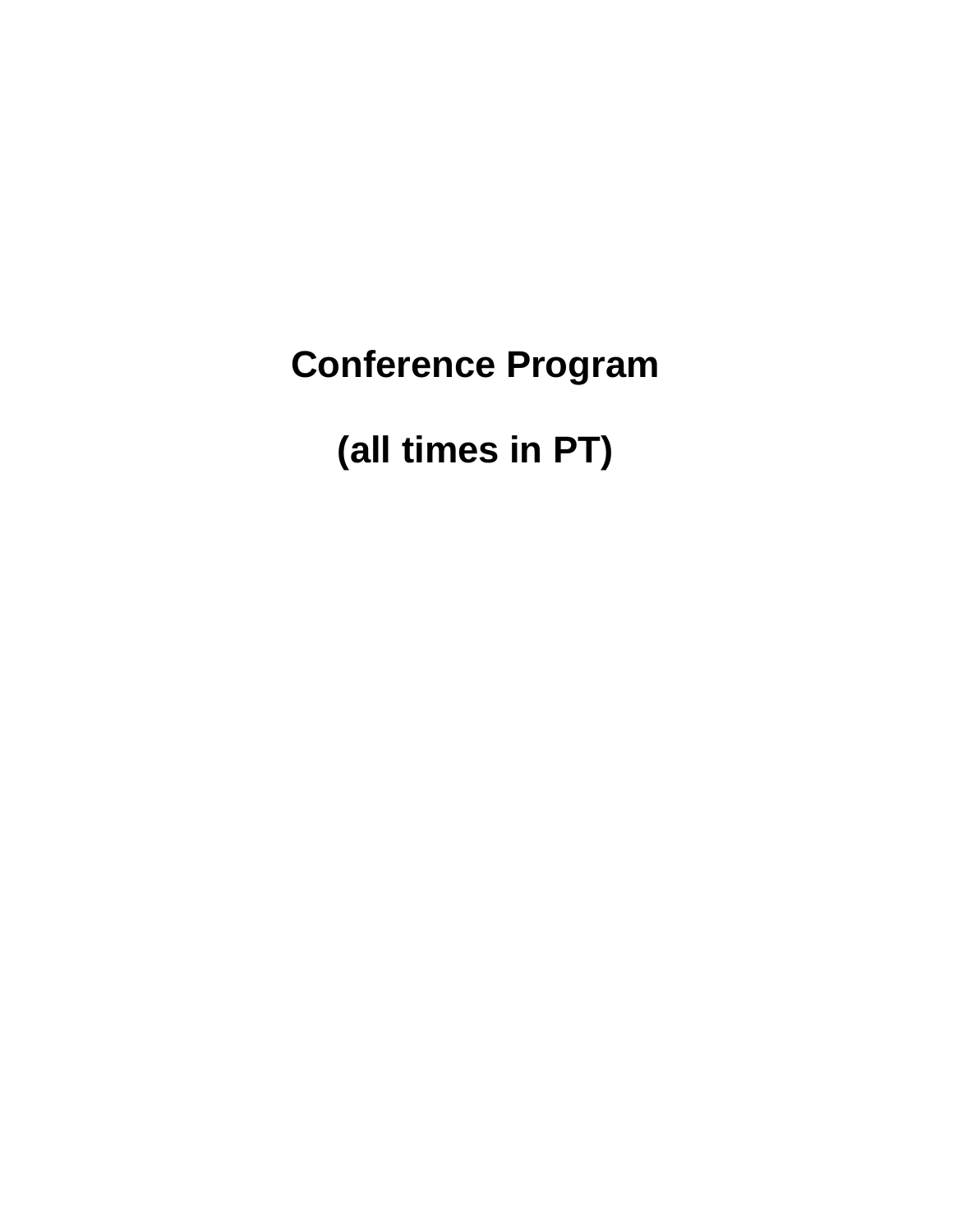# Conference Program

## (all times in PT)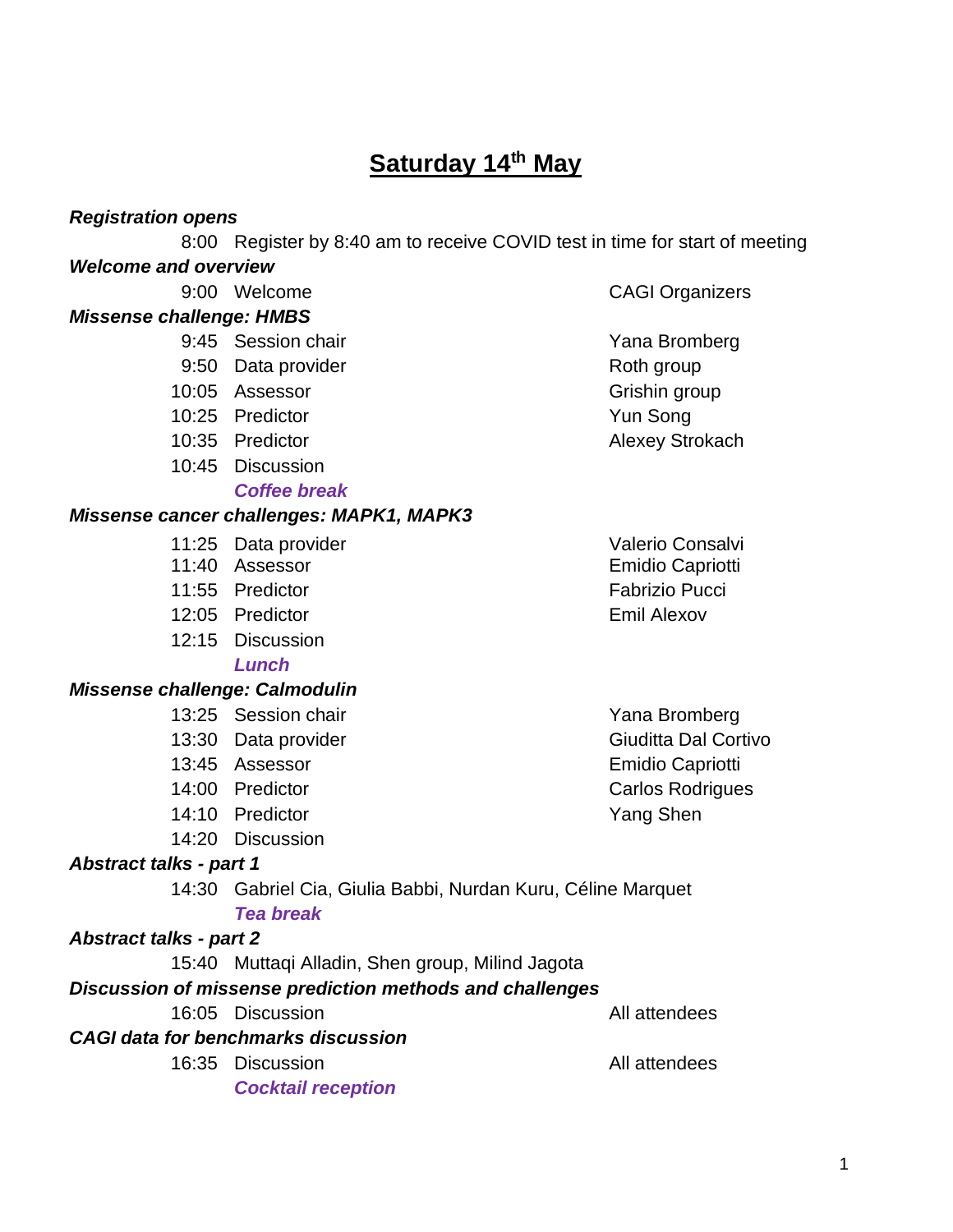# Saturday 14th May

***Registration opens***

| | | |
|---|---|---|
| 8:00 | Register by 8:40 am to receive COVID test in time for start of meeting | |

***Welcome and overview***

| | | |
|---|---|---|
| 9:00 | Welcome | CAGI Organizers |

***Missense challenge: HMBS***

| | | |
|---|---|---|
| 9:45 | Session chair | Yana Bromberg |
| 9:50 | Data provider | Roth group |
| 10:05 | Assessor | Grishin group |
| 10:25 | Predictor | Yun Song |
| 10:35 | Predictor | Alexey Strokach |
| 10:45 | Discussion | |
| | ***Coffee break*** | |

***Missense cancer challenges: MAPK1, MAPK3***

| | | |
|---|---|---|
| 11:25 | Data provider | Valerio Consalvi |
| 11:40 | Assessor | Emidio Capriotti |
| 11:55 | Predictor | Fabrizio Pucci |
| 12:05 | Predictor | Emil Alexov |
| 12:15 | Discussion | |
| | ***Lunch*** | |

***Missense challenge: Calmodulin***

| | | |
|---|---|---|
| 13:25 | Session chair | Yana Bromberg |
| 13:30 | Data provider | Giuditta Dal Cortivo |
| 13:45 | Assessor | Emidio Capriotti |
| 14:00 | Predictor | Carlos Rodrigues |
| 14:10 | Predictor | Yang Shen |
| 14:20 | Discussion | |

***Abstract talks - part 1***

| | | |
|---|---|---|
| 14:30 | Gabriel Cia, Giulia Babbi, Nurdan Kuru, Céline Marquet | |
| | ***Tea break*** | |

***Abstract talks - part 2***

| | | |
|---|---|---|
| 15:40 | Muttaqi Alladin, Shen group, Milind Jagota | |

***Discussion of missense prediction methods and challenges***

| | | |
|---|---|---|
| 16:05 | Discussion | All attendees |

***CAGI data for benchmarks discussion***

| | | |
|---|---|---|
| 16:35 | Discussion | All attendees |
| | ***Cocktail reception*** | |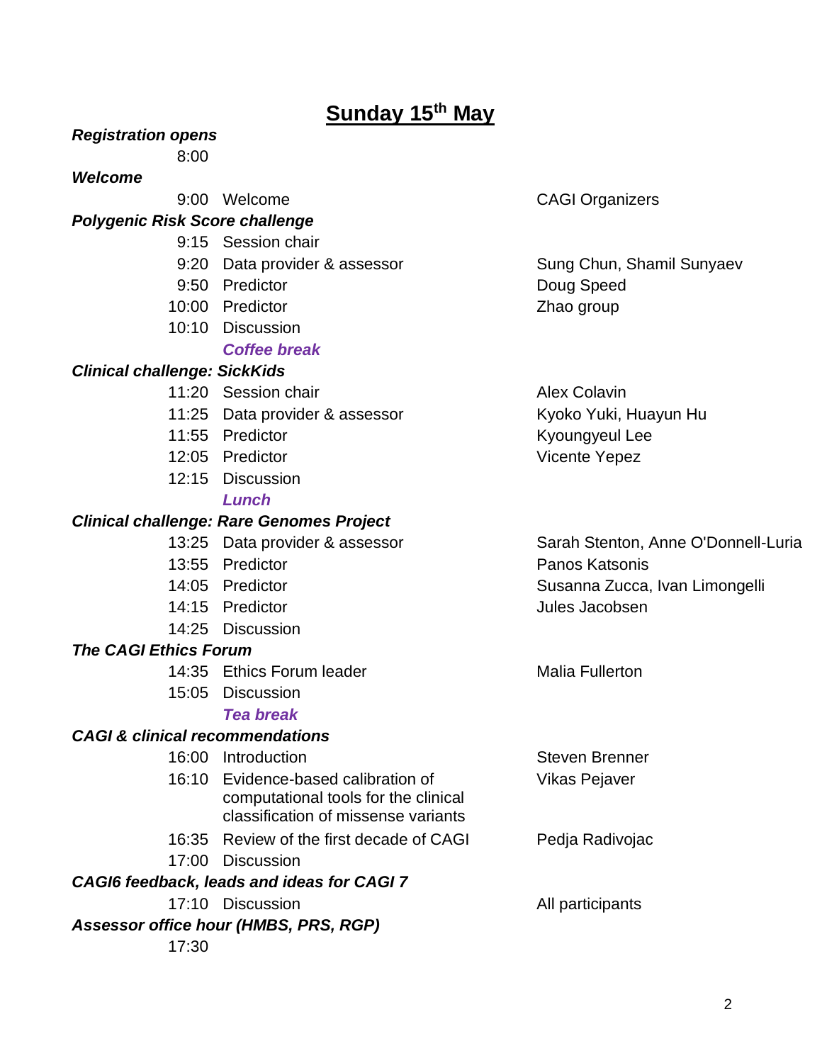# Sunday 15th May

***Registration opens***

8:00

***Welcome***

| Time | Session | Speaker |
| --- | --- | --- |
| 9:00 | Welcome | CAGI Organizers |

***Polygenic Risk Score challenge***

| Time | Session | Speaker |
| --- | --- | --- |
| 9:15 | Session chair | |
| 9:20 | Data provider & assessor | Sung Chun, Shamil Sunyaev |
| 9:50 | Predictor | Doug Speed |
| 10:00 | Predictor | Zhao group |
| 10:10 | Discussion | |
| | ***Coffee break*** | |

***Clinical challenge: SickKids***

| Time | Session | Speaker |
| --- | --- | --- |
| 11:20 | Session chair | Alex Colavin |
| 11:25 | Data provider & assessor | Kyoko Yuki, Huayun Hu |
| 11:55 | Predictor | Kyoungyeul Lee |
| 12:05 | Predictor | Vicente Yepez |
| 12:15 | Discussion | |
| | ***Lunch*** | |

***Clinical challenge: Rare Genomes Project***

| Time | Session | Speaker |
| --- | --- | --- |
| 13:25 | Data provider & assessor | Sarah Stenton, Anne O'Donnell-Luria |
| 13:55 | Predictor | Panos Katsonis |
| 14:05 | Predictor | Susanna Zucca, Ivan Limongelli |
| 14:15 | Predictor | Jules Jacobsen |
| 14:25 | Discussion | |

***The CAGI Ethics Forum***

| Time | Session | Speaker |
| --- | --- | --- |
| 14:35 | Ethics Forum leader | Malia Fullerton |
| 15:05 | Discussion | |
| | ***Tea break*** | |

***CAGI & clinical recommendations***

| Time | Session | Speaker |
| --- | --- | --- |
| 16:00 | Introduction | Steven Brenner |
| 16:10 | Evidence-based calibration of computational tools for the clinical classification of missense variants | Vikas Pejaver |
| 16:35 | Review of the first decade of CAGI | Pedja Radivojac |
| 17:00 | Discussion | |

***CAGI6 feedback, leads and ideas for CAGI 7***

| Time | Session | Speaker |
| --- | --- | --- |
| 17:10 | Discussion | All participants |

***Assessor office hour (HMBS, PRS, RGP)***

17:30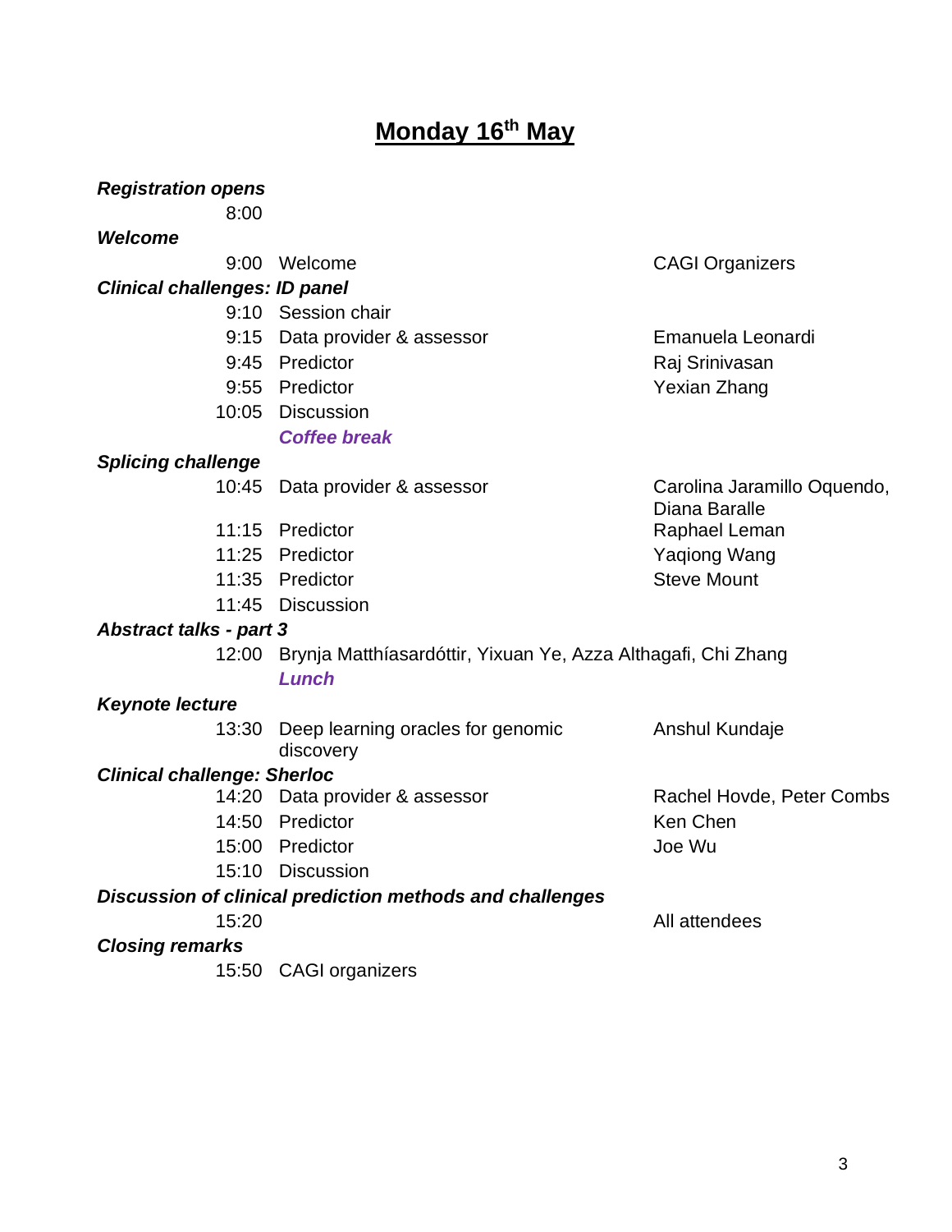# Monday 16th May

***Registration opens***

| | | |
|---|---|---|
| 8:00 | | |

***Welcome***

| | | |
|---|---|---|
| 9:00 | Welcome | CAGI Organizers |

***Clinical challenges: ID panel***

| | | |
|---|---|---|
| 9:10 | Session chair | |
| 9:15 | Data provider & assessor | Emanuela Leonardi |
| 9:45 | Predictor | Raj Srinivasan |
| 9:55 | Predictor | Yexian Zhang |
| 10:05 | Discussion | |
| | ***Coffee break*** | |

***Splicing challenge***

| | | |
|---|---|---|
| 10:45 | Data provider & assessor | Carolina Jaramillo Oquendo, Diana Baralle |
| 11:15 | Predictor | Raphael Leman |
| 11:25 | Predictor | Yaqiong Wang |
| 11:35 | Predictor | Steve Mount |
| 11:45 | Discussion | |

***Abstract talks - part 3***

| | |
|---|---|
| 12:00 | Brynja Matthíasardóttir, Yixuan Ye, Azza Althagafi, Chi Zhang |
| | ***Lunch*** |

***Keynote lecture***

| | | |
|---|---|---|
| 13:30 | Deep learning oracles for genomic discovery | Anshul Kundaje |

***Clinical challenge: Sherloc***

| | | |
|---|---|---|
| 14:20 | Data provider & assessor | Rachel Hovde, Peter Combs |
| 14:50 | Predictor | Ken Chen |
| 15:00 | Predictor | Joe Wu |
| 15:10 | Discussion | |

***Discussion of clinical prediction methods and challenges***

| | | |
|---|---|---|
| 15:20 | | All attendees |

***Closing remarks***

| | |
|---|---|
| 15:50 | CAGI organizers |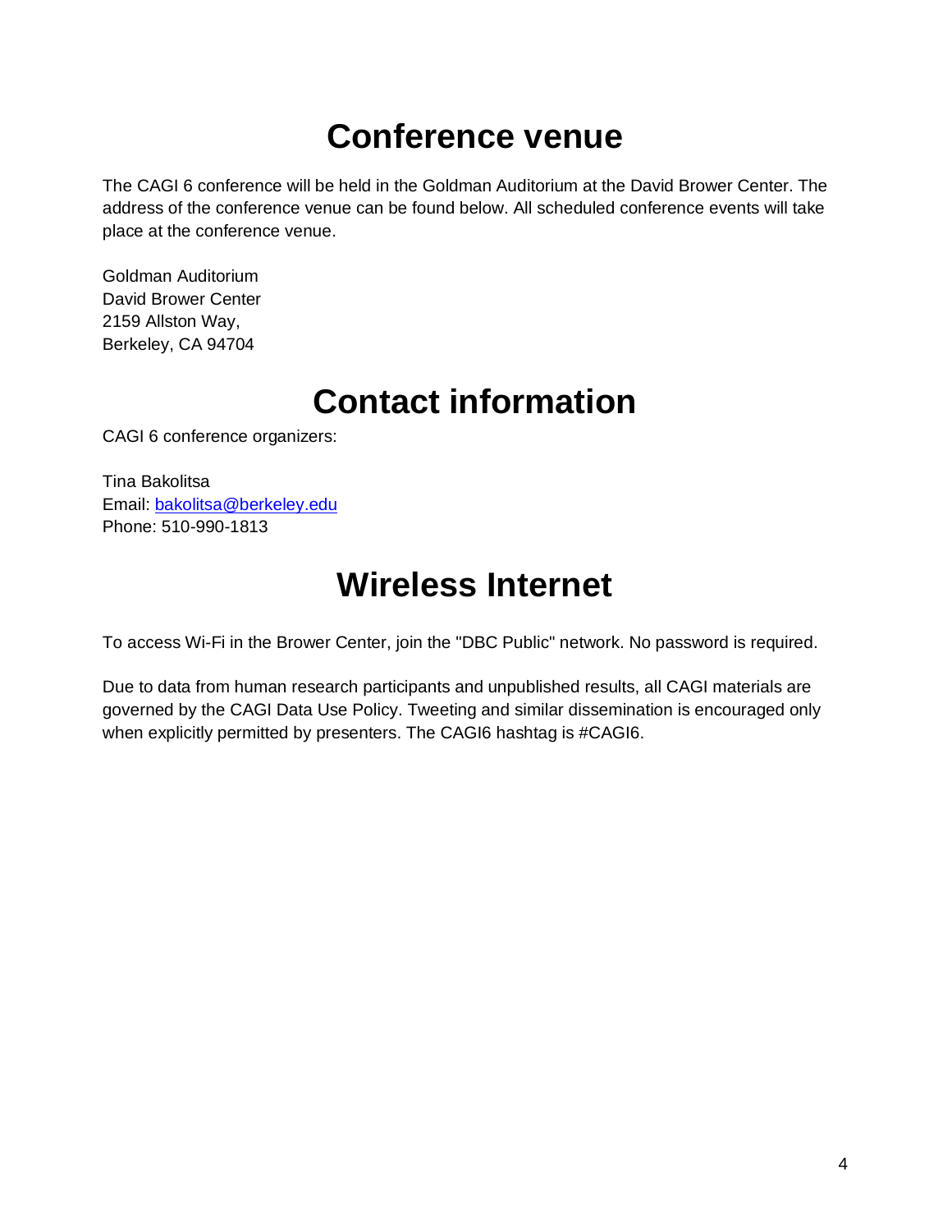# Conference venue

The CAGI 6 conference will be held in the Goldman Auditorium at the David Brower Center. The address of the conference venue can be found below. All scheduled conference events will take place at the conference venue.

Goldman Auditorium
David Brower Center
2159 Allston Way,
Berkeley, CA 94704

# Contact information

CAGI 6 conference organizers:

Tina Bakolitsa
Email: bakolitsa@berkeley.edu
Phone: 510-990-1813

# Wireless Internet

To access Wi-Fi in the Brower Center, join the "DBC Public" network. No password is required.

Due to data from human research participants and unpublished results, all CAGI materials are governed by the CAGI Data Use Policy. Tweeting and similar dissemination is encouraged only when explicitly permitted by presenters. The CAGI6 hashtag is #CAGI6.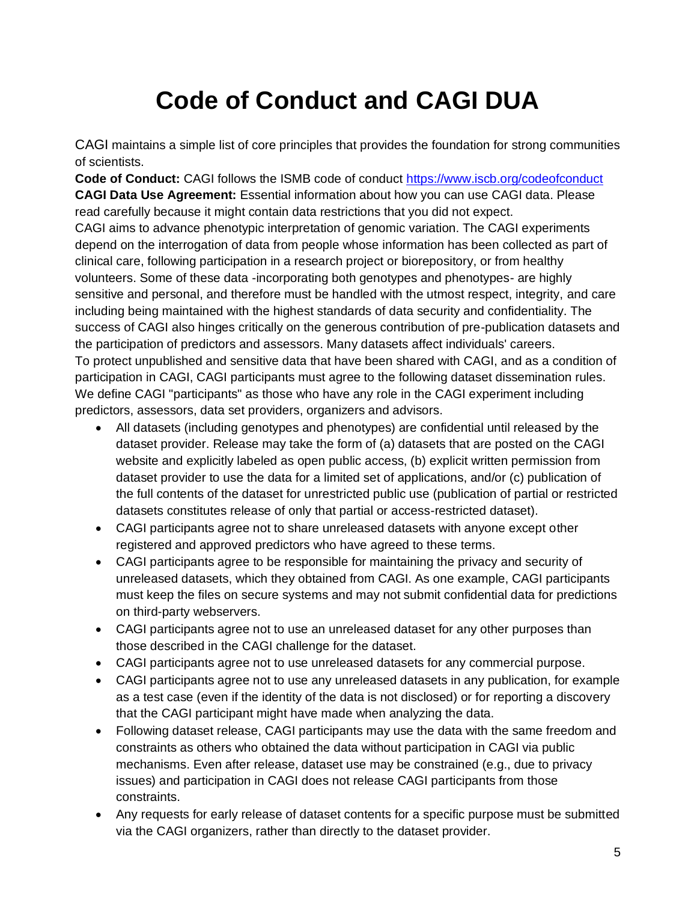# Code of Conduct and CAGI DUA

CAGI maintains a simple list of core principles that provides the foundation for strong communities of scientists.

**Code of Conduct:** CAGI follows the ISMB code of conduct https://www.iscb.org/codeofconduct

**CAGI Data Use Agreement:** Essential information about how you can use CAGI data. Please read carefully because it might contain data restrictions that you did not expect.

CAGI aims to advance phenotypic interpretation of genomic variation. The CAGI experiments depend on the interrogation of data from people whose information has been collected as part of clinical care, following participation in a research project or biorepository, or from healthy volunteers. Some of these data -incorporating both genotypes and phenotypes- are highly sensitive and personal, and therefore must be handled with the utmost respect, integrity, and care including being maintained with the highest standards of data security and confidentiality. The success of CAGI also hinges critically on the generous contribution of pre-publication datasets and the participation of predictors and assessors. Many datasets affect individuals' careers.

To protect unpublished and sensitive data that have been shared with CAGI, and as a condition of participation in CAGI, CAGI participants must agree to the following dataset dissemination rules. We define CAGI "participants" as those who have any role in the CAGI experiment including predictors, assessors, data set providers, organizers and advisors.

- All datasets (including genotypes and phenotypes) are confidential until released by the dataset provider. Release may take the form of (a) datasets that are posted on the CAGI website and explicitly labeled as open public access, (b) explicit written permission from dataset provider to use the data for a limited set of applications, and/or (c) publication of the full contents of the dataset for unrestricted public use (publication of partial or restricted datasets constitutes release of only that partial or access-restricted dataset).
- CAGI participants agree not to share unreleased datasets with anyone except other registered and approved predictors who have agreed to these terms.
- CAGI participants agree to be responsible for maintaining the privacy and security of unreleased datasets, which they obtained from CAGI. As one example, CAGI participants must keep the files on secure systems and may not submit confidential data for predictions on third-party webservers.
- CAGI participants agree not to use an unreleased dataset for any other purposes than those described in the CAGI challenge for the dataset.
- CAGI participants agree not to use unreleased datasets for any commercial purpose.
- CAGI participants agree not to use any unreleased datasets in any publication, for example as a test case (even if the identity of the data is not disclosed) or for reporting a discovery that the CAGI participant might have made when analyzing the data.
- Following dataset release, CAGI participants may use the data with the same freedom and constraints as others who obtained the data without participation in CAGI via public mechanisms. Even after release, dataset use may be constrained (e.g., due to privacy issues) and participation in CAGI does not release CAGI participants from those constraints.
- Any requests for early release of dataset contents for a specific purpose must be submitted via the CAGI organizers, rather than directly to the dataset provider.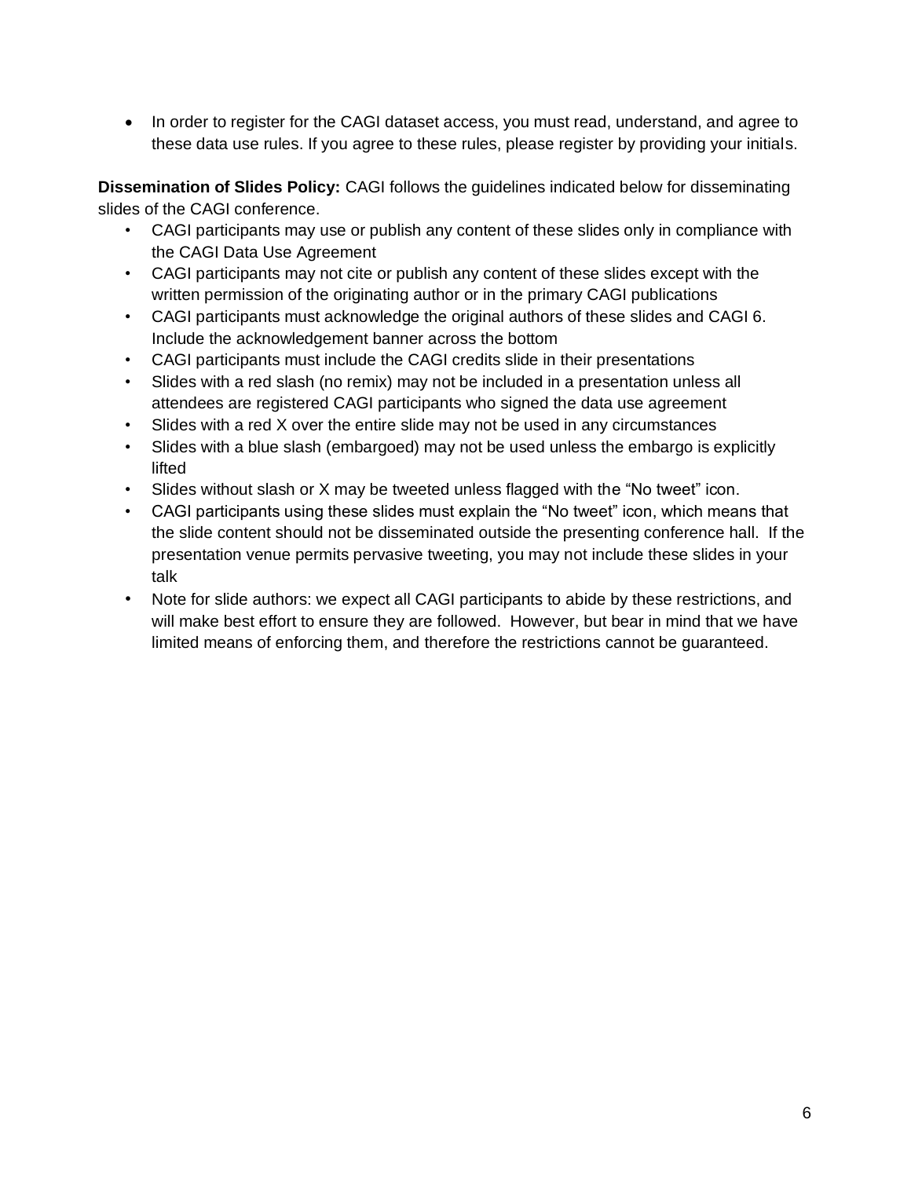- In order to register for the CAGI dataset access, you must read, understand, and agree to these data use rules. If you agree to these rules, please register by providing your initials.

**Dissemination of Slides Policy:** CAGI follows the guidelines indicated below for disseminating slides of the CAGI conference.

- CAGI participants may use or publish any content of these slides only in compliance with the CAGI Data Use Agreement
- CAGI participants may not cite or publish any content of these slides except with the written permission of the originating author or in the primary CAGI publications
- CAGI participants must acknowledge the original authors of these slides and CAGI 6. Include the acknowledgement banner across the bottom
- CAGI participants must include the CAGI credits slide in their presentations
- Slides with a red slash (no remix) may not be included in a presentation unless all attendees are registered CAGI participants who signed the data use agreement
- Slides with a red X over the entire slide may not be used in any circumstances
- Slides with a blue slash (embargoed) may not be used unless the embargo is explicitly lifted
- Slides without slash or X may be tweeted unless flagged with the "No tweet" icon.
- CAGI participants using these slides must explain the "No tweet" icon, which means that the slide content should not be disseminated outside the presenting conference hall. If the presentation venue permits pervasive tweeting, you may not include these slides in your talk
- Note for slide authors: we expect all CAGI participants to abide by these restrictions, and will make best effort to ensure they are followed. However, but bear in mind that we have limited means of enforcing them, and therefore the restrictions cannot be guaranteed.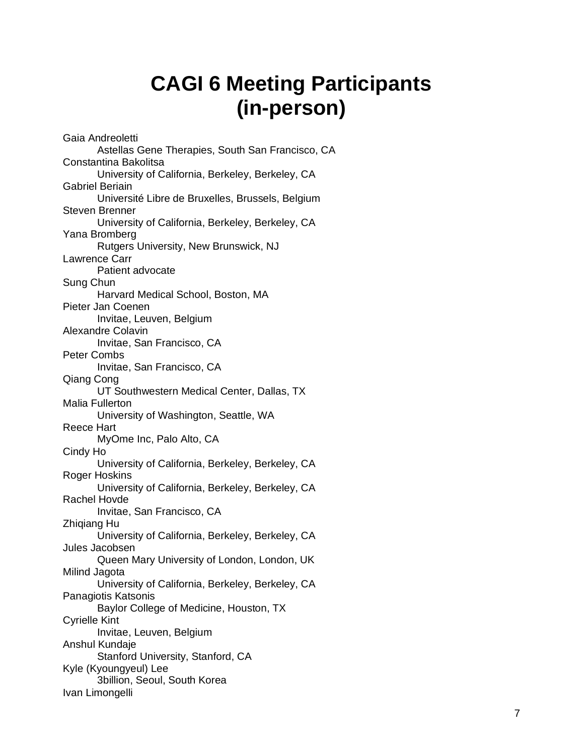# CAGI 6 Meeting Participants (in-person)

Gaia Andreoletti
    Astellas Gene Therapies, South San Francisco, CA
Constantina Bakolitsa
    University of California, Berkeley, Berkeley, CA
Gabriel Beriain
    Université Libre de Bruxelles, Brussels, Belgium
Steven Brenner
    University of California, Berkeley, Berkeley, CA
Yana Bromberg
    Rutgers University, New Brunswick, NJ
Lawrence Carr
    Patient advocate
Sung Chun
    Harvard Medical School, Boston, MA
Pieter Jan Coenen
    Invitae, Leuven, Belgium
Alexandre Colavin
    Invitae, San Francisco, CA
Peter Combs
    Invitae, San Francisco, CA
Qiang Cong
    UT Southwestern Medical Center, Dallas, TX
Malia Fullerton
    University of Washington, Seattle, WA
Reece Hart
    MyOme Inc, Palo Alto, CA
Cindy Ho
    University of California, Berkeley, Berkeley, CA
Roger Hoskins
    University of California, Berkeley, Berkeley, CA
Rachel Hovde
    Invitae, San Francisco, CA
Zhiqiang Hu
    University of California, Berkeley, Berkeley, CA
Jules Jacobsen
    Queen Mary University of London, London, UK
Milind Jagota
    University of California, Berkeley, Berkeley, CA
Panagiotis Katsonis
    Baylor College of Medicine, Houston, TX
Cyrielle Kint
    Invitae, Leuven, Belgium
Anshul Kundaje
    Stanford University, Stanford, CA
Kyle (Kyoungyeul) Lee
    3billion, Seoul, South Korea
Ivan Limongelli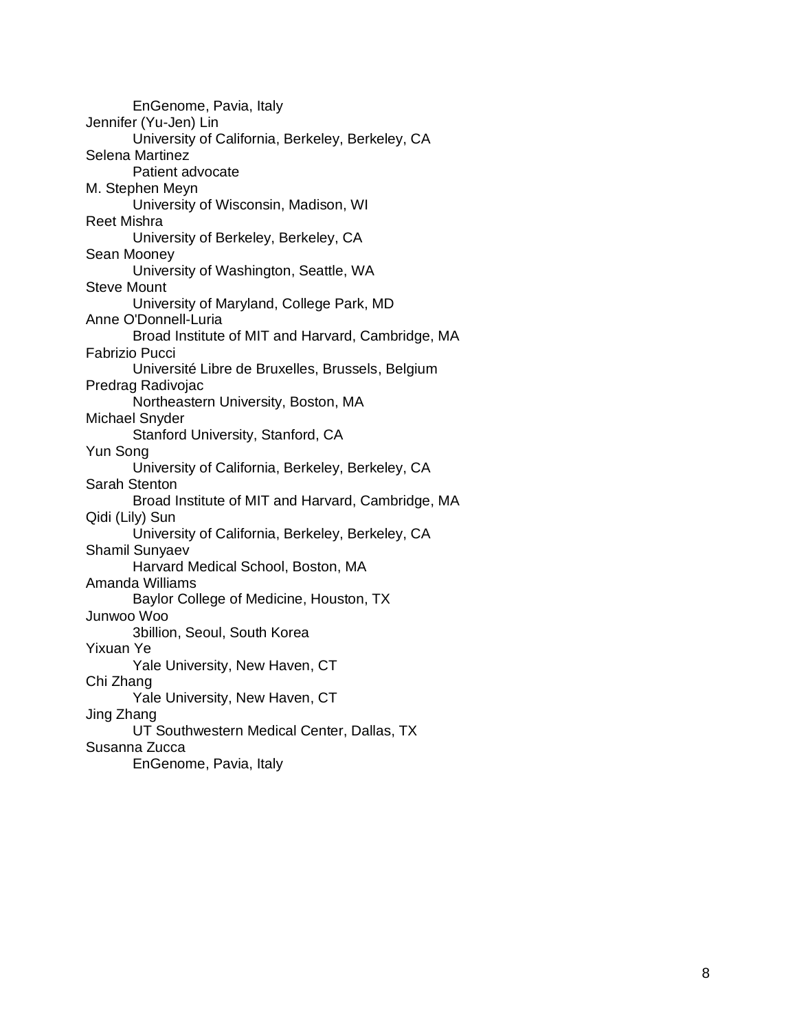EnGenome, Pavia, Italy

Jennifer (Yu-Jen) Lin
University of California, Berkeley, Berkeley, CA

Selena Martinez
Patient advocate

M. Stephen Meyn
University of Wisconsin, Madison, WI

Reet Mishra
University of Berkeley, Berkeley, CA

Sean Mooney
University of Washington, Seattle, WA

Steve Mount
University of Maryland, College Park, MD

Anne O'Donnell-Luria
Broad Institute of MIT and Harvard, Cambridge, MA

Fabrizio Pucci
Université Libre de Bruxelles, Brussels, Belgium

Predrag Radivojac
Northeastern University, Boston, MA

Michael Snyder
Stanford University, Stanford, CA

Yun Song
University of California, Berkeley, Berkeley, CA

Sarah Stenton
Broad Institute of MIT and Harvard, Cambridge, MA

Qidi (Lily) Sun
University of California, Berkeley, Berkeley, CA

Shamil Sunyaev
Harvard Medical School, Boston, MA

Amanda Williams
Baylor College of Medicine, Houston, TX

Junwoo Woo
3billion, Seoul, South Korea

Yixuan Ye
Yale University, New Haven, CT

Chi Zhang
Yale University, New Haven, CT

Jing Zhang
UT Southwestern Medical Center, Dallas, TX

Susanna Zucca
EnGenome, Pavia, Italy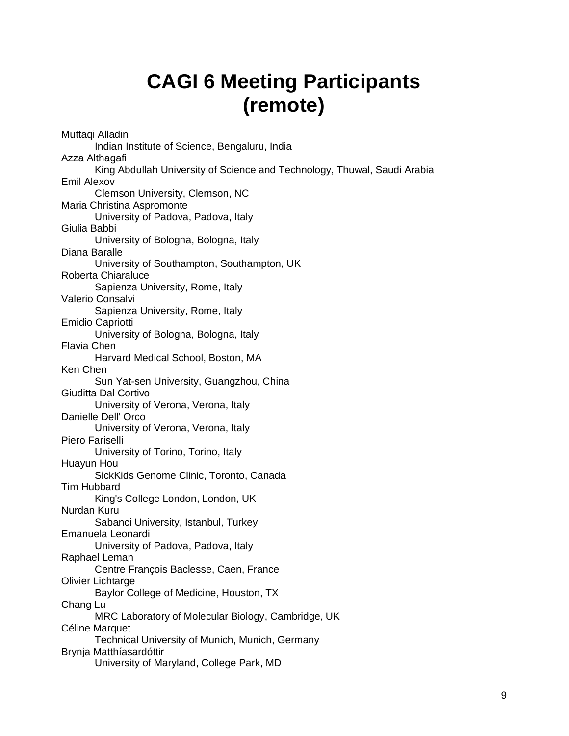# CAGI 6 Meeting Participants (remote)

Muttaqi Alladin
  Indian Institute of Science, Bengaluru, India
Azza Althagafi
  King Abdullah University of Science and Technology, Thuwal, Saudi Arabia
Emil Alexov
  Clemson University, Clemson, NC
Maria Christina Aspromonte
  University of Padova, Padova, Italy
Giulia Babbi
  University of Bologna, Bologna, Italy
Diana Baralle
  University of Southampton, Southampton, UK
Roberta Chiaraluce
  Sapienza University, Rome, Italy
Valerio Consalvi
  Sapienza University, Rome, Italy
Emidio Capriotti
  University of Bologna, Bologna, Italy
Flavia Chen
  Harvard Medical School, Boston, MA
Ken Chen
  Sun Yat-sen University, Guangzhou, China
Giuditta Dal Cortivo
  University of Verona, Verona, Italy
Danielle Dell' Orco
  University of Verona, Verona, Italy
Piero Fariselli
  University of Torino, Torino, Italy
Huayun Hou
  SickKids Genome Clinic, Toronto, Canada
Tim Hubbard
  King's College London, London, UK
Nurdan Kuru
  Sabanci University, Istanbul, Turkey
Emanuela Leonardi
  University of Padova, Padova, Italy
Raphael Leman
  Centre François Baclesse, Caen, France
Olivier Lichtarge
  Baylor College of Medicine, Houston, TX
Chang Lu
  MRC Laboratory of Molecular Biology, Cambridge, UK
Céline Marquet
  Technical University of Munich, Munich, Germany
Brynja Matthíasardóttir
  University of Maryland, College Park, MD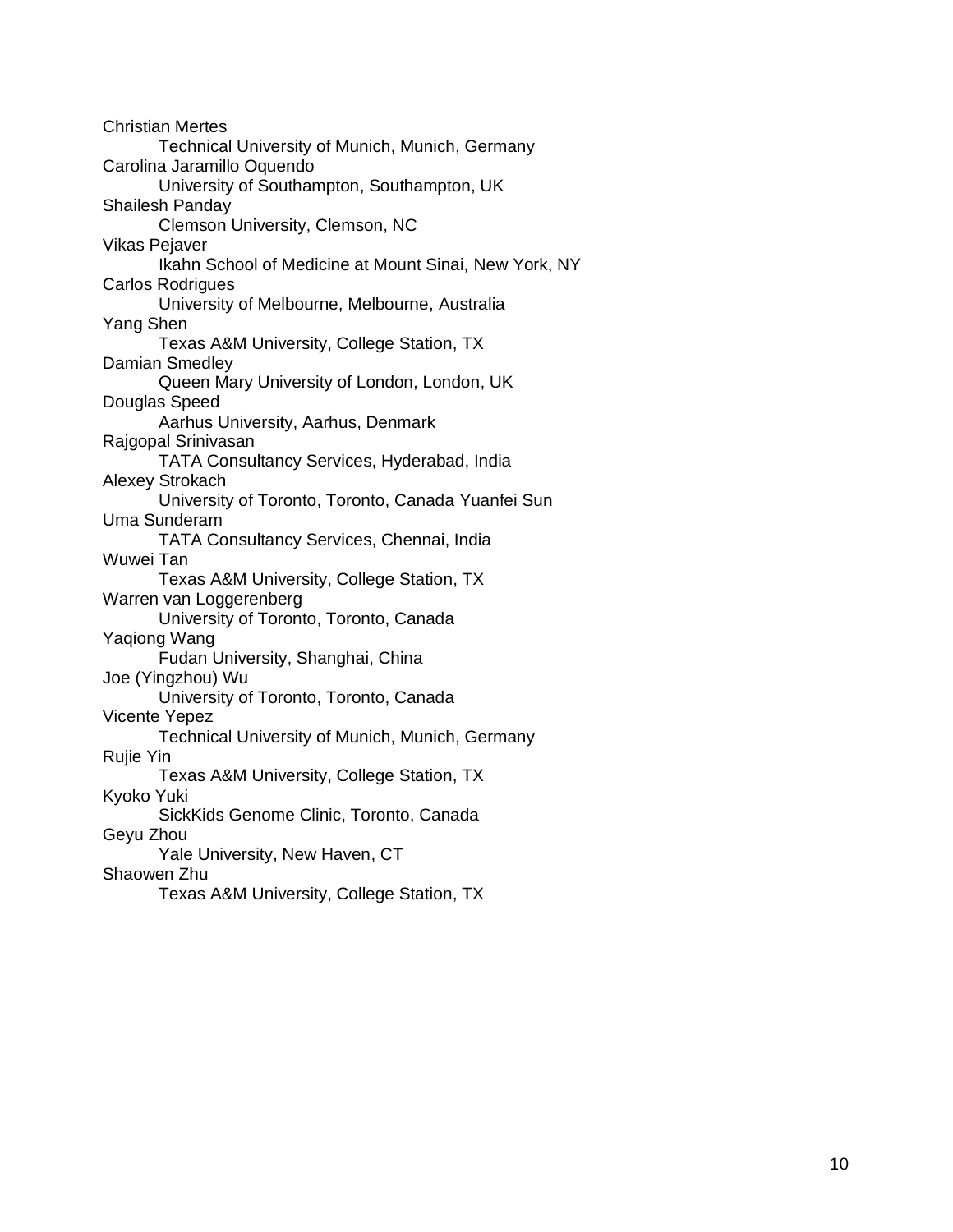Christian Mertes

Technical University of Munich, Munich, Germany

Carolina Jaramillo Oquendo

University of Southampton, Southampton, UK

Shailesh Panday

Clemson University, Clemson, NC

Vikas Pejaver

Ikahn School of Medicine at Mount Sinai, New York, NY

Carlos Rodrigues

University of Melbourne, Melbourne, Australia

Yang Shen

Texas A&M University, College Station, TX

Damian Smedley

Queen Mary University of London, London, UK

Douglas Speed

Aarhus University, Aarhus, Denmark

Rajgopal Srinivasan

TATA Consultancy Services, Hyderabad, India

Alexey Strokach

University of Toronto, Toronto, Canada Yuanfei Sun

Uma Sunderam

TATA Consultancy Services, Chennai, India

Wuwei Tan

Texas A&M University, College Station, TX

Warren van Loggerenberg

University of Toronto, Toronto, Canada

Yaqiong Wang

Fudan University, Shanghai, China

Joe (Yingzhou) Wu

University of Toronto, Toronto, Canada

Vicente Yepez

Technical University of Munich, Munich, Germany

Rujie Yin

Texas A&M University, College Station, TX

Kyoko Yuki

SickKids Genome Clinic, Toronto, Canada

Geyu Zhou

Yale University, New Haven, CT

Shaowen Zhu

Texas A&M University, College Station, TX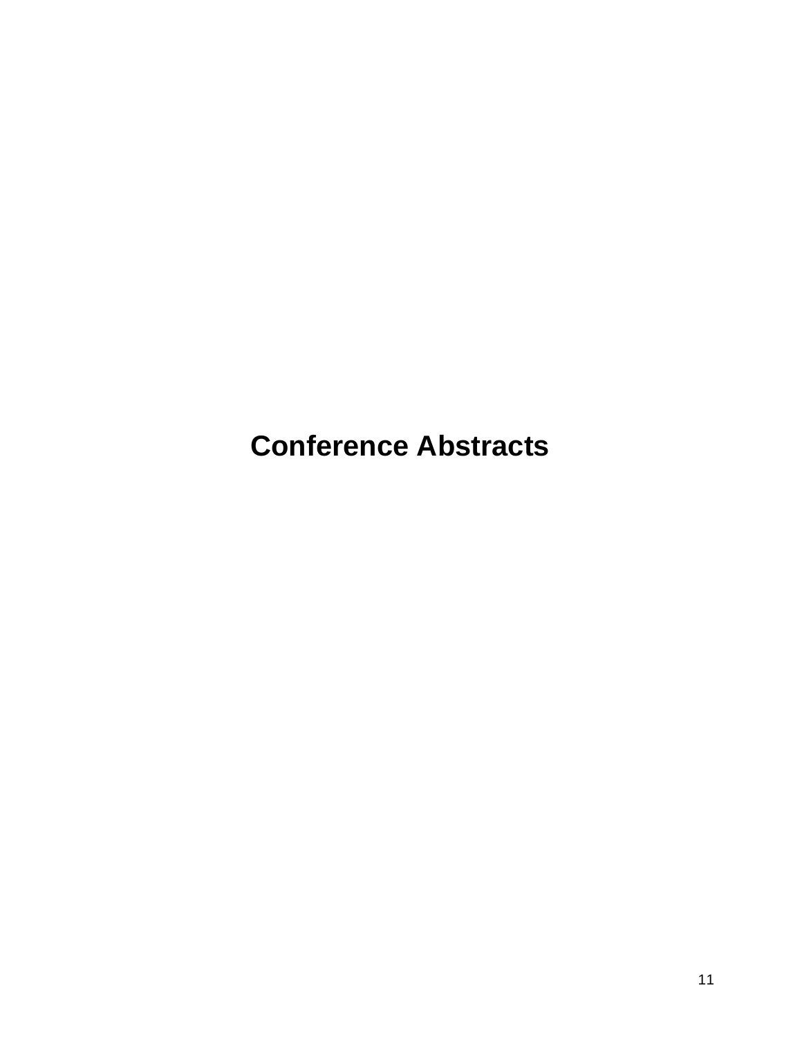# Conference Abstracts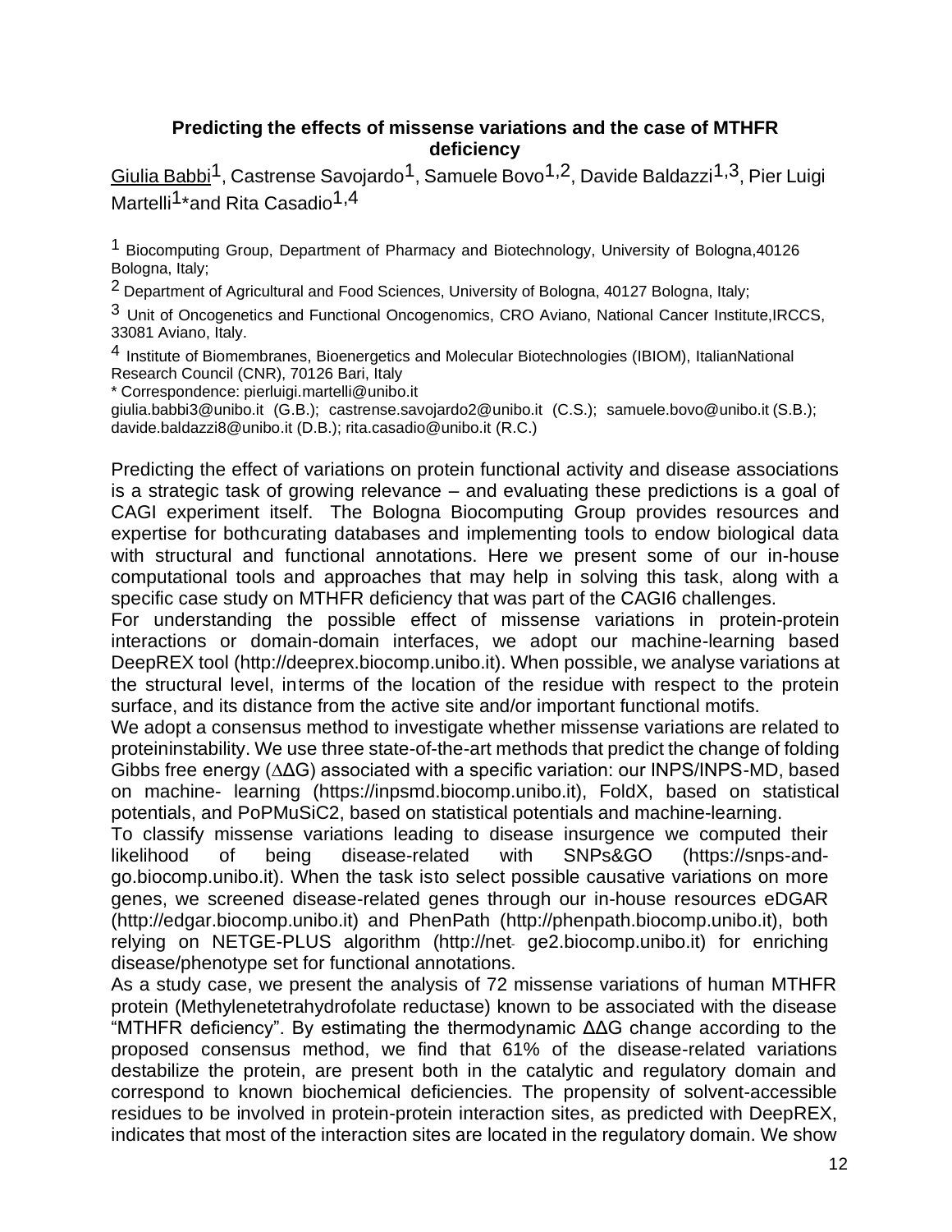**Predicting the effects of missense variations and the case of MTHFR deficiency**

Giulia Babbi[1], Castrense Savojardo[1], Samuele Bovo[1,2], Davide Baldazzi[1,3], Pier Luigi Martelli[1]*and Rita Casadio[1,4]

[1] Biocomputing Group, Department of Pharmacy and Biotechnology, University of Bologna,40126 Bologna, Italy;

[2] Department of Agricultural and Food Sciences, University of Bologna, 40127 Bologna, Italy;

[3] Unit of Oncogenetics and Functional Oncogenomics, CRO Aviano, National Cancer Institute,IRCCS, 33081 Aviano, Italy.

[4] Institute of Biomembranes, Bioenergetics and Molecular Biotechnologies (IBIOM), ItalianNational Research Council (CNR), 70126 Bari, Italy

* Correspondence: pierluigi.martelli@unibo.it

giulia.babbi3@unibo.it (G.B.); castrense.savojardo2@unibo.it (C.S.); samuele.bovo@unibo.it (S.B.); davide.baldazzi8@unibo.it (D.B.); rita.casadio@unibo.it (R.C.)

Predicting the effect of variations on protein functional activity and disease associations is a strategic task of growing relevance – and evaluating these predictions is a goal of CAGI experiment itself. The Bologna Biocomputing Group provides resources and expertise for bothcurating databases and implementing tools to endow biological data with structural and functional annotations. Here we present some of our in-house computational tools and approaches that may help in solving this task, along with a specific case study on MTHFR deficiency that was part of the CAGI6 challenges.

For understanding the possible effect of missense variations in protein-protein interactions or domain-domain interfaces, we adopt our machine-learning based DeepREX tool (http://deeprex.biocomp.unibo.it). When possible, we analyse variations at the structural level, interms of the location of the residue with respect to the protein surface, and its distance from the active site and/or important functional motifs.

We adopt a consensus method to investigate whether missense variations are related to proteininstability. We use three state-of-the-art methods that predict the change of folding Gibbs free energy ($\Delta\Delta G$) associated with a specific variation: our INPS/INPS-MD, based on machine- learning (https://inpsmd.biocomp.unibo.it), FoldX, based on statistical potentials, and PoPMuSiC2, based on statistical potentials and machine-learning.

To classify missense variations leading to disease insurgence we computed their likelihood of being disease-related with SNPs&GO (https://snps-and-go.biocomp.unibo.it). When the task isto select possible causative variations on more genes, we screened disease-related genes through our in-house resources eDGAR (http://edgar.biocomp.unibo.it) and PhenPath (http://phenpath.biocomp.unibo.it), both relying on NETGE-PLUS algorithm (http://net- ge2.biocomp.unibo.it) for enriching disease/phenotype set for functional annotations.

As a study case, we present the analysis of 72 missense variations of human MTHFR protein (Methylenetetrahydrofolate reductase) known to be associated with the disease "MTHFR deficiency". By estimating the thermodynamic $\Delta\Delta G$ change according to the proposed consensus method, we find that 61% of the disease-related variations destabilize the protein, are present both in the catalytic and regulatory domain and correspond to known biochemical deficiencies. The propensity of solvent-accessible residues to be involved in protein-protein interaction sites, as predicted with DeepREX, indicates that most of the interaction sites are located in the regulatory domain. We show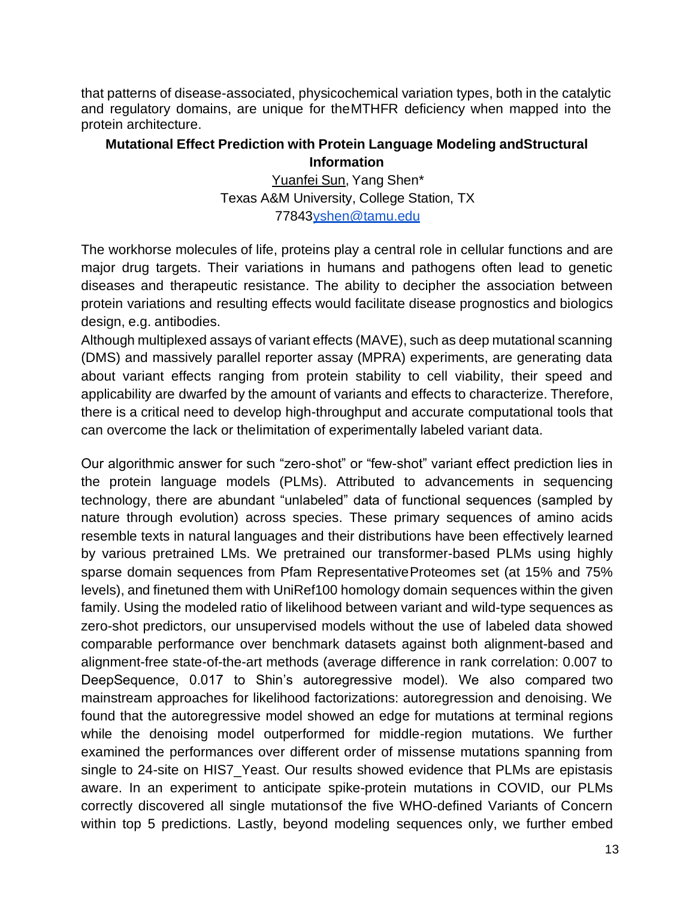that patterns of disease-associated, physicochemical variation types, both in the catalytic and regulatory domains, are unique for theMTHFR deficiency when mapped into the protein architecture.

### Mutational Effect Prediction with Protein Language Modeling andStructural Information

Yuanfei Sun, Yang Shen*
Texas A&M University, College Station, TX
77843yshen@tamu.edu

The workhorse molecules of life, proteins play a central role in cellular functions and are major drug targets. Their variations in humans and pathogens often lead to genetic diseases and therapeutic resistance. The ability to decipher the association between protein variations and resulting effects would facilitate disease prognostics and biologics design, e.g. antibodies.
Although multiplexed assays of variant effects (MAVE), such as deep mutational scanning (DMS) and massively parallel reporter assay (MPRA) experiments, are generating data about variant effects ranging from protein stability to cell viability, their speed and applicability are dwarfed by the amount of variants and effects to characterize. Therefore, there is a critical need to develop high-throughput and accurate computational tools that can overcome the lack or thelimitation of experimentally labeled variant data.

Our algorithmic answer for such “zero-shot” or “few-shot” variant effect prediction lies in the protein language models (PLMs). Attributed to advancements in sequencing technology, there are abundant “unlabeled” data of functional sequences (sampled by nature through evolution) across species. These primary sequences of amino acids resemble texts in natural languages and their distributions have been effectively learned by various pretrained LMs. We pretrained our transformer-based PLMs using highly sparse domain sequences from Pfam RepresentativeProteomes set (at 15% and 75% levels), and finetuned them with UniRef100 homology domain sequences within the given family. Using the modeled ratio of likelihood between variant and wild-type sequences as zero-shot predictors, our unsupervised models without the use of labeled data showed comparable performance over benchmark datasets against both alignment-based and alignment-free state-of-the-art methods (average difference in rank correlation: 0.007 to DeepSequence, 0.017 to Shin’s autoregressive model). We also compared two mainstream approaches for likelihood factorizations: autoregression and denoising. We found that the autoregressive model showed an edge for mutations at terminal regions while the denoising model outperformed for middle-region mutations. We further examined the performances over different order of missense mutations spanning from single to 24-site on HIS7_Yeast. Our results showed evidence that PLMs are epistasis aware. In an experiment to anticipate spike-protein mutations in COVID, our PLMs correctly discovered all single mutationsof the five WHO-defined Variants of Concern within top 5 predictions. Lastly, beyond modeling sequences only, we further embed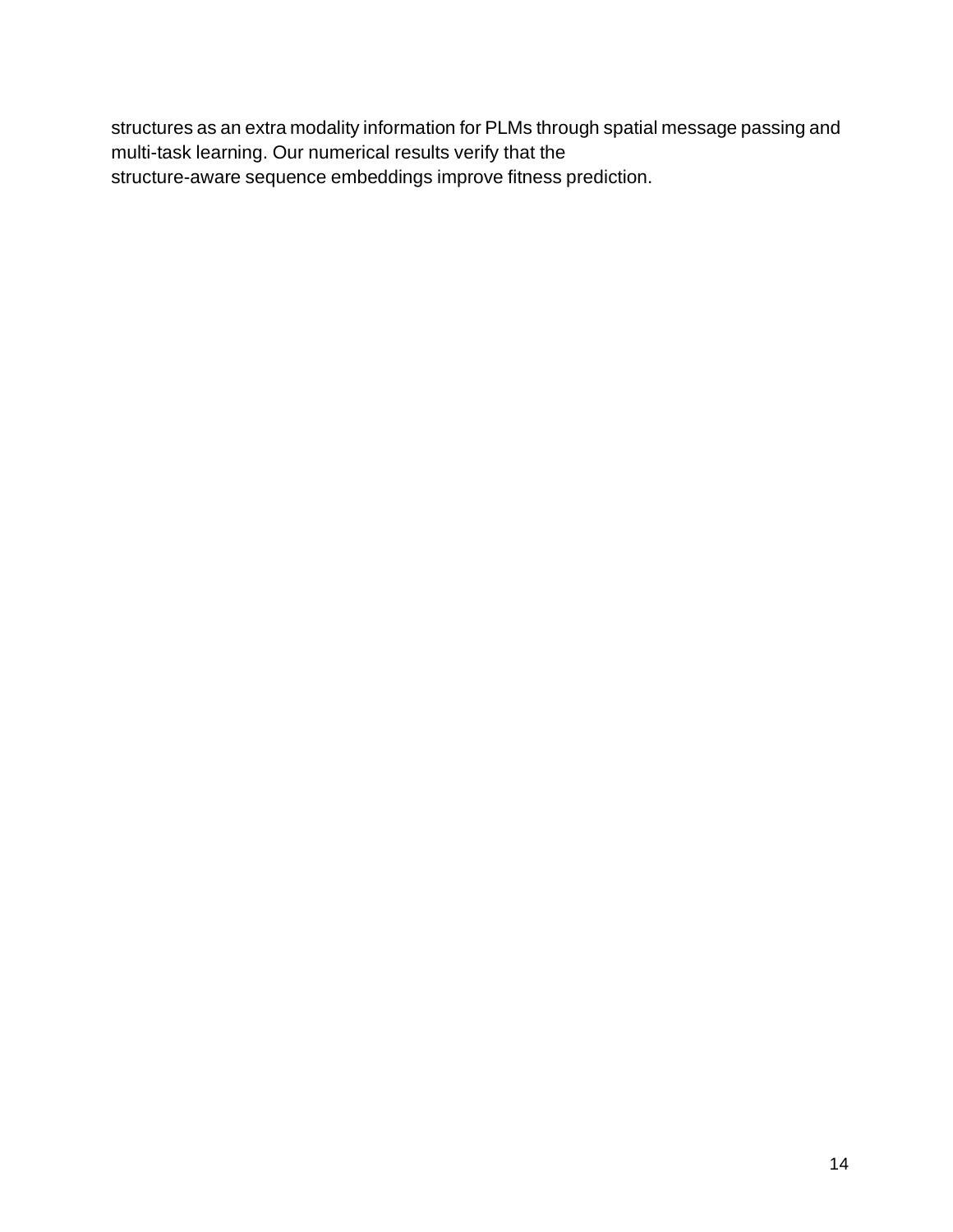structures as an extra modality information for PLMs through spatial message passing and multi-task learning. Our numerical results verify that the structure-aware sequence embeddings improve fitness prediction.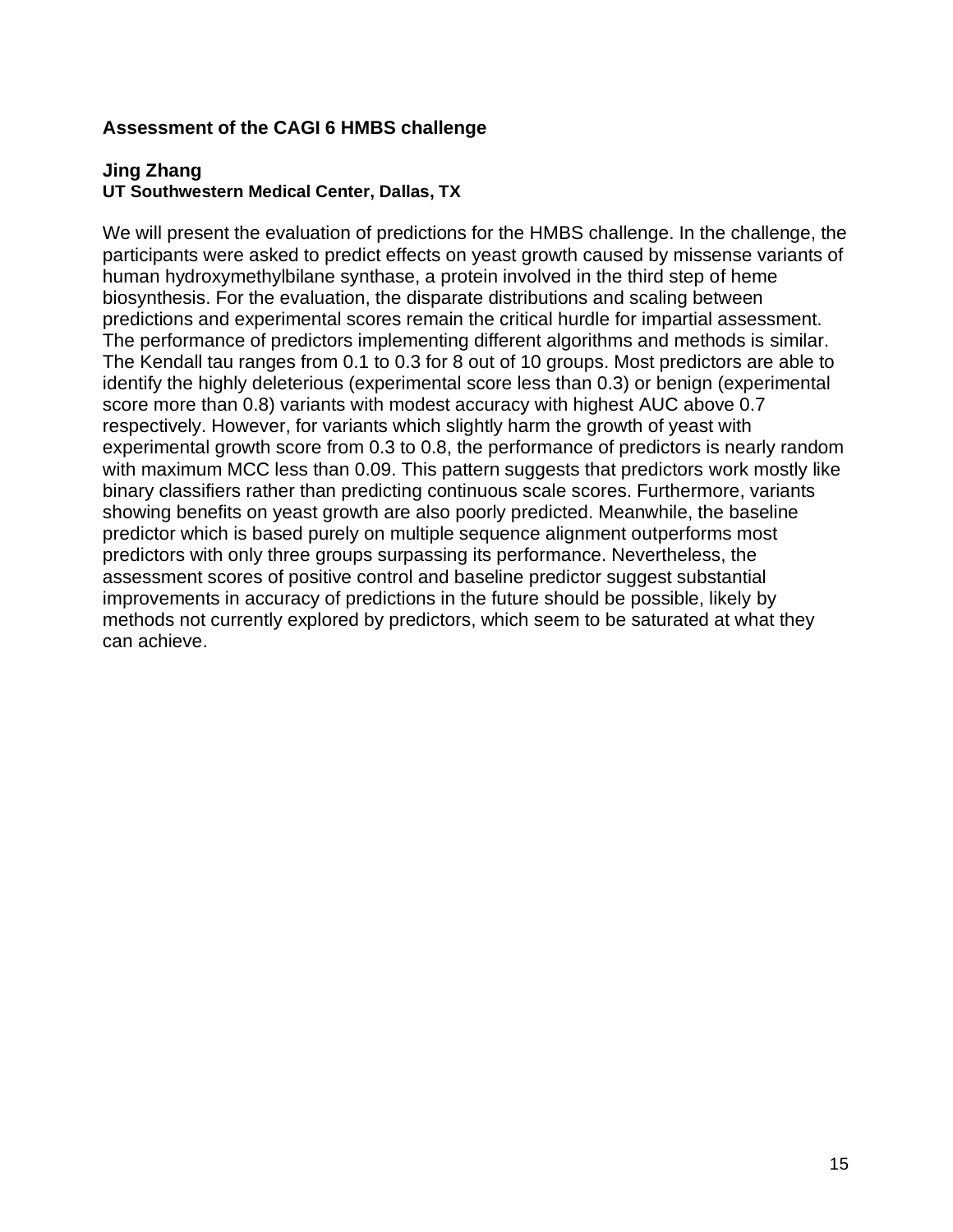**Assessment of the CAGI 6 HMBS challenge**

**Jing Zhang**
**UT Southwestern Medical Center, Dallas, TX**

We will present the evaluation of predictions for the HMBS challenge. In the challenge, the participants were asked to predict effects on yeast growth caused by missense variants of human hydroxymethylbilane synthase, a protein involved in the third step of heme biosynthesis. For the evaluation, the disparate distributions and scaling between predictions and experimental scores remain the critical hurdle for impartial assessment. The performance of predictors implementing different algorithms and methods is similar. The Kendall tau ranges from 0.1 to 0.3 for 8 out of 10 groups. Most predictors are able to identify the highly deleterious (experimental score less than 0.3) or benign (experimental score more than 0.8) variants with modest accuracy with highest AUC above 0.7 respectively. However, for variants which slightly harm the growth of yeast with experimental growth score from 0.3 to 0.8, the performance of predictors is nearly random with maximum MCC less than 0.09. This pattern suggests that predictors work mostly like binary classifiers rather than predicting continuous scale scores. Furthermore, variants showing benefits on yeast growth are also poorly predicted. Meanwhile, the baseline predictor which is based purely on multiple sequence alignment outperforms most predictors with only three groups surpassing its performance. Nevertheless, the assessment scores of positive control and baseline predictor suggest substantial improvements in accuracy of predictions in the future should be possible, likely by methods not currently explored by predictors, which seem to be saturated at what they can achieve.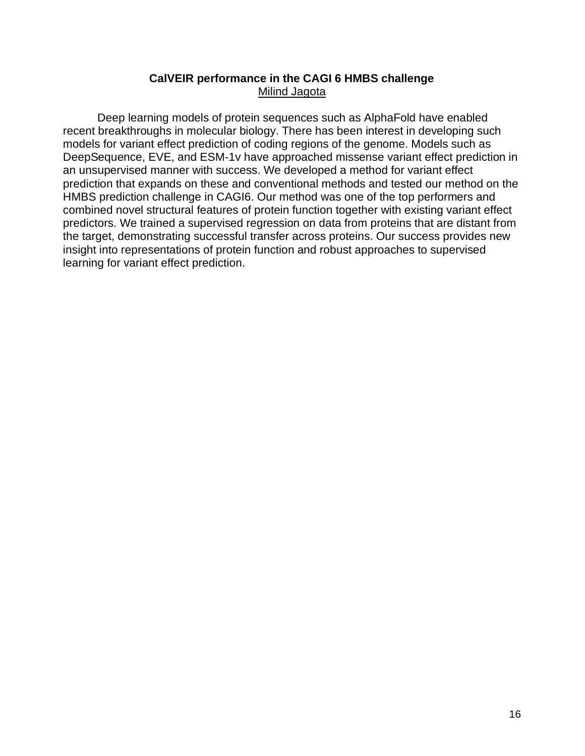**CalVEIR performance in the CAGI 6 HMBS challenge**

Milind Jagota

Deep learning models of protein sequences such as AlphaFold have enabled recent breakthroughs in molecular biology. There has been interest in developing such models for variant effect prediction of coding regions of the genome. Models such as DeepSequence, EVE, and ESM-1v have approached missense variant effect prediction in an unsupervised manner with success. We developed a method for variant effect prediction that expands on these and conventional methods and tested our method on the HMBS prediction challenge in CAGI6. Our method was one of the top performers and combined novel structural features of protein function together with existing variant effect predictors. We trained a supervised regression on data from proteins that are distant from the target, demonstrating successful transfer across proteins. Our success provides new insight into representations of protein function and robust approaches to supervised learning for variant effect prediction.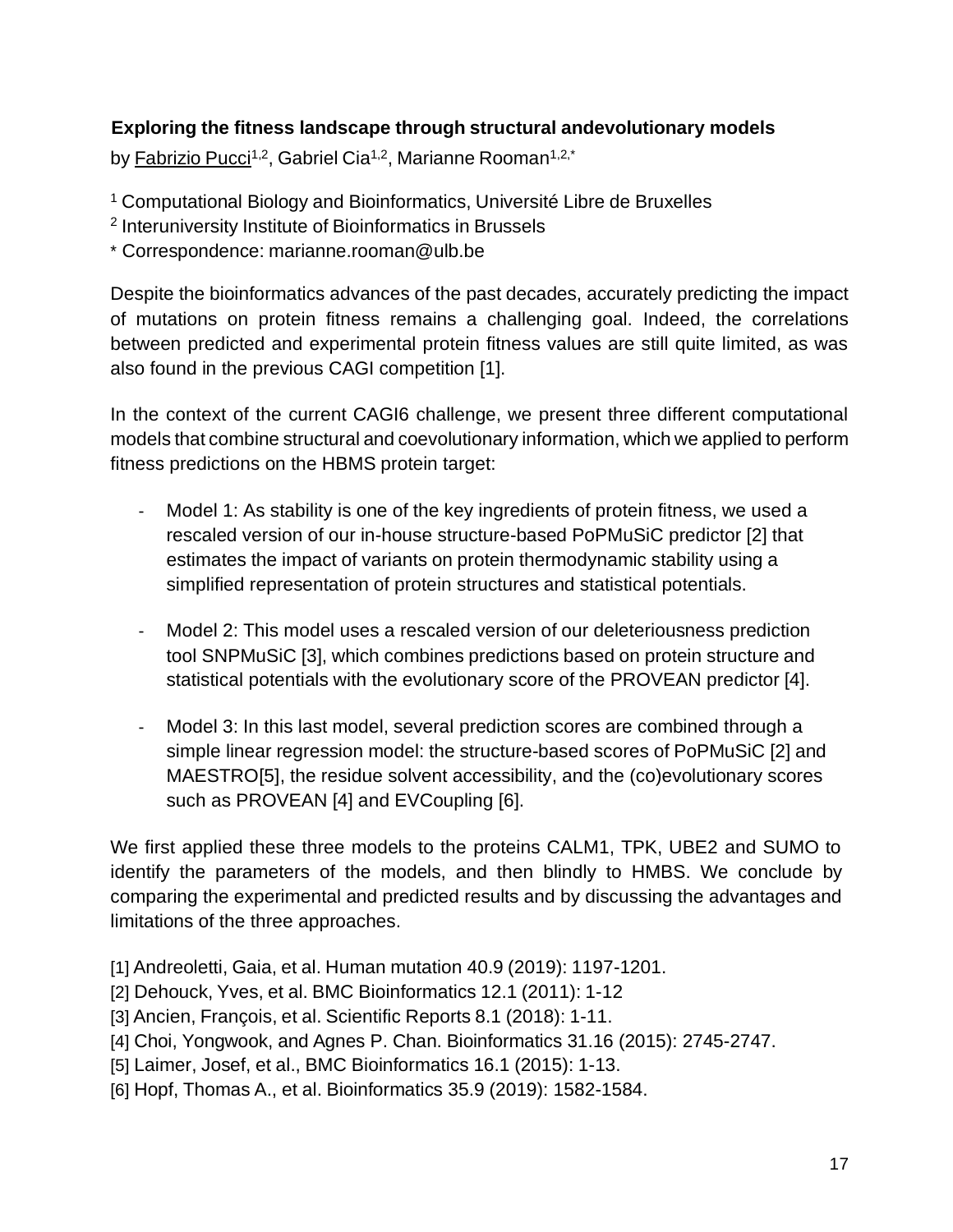### Exploring the fitness landscape through structural andevolutionary models

by Fabrizio Pucci[1,2], Gabriel Cia[1,2], Marianne Rooman[1,2,*]

[1] Computational Biology and Bioinformatics, Université Libre de Bruxelles
[2] Interuniversity Institute of Bioinformatics in Brussels
* Correspondence: marianne.rooman@ulb.be

Despite the bioinformatics advances of the past decades, accurately predicting the impact of mutations on protein fitness remains a challenging goal. Indeed, the correlations between predicted and experimental protein fitness values are still quite limited, as was also found in the previous CAGI competition [1].

In the context of the current CAGI6 challenge, we present three different computational models that combine structural and coevolutionary information, which we applied to perform fitness predictions on the HBMS protein target:

- Model 1: As stability is one of the key ingredients of protein fitness, we used a rescaled version of our in-house structure-based PoPMuSiC predictor [2] that estimates the impact of variants on protein thermodynamic stability using a simplified representation of protein structures and statistical potentials.
- Model 2: This model uses a rescaled version of our deleteriousness prediction tool SNPMuSiC [3], which combines predictions based on protein structure and statistical potentials with the evolutionary score of the PROVEAN predictor [4].
- Model 3: In this last model, several prediction scores are combined through a simple linear regression model: the structure-based scores of PoPMuSiC [2] and MAESTRO[5], the residue solvent accessibility, and the (co)evolutionary scores such as PROVEAN [4] and EVCoupling [6].

We first applied these three models to the proteins CALM1, TPK, UBE2 and SUMO to identify the parameters of the models, and then blindly to HMBS. We conclude by comparing the experimental and predicted results and by discussing the advantages and limitations of the three approaches.

[1] Andreoletti, Gaia, et al. Human mutation 40.9 (2019): 1197-1201.
[2] Dehouck, Yves, et al. BMC Bioinformatics 12.1 (2011): 1-12
[3] Ancien, François, et al. Scientific Reports 8.1 (2018): 1-11.
[4] Choi, Yongwook, and Agnes P. Chan. Bioinformatics 31.16 (2015): 2745-2747.
[5] Laimer, Josef, et al., BMC Bioinformatics 16.1 (2015): 1-13.
[6] Hopf, Thomas A., et al. Bioinformatics 35.9 (2019): 1582-1584.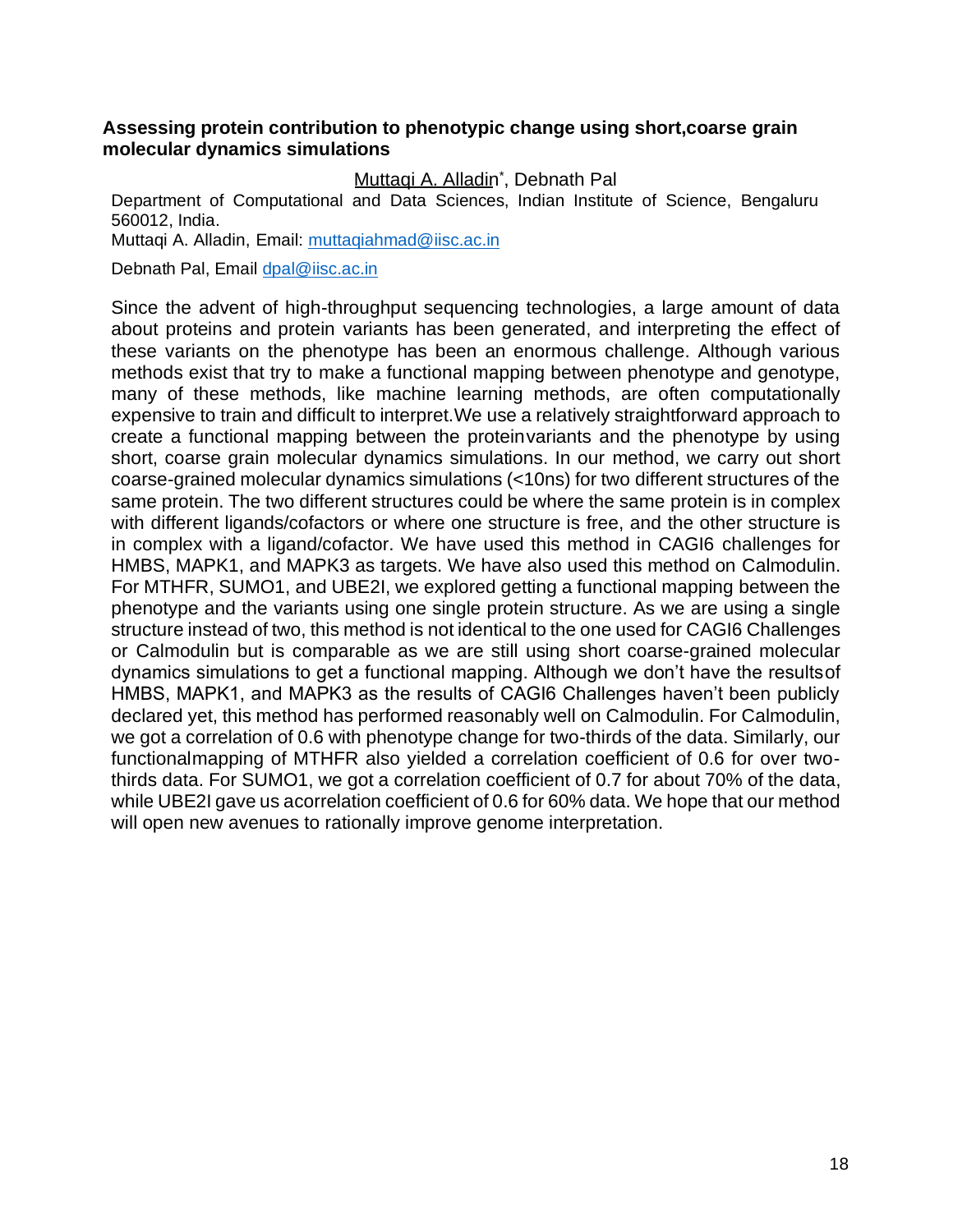### Assessing protein contribution to phenotypic change using short,coarse grain molecular dynamics simulations

Muttaqi A. Alladin*, Debnath Pal

Department of Computational and Data Sciences, Indian Institute of Science, Bengaluru 560012, India.

Muttaqi A. Alladin, Email: muttaqiahmad@iisc.ac.in

Debnath Pal, Email dpal@iisc.ac.in

Since the advent of high-throughput sequencing technologies, a large amount of data about proteins and protein variants has been generated, and interpreting the effect of these variants on the phenotype has been an enormous challenge. Although various methods exist that try to make a functional mapping between phenotype and genotype, many of these methods, like machine learning methods, are often computationally expensive to train and difficult to interpret.We use a relatively straightforward approach to create a functional mapping between the proteinvariants and the phenotype by using short, coarse grain molecular dynamics simulations. In our method, we carry out short coarse-grained molecular dynamics simulations (<10ns) for two different structures of the same protein. The two different structures could be where the same protein is in complex with different ligands/cofactors or where one structure is free, and the other structure is in complex with a ligand/cofactor. We have used this method in CAGI6 challenges for HMBS, MAPK1, and MAPK3 as targets. We have also used this method on Calmodulin. For MTHFR, SUMO1, and UBE2I, we explored getting a functional mapping between the phenotype and the variants using one single protein structure. As we are using a single structure instead of two, this method is not identical to the one used for CAGI6 Challenges or Calmodulin but is comparable as we are still using short coarse-grained molecular dynamics simulations to get a functional mapping. Although we don't have the resultsof HMBS, MAPK1, and MAPK3 as the results of CAGI6 Challenges haven't been publicly declared yet, this method has performed reasonably well on Calmodulin. For Calmodulin, we got a correlation of 0.6 with phenotype change for two-thirds of the data. Similarly, our functionalmapping of MTHFR also yielded a correlation coefficient of 0.6 for over two-thirds data. For SUMO1, we got a correlation coefficient of 0.7 for about 70% of the data, while UBE2I gave us acorrelation coefficient of 0.6 for 60% data. We hope that our method will open new avenues to rationally improve genome interpretation.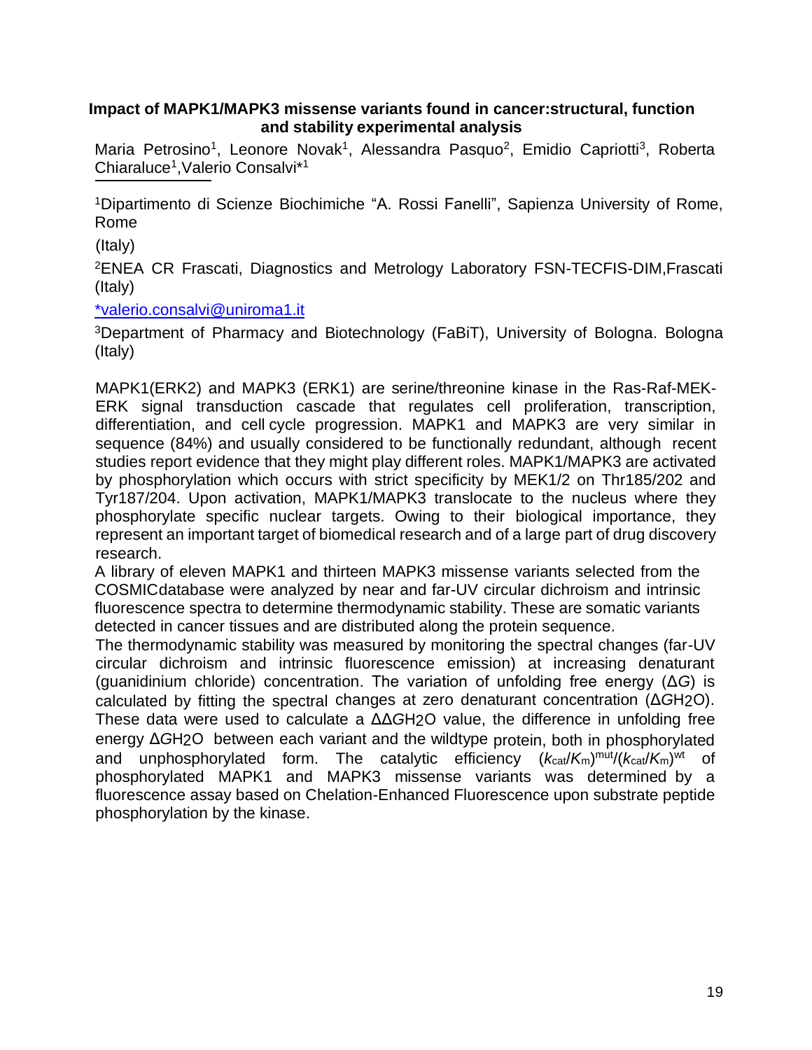## Impact of MAPK1/MAPK3 missense variants found in cancer:structural, function and stability experimental analysis

Maria Petrosino[1], Leonore Novak[1], Alessandra Pasquo[2], Emidio Capriotti[3], Roberta Chiaraluce[1],Valerio Consalvi*[1]

[1]Dipartimento di Scienze Biochimiche "A. Rossi Fanelli", Sapienza University of Rome, Rome

(Italy)

[2]ENEA CR Frascati, Diagnostics and Metrology Laboratory FSN-TECFIS-DIM,Frascati (Italy)

*valerio.consalvi@uniroma1.it

[3]Department of Pharmacy and Biotechnology (FaBiT), University of Bologna. Bologna (Italy)

MAPK1(ERK2) and MAPK3 (ERK1) are serine/threonine kinase in the Ras-Raf-MEK-ERK signal transduction cascade that regulates cell proliferation, transcription, differentiation, and cell cycle progression. MAPK1 and MAPK3 are very similar in sequence (84%) and usually considered to be functionally redundant, although recent studies report evidence that they might play different roles. MAPK1/MAPK3 are activated by phosphorylation which occurs with strict specificity by MEK1/2 on Thr185/202 and Tyr187/204. Upon activation, MAPK1/MAPK3 translocate to the nucleus where they phosphorylate specific nuclear targets. Owing to their biological importance, they represent an important target of biomedical research and of a large part of drug discovery research.

A library of eleven MAPK1 and thirteen MAPK3 missense variants selected from the COSMICdatabase were analyzed by near and far-UV circular dichroism and intrinsic fluorescence spectra to determine thermodynamic stability. These are somatic variants detected in cancer tissues and are distributed along the protein sequence.

The thermodynamic stability was measured by monitoring the spectral changes (far-UV circular dichroism and intrinsic fluorescence emission) at increasing denaturant (guanidinium chloride) concentration. The variation of unfolding free energy ($\Delta G$) is calculated by fitting the spectral changes at zero denaturant concentration ($\Delta G_{H_2O}$). These data were used to calculate a $\Delta\Delta G_{H_2O}$ value, the difference in unfolding free energy $\Delta G_{H_2O}$ between each variant and the wildtype protein, both in phosphorylated and unphosphorylated form. The catalytic efficiency $(k_{cat}/K_m)^{mut}/(k_{cat}/K_m)^{wt}$ of phosphorylated MAPK1 and MAPK3 missense variants was determined by a fluorescence assay based on Chelation-Enhanced Fluorescence upon substrate peptide phosphorylation by the kinase.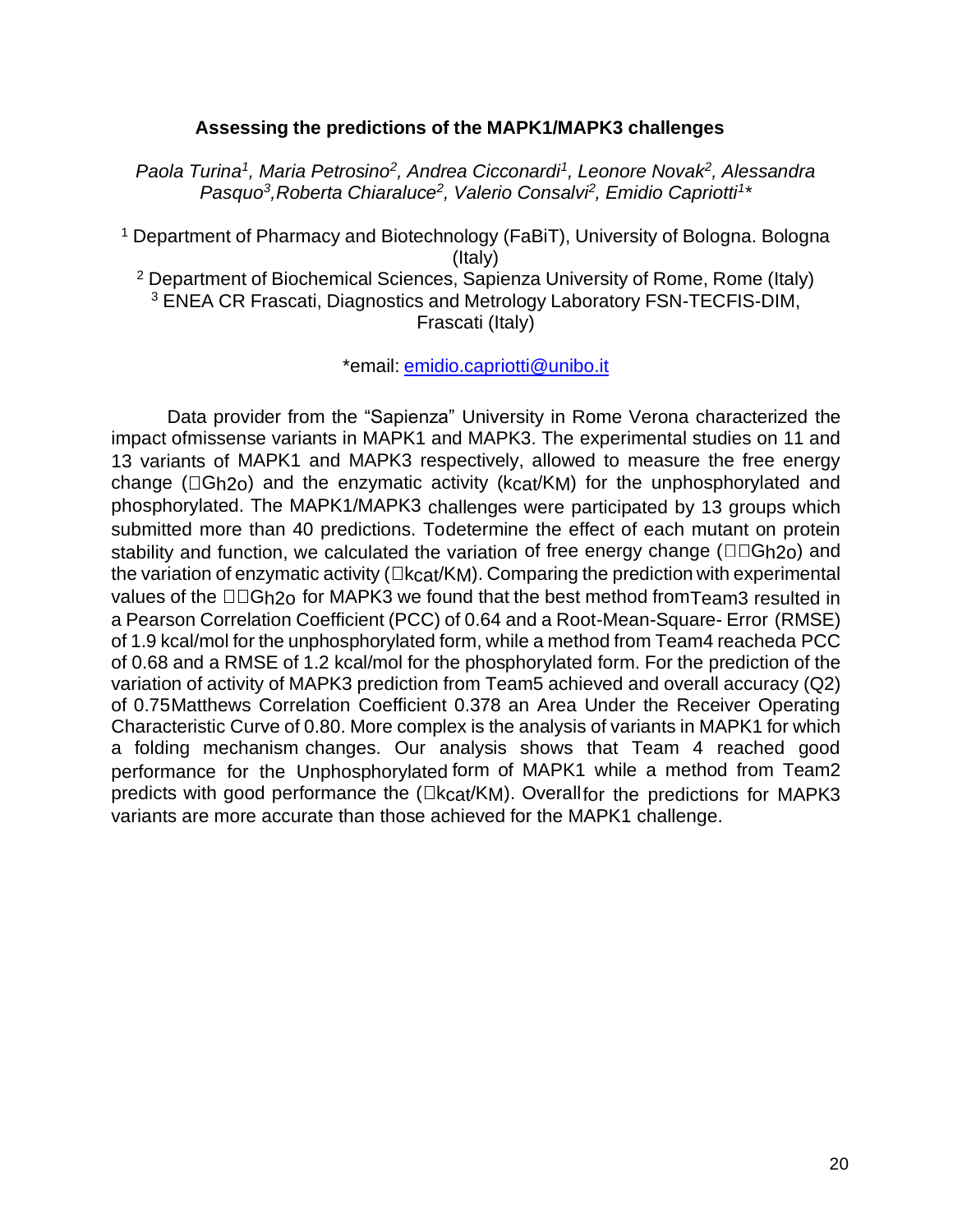## Assessing the predictions of the MAPK1/MAPK3 challenges

*Paola Turina[1], Maria Petrosino[2], Andrea Cicconardi[1], Leonore Novak[2], Alessandra Pasquo[3],Roberta Chiaraluce[2], Valerio Consalvi[2], Emidio Capriotti[1]\**

[1] Department of Pharmacy and Biotechnology (FaBiT), University of Bologna. Bologna (Italy)
[2] Department of Biochemical Sciences, Sapienza University of Rome, Rome (Italy)
[3] ENEA CR Frascati, Diagnostics and Metrology Laboratory FSN-TECFIS-DIM, Frascati (Italy)

*email: emidio.capriotti@unibo.it

Data provider from the "Sapienza" University in Rome Verona characterized the impact ofmissense variants in MAPK1 and MAPK3. The experimental studies on 11 and 13 variants of MAPK1 and MAPK3 respectively, allowed to measure the free energy change ($\Delta G_{h2o}$) and the enzymatic activity ($k_{cat}/K_M$) for the unphosphorylated and phosphorylated. The MAPK1/MAPK3 challenges were participated by 13 groups which submitted more than 40 predictions. Todetermine the effect of each mutant on protein stability and function, we calculated the variation of free energy change ($\Delta\Delta G_{h2o}$) and the variation of enzymatic activity ($\Delta k_{cat}/K_M$). Comparing the prediction with experimental values of the $\Delta\Delta G_{h2o}$ for MAPK3 we found that the best method fromTeam3 resulted in a Pearson Correlation Coefficient (PCC) of 0.64 and a Root-Mean-Square- Error (RMSE) of 1.9 kcal/mol for the unphosphorylated form, while a method from Team4 reacheda PCC of 0.68 and a RMSE of 1.2 kcal/mol for the phosphorylated form. For the prediction of the variation of activity of MAPK3 prediction from Team5 achieved and overall accuracy (Q2) of 0.75Matthews Correlation Coefficient 0.378 an Area Under the Receiver Operating Characteristic Curve of 0.80. More complex is the analysis of variants in MAPK1 for which a folding mechanism changes. Our analysis shows that Team 4 reached good performance for the Unphosphorylated form of MAPK1 while a method from Team2 predicts with good performance the ($\Delta k_{cat}/K_M$). Overallfor the predictions for MAPK3 variants are more accurate than those achieved for the MAPK1 challenge.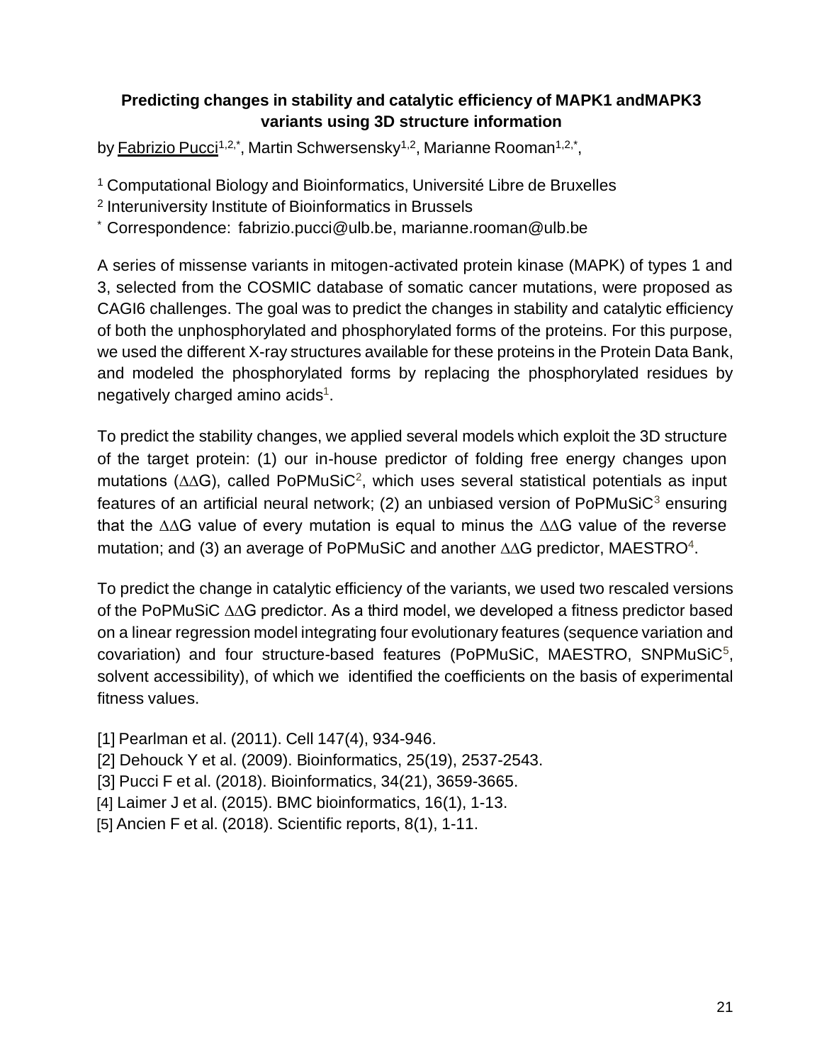**Predicting changes in stability and catalytic efficiency of MAPK1 andMAPK3 variants using 3D structure information**

by Fabrizio Pucci[1,2,*], Martin Schwersensky[1,2], Marianne Rooman[1,2,*],

[1] Computational Biology and Bioinformatics, Université Libre de Bruxelles
[2] Interuniversity Institute of Bioinformatics in Brussels
[*] Correspondence: fabrizio.pucci@ulb.be, marianne.rooman@ulb.be

A series of missense variants in mitogen-activated protein kinase (MAPK) of types 1 and 3, selected from the COSMIC database of somatic cancer mutations, were proposed as CAGI6 challenges. The goal was to predict the changes in stability and catalytic efficiency of both the unphosphorylated and phosphorylated forms of the proteins. For this purpose, we used the different X-ray structures available for these proteins in the Protein Data Bank, and modeled the phosphorylated forms by replacing the phosphorylated residues by negatively charged amino acids[1].

To predict the stability changes, we applied several models which exploit the 3D structure of the target protein: (1) our in-house predictor of folding free energy changes upon mutations ($\Delta\Delta G$), called PoPMuSiC[2], which uses several statistical potentials as input features of an artificial neural network; (2) an unbiased version of PoPMuSiC[3] ensuring that the $\Delta\Delta G$ value of every mutation is equal to minus the $\Delta\Delta G$ value of the reverse mutation; and (3) an average of PoPMuSiC and another $\Delta\Delta G$ predictor, MAESTRO[4].

To predict the change in catalytic efficiency of the variants, we used two rescaled versions of the PoPMuSiC $\Delta\Delta G$ predictor. As a third model, we developed a fitness predictor based on a linear regression model integrating four evolutionary features (sequence variation and covariation) and four structure-based features (PoPMuSiC, MAESTRO, SNPMuSiC[5], solvent accessibility), of which we identified the coefficients on the basis of experimental fitness values.

[1] Pearlman et al. (2011). Cell 147(4), 934-946.
[2] Dehouck Y et al. (2009). Bioinformatics, 25(19), 2537-2543.
[3] Pucci F et al. (2018). Bioinformatics, 34(21), 3659-3665.
[4] Laimer J et al. (2015). BMC bioinformatics, 16(1), 1-13.
[5] Ancien F et al. (2018). Scientific reports, 8(1), 1-11.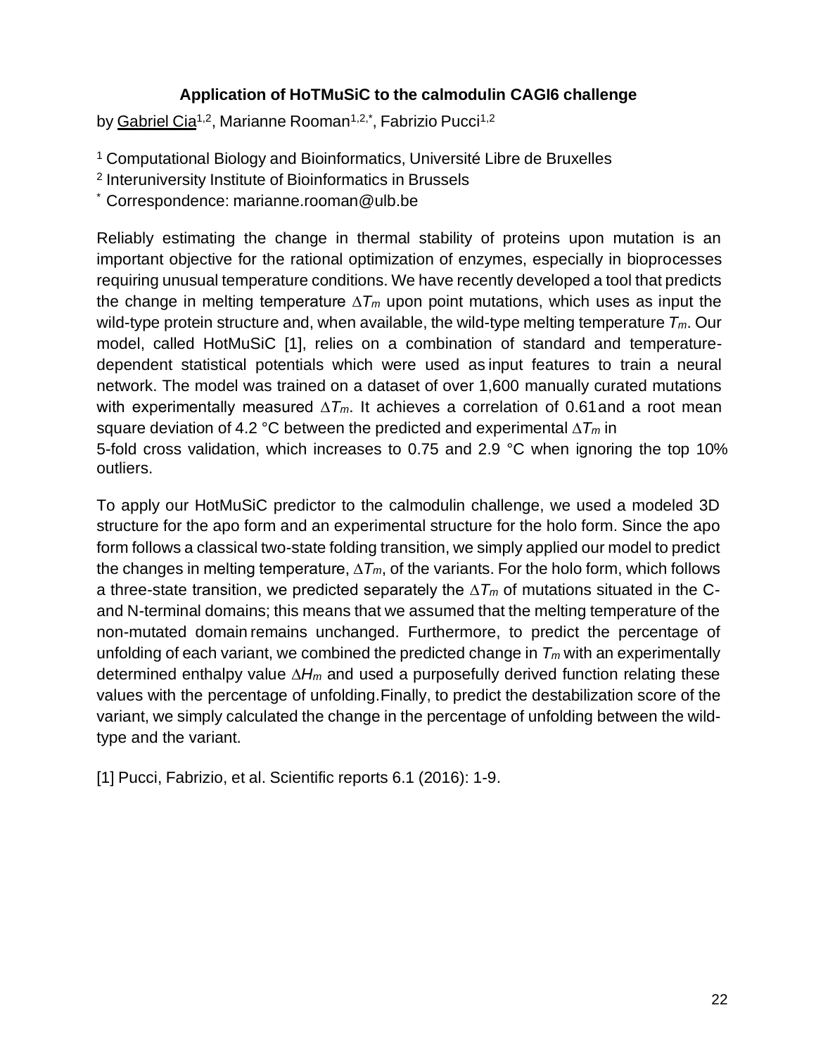## Application of HoTMuSiC to the calmodulin CAGI6 challenge

by Gabriel Cia[1,2], Marianne Rooman[1,2,*], Fabrizio Pucci[1,2]

[1] Computational Biology and Bioinformatics, Université Libre de Bruxelles

[2] Interuniversity Institute of Bioinformatics in Brussels

[*] Correspondence: marianne.rooman@ulb.be

Reliably estimating the change in thermal stability of proteins upon mutation is an important objective for the rational optimization of enzymes, especially in bioprocesses requiring unusual temperature conditions. We have recently developed a tool that predicts the change in melting temperature $\Delta T_m$ upon point mutations, which uses as input the wild-type protein structure and, when available, the wild-type melting temperature $T_m$. Our model, called HotMuSiC [1], relies on a combination of standard and temperature-dependent statistical potentials which were used as input features to train a neural network. The model was trained on a dataset of over 1,600 manually curated mutations with experimentally measured $\Delta T_m$. It achieves a correlation of 0.61 and a root mean square deviation of 4.2 °C between the predicted and experimental $\Delta T_m$ in 5-fold cross validation, which increases to 0.75 and 2.9 °C when ignoring the top 10% outliers.

To apply our HotMuSiC predictor to the calmodulin challenge, we used a modeled 3D structure for the apo form and an experimental structure for the holo form. Since the apo form follows a classical two-state folding transition, we simply applied our model to predict the changes in melting temperature, $\Delta T_m$, of the variants. For the holo form, which follows a three-state transition, we predicted separately the $\Delta T_m$ of mutations situated in the C- and N-terminal domains; this means that we assumed that the melting temperature of the non-mutated domain remains unchanged. Furthermore, to predict the percentage of unfolding of each variant, we combined the predicted change in $T_m$ with an experimentally determined enthalpy value $\Delta H_m$ and used a purposefully derived function relating these values with the percentage of unfolding. Finally, to predict the destabilization score of the variant, we simply calculated the change in the percentage of unfolding between the wild-type and the variant.

[1] Pucci, Fabrizio, et al. Scientific reports 6.1 (2016): 1-9.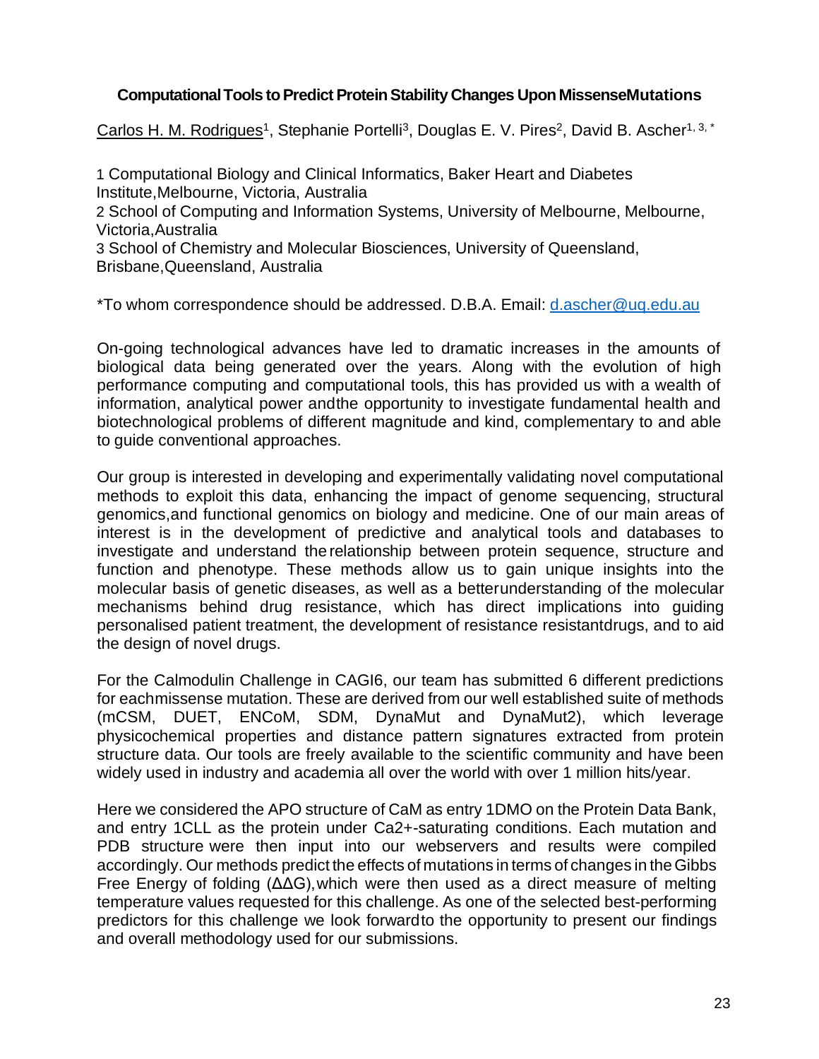# Computational Tools to Predict Protein Stability Changes Upon MissenseMutations

Carlos H. M. Rodrigues[1], Stephanie Portelli[3], Douglas E. V. Pires[2], David B. Ascher[1, 3, *]

1 Computational Biology and Clinical Informatics, Baker Heart and Diabetes Institute,Melbourne, Victoria, Australia
2 School of Computing and Information Systems, University of Melbourne, Melbourne, Victoria,Australia
3 School of Chemistry and Molecular Biosciences, University of Queensland, Brisbane,Queensland, Australia

*To whom correspondence should be addressed. D.B.A. Email: d.ascher@uq.edu.au

On-going technological advances have led to dramatic increases in the amounts of biological data being generated over the years. Along with the evolution of high performance computing and computational tools, this has provided us with a wealth of information, analytical power andthe opportunity to investigate fundamental health and biotechnological problems of different magnitude and kind, complementary to and able to guide conventional approaches.

Our group is interested in developing and experimentally validating novel computational methods to exploit this data, enhancing the impact of genome sequencing, structural genomics,and functional genomics on biology and medicine. One of our main areas of interest is in the development of predictive and analytical tools and databases to investigate and understand the relationship between protein sequence, structure and function and phenotype. These methods allow us to gain unique insights into the molecular basis of genetic diseases, as well as a betterunderstanding of the molecular mechanisms behind drug resistance, which has direct implications into guiding personalised patient treatment, the development of resistance resistantdrugs, and to aid the design of novel drugs.

For the Calmodulin Challenge in CAGI6, our team has submitted 6 different predictions for eachmissense mutation. These are derived from our well established suite of methods (mCSM, DUET, ENCoM, SDM, DynaMut and DynaMut2), which leverage physicochemical properties and distance pattern signatures extracted from protein structure data. Our tools are freely available to the scientific community and have been widely used in industry and academia all over the world with over 1 million hits/year.

Here we considered the APO structure of CaM as entry 1DMO on the Protein Data Bank, and entry 1CLL as the protein under $Ca^{2+}$-saturating conditions. Each mutation and PDB structure were then input into our webservers and results were compiled accordingly. Our methods predict the effects of mutations in terms of changes in the Gibbs Free Energy of folding ($\Delta\Delta G$),which were then used as a direct measure of melting temperature values requested for this challenge. As one of the selected best-performing predictors for this challenge we look forwardto the opportunity to present our findings and overall methodology used for our submissions.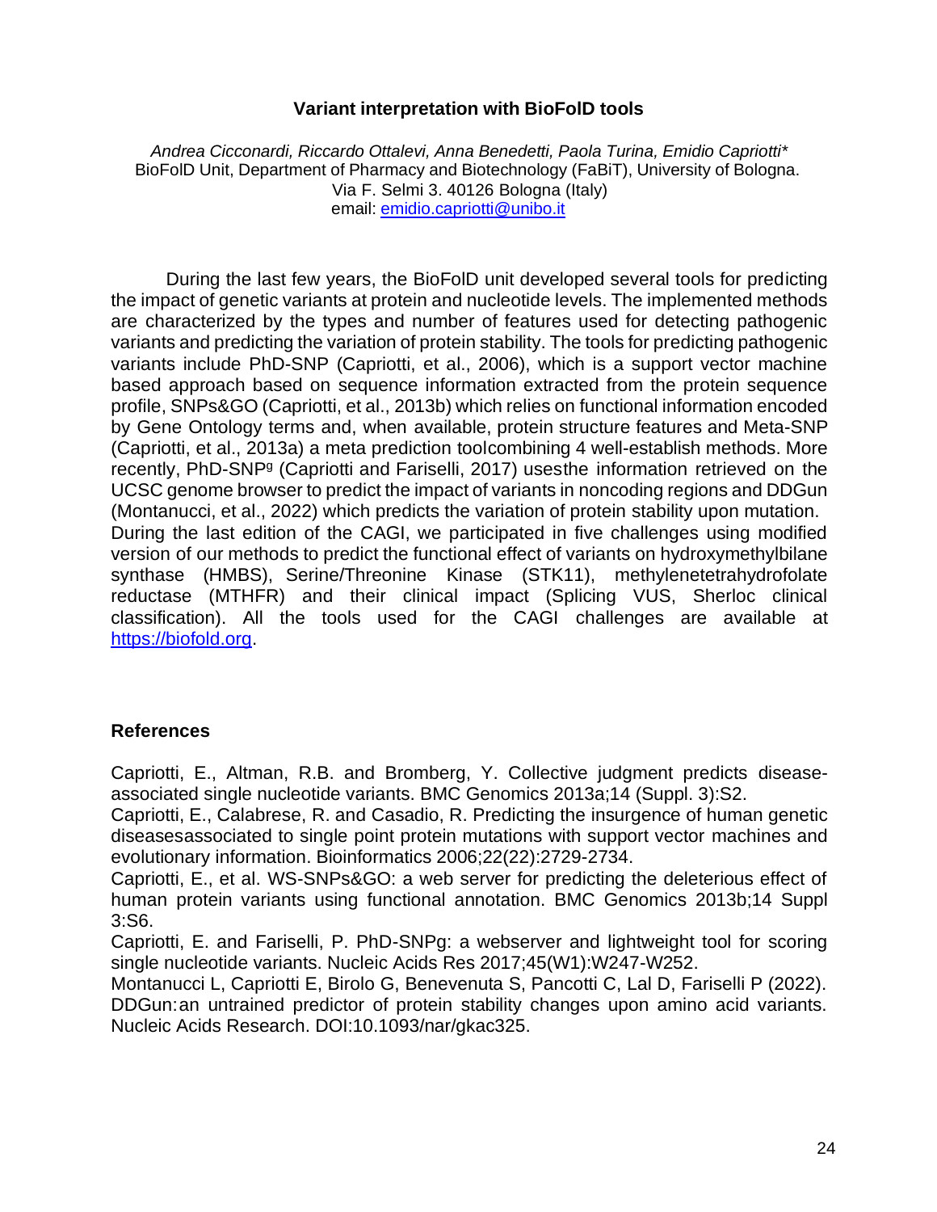# Variant interpretation with BioFolD tools

*Andrea Cicconardi, Riccardo Ottalevi, Anna Benedetti, Paola Turina, Emidio Capriotti**
BioFolD Unit, Department of Pharmacy and Biotechnology (FaBiT), University of Bologna.
Via F. Selmi 3. 40126 Bologna (Italy)
email: emidio.capriotti@unibo.it

During the last few years, the BioFolD unit developed several tools for predicting the impact of genetic variants at protein and nucleotide levels. The implemented methods are characterized by the types and number of features used for detecting pathogenic variants and predicting the variation of protein stability. The tools for predicting pathogenic variants include PhD-SNP (Capriotti, et al., 2006), which is a support vector machine based approach based on sequence information extracted from the protein sequence profile, SNPs&GO (Capriotti, et al., 2013b) which relies on functional information encoded by Gene Ontology terms and, when available, protein structure features and Meta-SNP (Capriotti, et al., 2013a) a meta prediction toolcombining 4 well-establish methods. More recently, PhD-SNP$^{g}$ (Capriotti and Fariselli, 2017) usesthe information retrieved on the UCSC genome browser to predict the impact of variants in noncoding regions and DDGun (Montanucci, et al., 2022) which predicts the variation of protein stability upon mutation.
During the last edition of the CAGI, we participated in five challenges using modified version of our methods to predict the functional effect of variants on hydroxymethylbilane synthase (HMBS), Serine/Threonine Kinase (STK11), methylenetetrahydrofolate reductase (MTHFR) and their clinical impact (Splicing VUS, Sherloc clinical classification). All the tools used for the CAGI challenges are available at https://biofold.org.

## References

Capriotti, E., Altman, R.B. and Bromberg, Y. Collective judgment predicts disease-associated single nucleotide variants. BMC Genomics 2013a;14 (Suppl. 3):S2.
Capriotti, E., Calabrese, R. and Casadio, R. Predicting the insurgence of human genetic diseasesassociated to single point protein mutations with support vector machines and evolutionary information. Bioinformatics 2006;22(22):2729-2734.
Capriotti, E., et al. WS-SNPs&GO: a web server for predicting the deleterious effect of human protein variants using functional annotation. BMC Genomics 2013b;14 Suppl 3:S6.
Capriotti, E. and Fariselli, P. PhD-SNPg: a webserver and lightweight tool for scoring single nucleotide variants. Nucleic Acids Res 2017;45(W1):W247-W252.
Montanucci L, Capriotti E, Birolo G, Benevenuta S, Pancotti C, Lal D, Fariselli P (2022). DDGun:an untrained predictor of protein stability changes upon amino acid variants. Nucleic Acids Research. DOI:10.1093/nar/gkac325.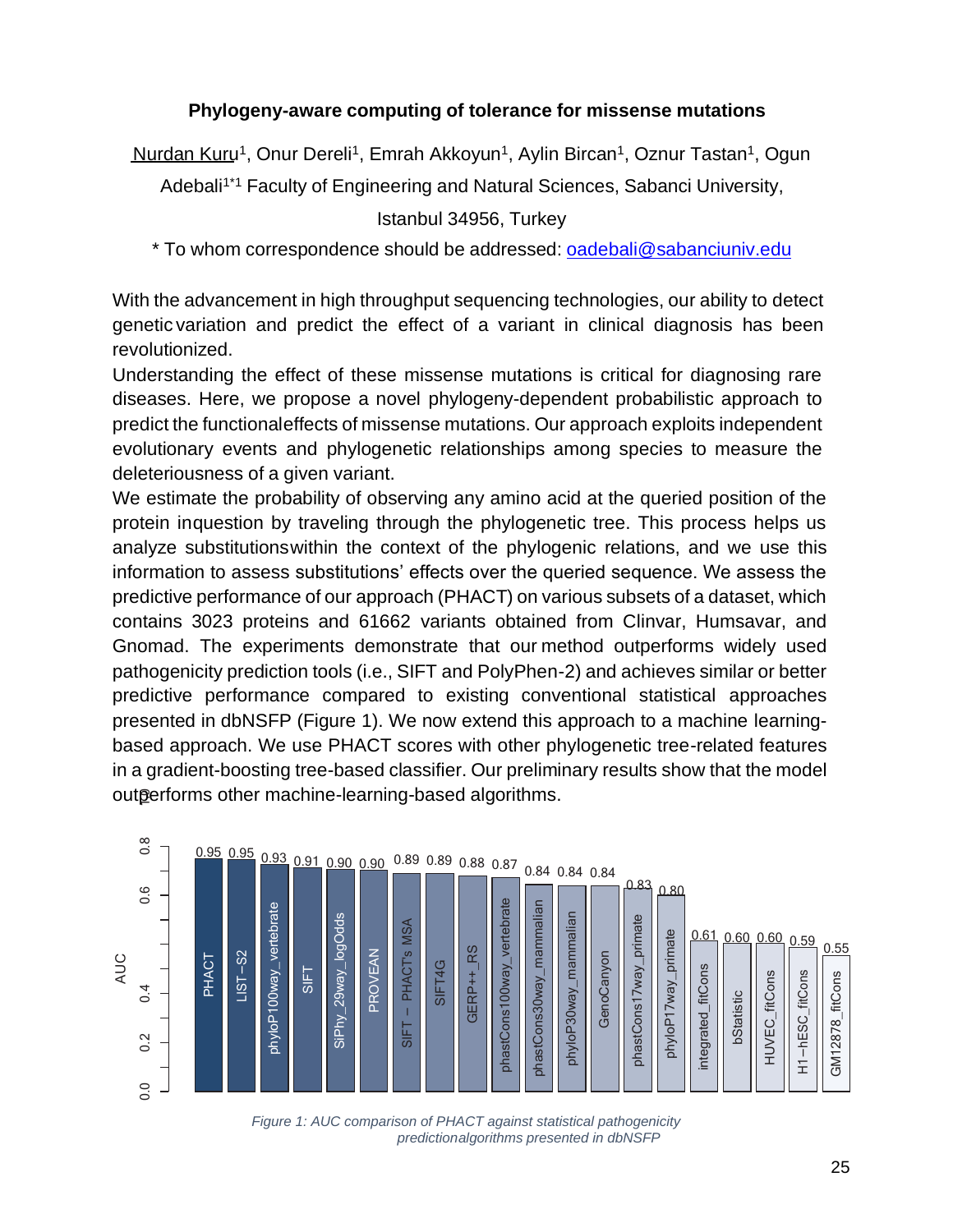### Phylogeny-aware computing of tolerance for missense mutations

Nurdan Kuru[1], Onur Dereli[1], Emrah Akkoyun[1], Aylin Bircan[1], Oznur Tastan[1], Ogun Adebali[1*] [1] Faculty of Engineering and Natural Sciences, Sabanci University, Istanbul 34956, Turkey

* To whom correspondence should be addressed: oadebali@sabanciuniv.edu

With the advancement in high throughput sequencing technologies, our ability to detect genetic variation and predict the effect of a variant in clinical diagnosis has been revolutionized.

Understanding the effect of these missense mutations is critical for diagnosing rare diseases. Here, we propose a novel phylogeny-dependent probabilistic approach to predict the functionaleffects of missense mutations. Our approach exploits independent evolutionary events and phylogenetic relationships among species to measure the deleteriousness of a given variant.

We estimate the probability of observing any amino acid at the queried position of the protein inquestion by traveling through the phylogenetic tree. This process helps us analyze substitutionswithin the context of the phylogenic relations, and we use this information to assess substitutions' effects over the queried sequence. We assess the predictive performance of our approach (PHACT) on various subsets of a dataset, which contains 3023 proteins and 61662 variants obtained from Clinvar, Humsavar, and Gnomad. The experiments demonstrate that our method outperforms widely used pathogenicity prediction tools (i.e., SIFT and PolyPhen-2) and achieves similar or better predictive performance compared to existing conventional statistical approaches presented in dbNSFP (Figure 1). We now extend this approach to a machine learning-based approach. We use PHACT scores with other phylogenetic tree-related features in a gradient-boosting tree-based classifier. Our preliminary results show that the model outperforms other machine-learning-based algorithms.

| Method | AUC |
|---|---|
| PHACT | 0.95 |
| LIST−S2 | 0.95 |
| phyloP100way_vertebrate | 0.93 |
| SIFT | 0.91 |
| SiPhy_29way_logOdds | 0.90 |
| PROVEAN | 0.90 |
| SIFT − PHACT's MSA | 0.89 |
| SIFT4G | 0.89 |
| GERP++_RS | 0.88 |
| phastCons100way_vertebrate | 0.87 |
| phastCons30way_mammalian | 0.84 |
| phyloP30way_mammalian | 0.84 |
| GenoCanyon | 0.84 |
| phastCons17way_primate | 0.83 |
| phyloP17way_primate | 0.80 |
| integrated_fitCons | 0.61 |
| bStatistic | 0.60 |
| HUVEC_fitCons | 0.60 |
| H1−hESC_fitCons | 0.59 |
| GM12878_fitCons | 0.55 |

*Figure 1: AUC comparison of PHACT against statistical pathogenicity predictionalgorithms presented in dbNSFP*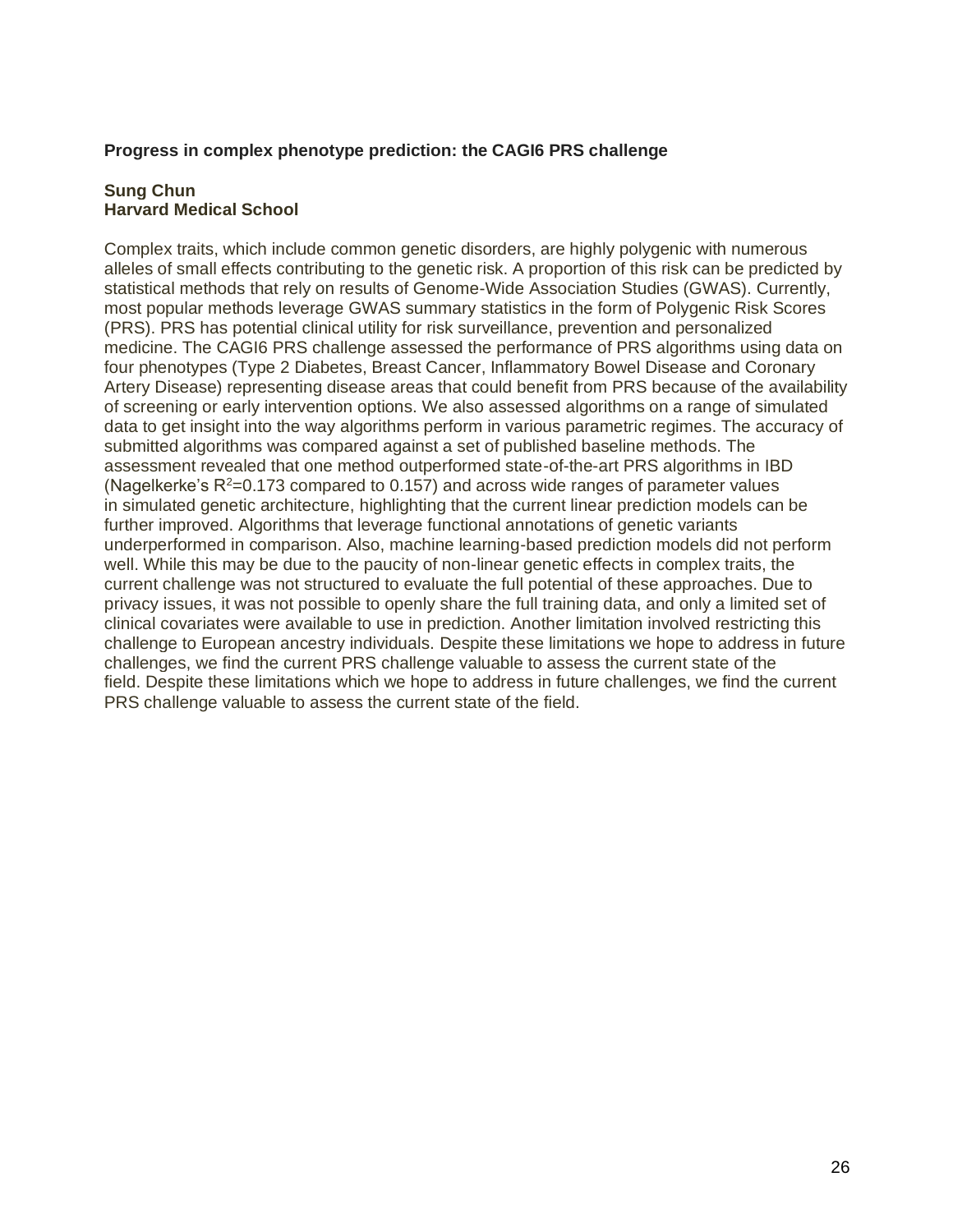**Progress in complex phenotype prediction: the CAGI6 PRS challenge**

**Sung Chun**
**Harvard Medical School**

Complex traits, which include common genetic disorders, are highly polygenic with numerous alleles of small effects contributing to the genetic risk. A proportion of this risk can be predicted by statistical methods that rely on results of Genome-Wide Association Studies (GWAS). Currently, most popular methods leverage GWAS summary statistics in the form of Polygenic Risk Scores (PRS). PRS has potential clinical utility for risk surveillance, prevention and personalized medicine. The CAGI6 PRS challenge assessed the performance of PRS algorithms using data on four phenotypes (Type 2 Diabetes, Breast Cancer, Inflammatory Bowel Disease and Coronary Artery Disease) representing disease areas that could benefit from PRS because of the availability of screening or early intervention options. We also assessed algorithms on a range of simulated data to get insight into the way algorithms perform in various parametric regimes. The accuracy of submitted algorithms was compared against a set of published baseline methods. The assessment revealed that one method outperformed state-of-the-art PRS algorithms in IBD (Nagelkerke's $R^2$=0.173 compared to 0.157) and across wide ranges of parameter values in simulated genetic architecture, highlighting that the current linear prediction models can be further improved. Algorithms that leverage functional annotations of genetic variants underperformed in comparison. Also, machine learning-based prediction models did not perform well. While this may be due to the paucity of non-linear genetic effects in complex traits, the current challenge was not structured to evaluate the full potential of these approaches. Due to privacy issues, it was not possible to openly share the full training data, and only a limited set of clinical covariates were available to use in prediction. Another limitation involved restricting this challenge to European ancestry individuals. Despite these limitations we hope to address in future challenges, we find the current PRS challenge valuable to assess the current state of the field. Despite these limitations which we hope to address in future challenges, we find the current PRS challenge valuable to assess the current state of the field.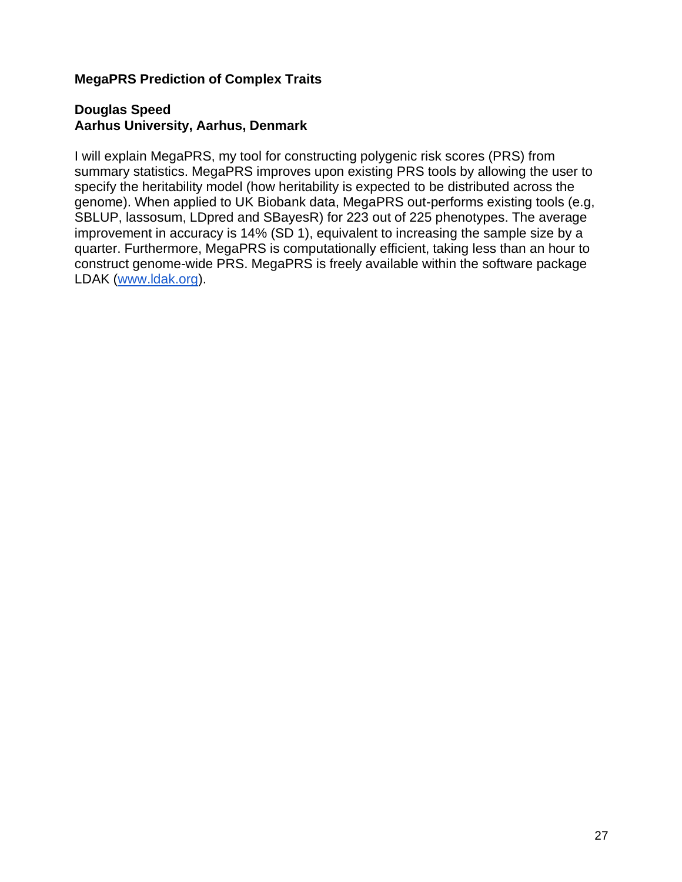**MegaPRS Prediction of Complex Traits**

**Douglas Speed**
**Aarhus University, Aarhus, Denmark**

I will explain MegaPRS, my tool for constructing polygenic risk scores (PRS) from summary statistics. MegaPRS improves upon existing PRS tools by allowing the user to specify the heritability model (how heritability is expected to be distributed across the genome). When applied to UK Biobank data, MegaPRS out-performs existing tools (e.g, SBLUP, lassosum, LDpred and SBayesR) for 223 out of 225 phenotypes. The average improvement in accuracy is 14% (SD 1), equivalent to increasing the sample size by a quarter. Furthermore, MegaPRS is computationally efficient, taking less than an hour to construct genome-wide PRS. MegaPRS is freely available within the software package LDAK ([www.ldak.org](www.ldak.org)).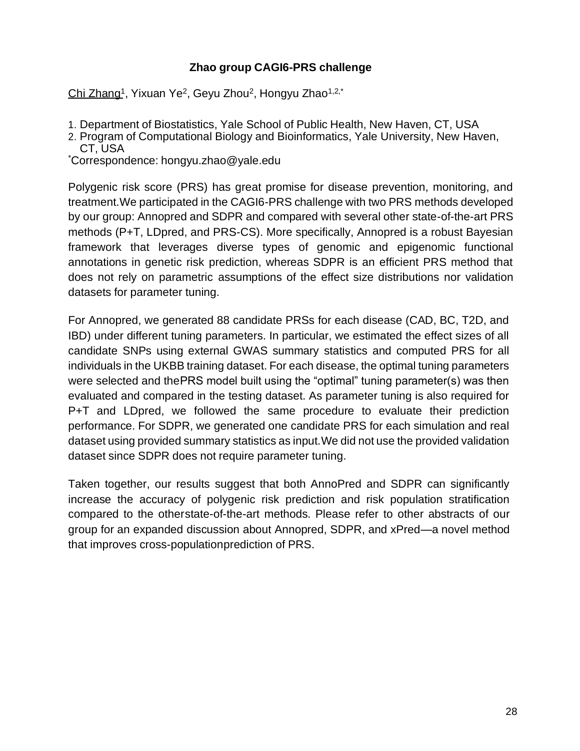### Zhao group CAGI6-PRS challenge

Chi Zhang[1], Yixuan Ye[2], Geyu Zhou[2], Hongyu Zhao[1,2,*]

1. Department of Biostatistics, Yale School of Public Health, New Haven, CT, USA
2. Program of Computational Biology and Bioinformatics, Yale University, New Haven, CT, USA

[*]Correspondence: hongyu.zhao@yale.edu

Polygenic risk score (PRS) has great promise for disease prevention, monitoring, and treatment.We participated in the CAGI6-PRS challenge with two PRS methods developed by our group: Annopred and SDPR and compared with several other state-of-the-art PRS methods (P+T, LDpred, and PRS-CS). More specifically, Annopred is a robust Bayesian framework that leverages diverse types of genomic and epigenomic functional annotations in genetic risk prediction, whereas SDPR is an efficient PRS method that does not rely on parametric assumptions of the effect size distributions nor validation datasets for parameter tuning.

For Annopred, we generated 88 candidate PRSs for each disease (CAD, BC, T2D, and IBD) under different tuning parameters. In particular, we estimated the effect sizes of all candidate SNPs using external GWAS summary statistics and computed PRS for all individuals in the UKBB training dataset. For each disease, the optimal tuning parameters were selected and thePRS model built using the "optimal" tuning parameter(s) was then evaluated and compared in the testing dataset. As parameter tuning is also required for P+T and LDpred, we followed the same procedure to evaluate their prediction performance. For SDPR, we generated one candidate PRS for each simulation and real dataset using provided summary statistics as input.We did not use the provided validation dataset since SDPR does not require parameter tuning.

Taken together, our results suggest that both AnnoPred and SDPR can significantly increase the accuracy of polygenic risk prediction and risk population stratification compared to the otherstate-of-the-art methods. Please refer to other abstracts of our group for an expanded discussion about Annopred, SDPR, and xPred—a novel method that improves cross-populationprediction of PRS.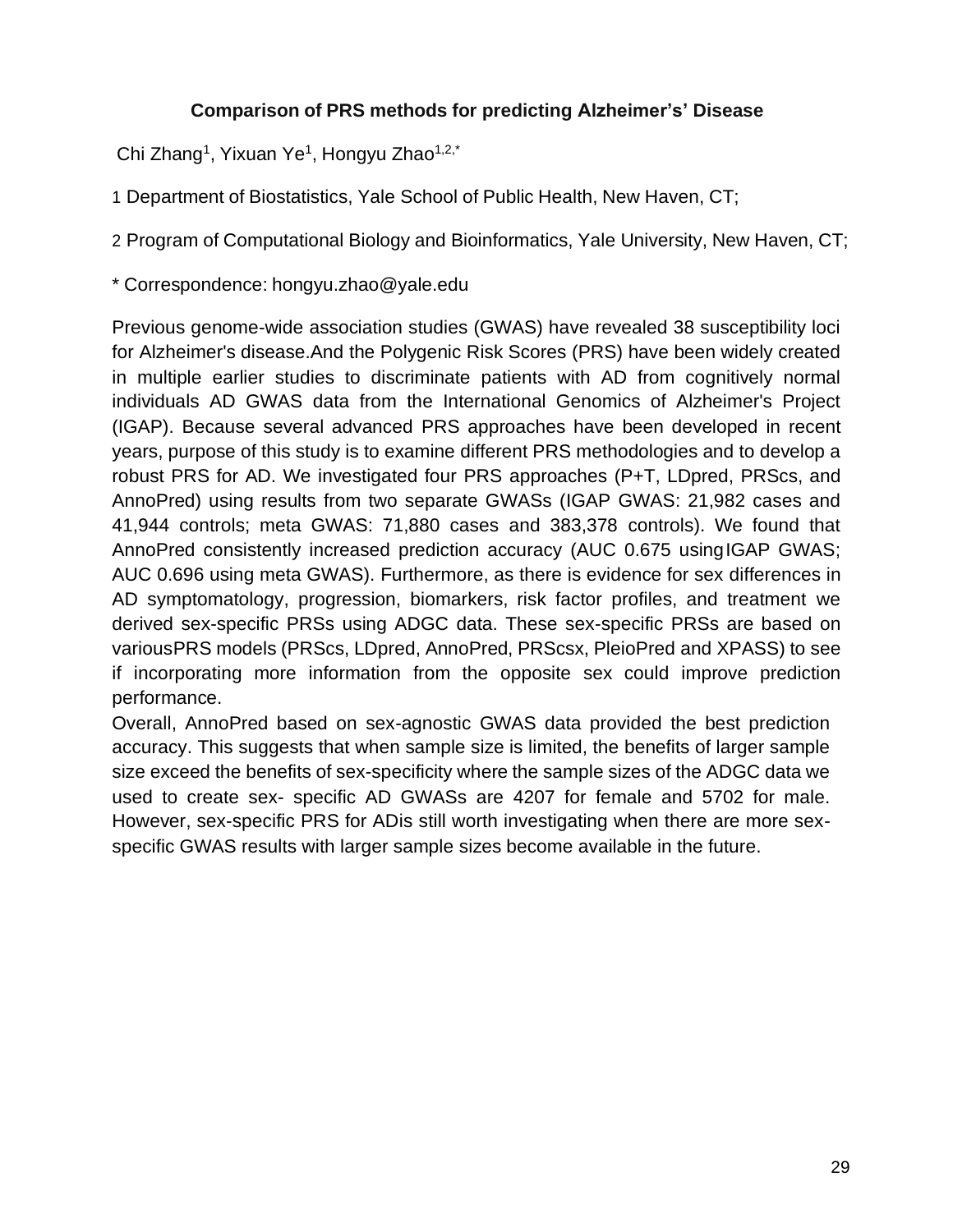## Comparison of PRS methods for predicting Alzheimer's' Disease

Chi Zhang[1], Yixuan Ye[1], Hongyu Zhao[1,2,*]

1 Department of Biostatistics, Yale School of Public Health, New Haven, CT;

2 Program of Computational Biology and Bioinformatics, Yale University, New Haven, CT;

* Correspondence: hongyu.zhao@yale.edu

Previous genome-wide association studies (GWAS) have revealed 38 susceptibility loci for Alzheimer's disease.And the Polygenic Risk Scores (PRS) have been widely created in multiple earlier studies to discriminate patients with AD from cognitively normal individuals AD GWAS data from the International Genomics of Alzheimer's Project (IGAP). Because several advanced PRS approaches have been developed in recent years, purpose of this study is to examine different PRS methodologies and to develop a robust PRS for AD. We investigated four PRS approaches (P+T, LDpred, PRScs, and AnnoPred) using results from two separate GWASs (IGAP GWAS: 21,982 cases and 41,944 controls; meta GWAS: 71,880 cases and 383,378 controls). We found that AnnoPred consistently increased prediction accuracy (AUC 0.675 using IGAP GWAS; AUC 0.696 using meta GWAS). Furthermore, as there is evidence for sex differences in AD symptomatology, progression, biomarkers, risk factor profiles, and treatment we derived sex-specific PRSs using ADGC data. These sex-specific PRSs are based on variousPRS models (PRScs, LDpred, AnnoPred, PRScsx, PleioPred and XPASS) to see if incorporating more information from the opposite sex could improve prediction performance.

Overall, AnnoPred based on sex-agnostic GWAS data provided the best prediction accuracy. This suggests that when sample size is limited, the benefits of larger sample size exceed the benefits of sex-specificity where the sample sizes of the ADGC data we used to create sex- specific AD GWASs are 4207 for female and 5702 for male. However, sex-specific PRS for ADis still worth investigating when there are more sex-specific GWAS results with larger sample sizes become available in the future.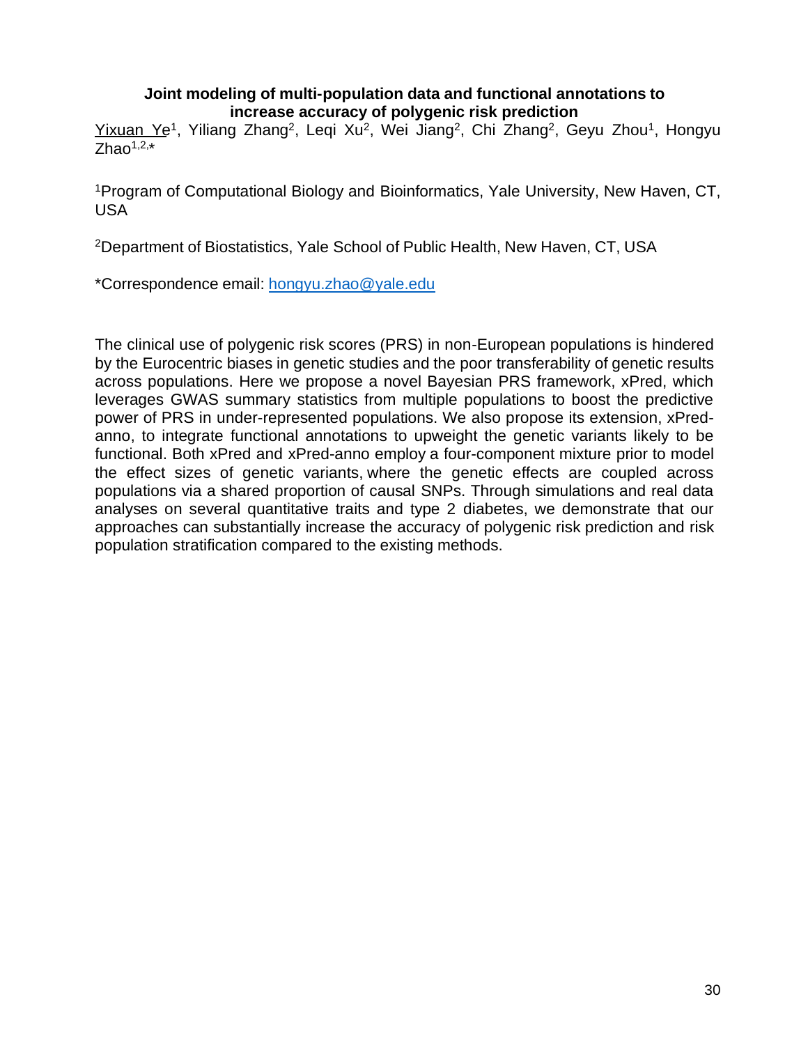**Joint modeling of multi-population data and functional annotations to increase accuracy of polygenic risk prediction**

Yixuan Ye[1], Yiliang Zhang[2], Leqi Xu[2], Wei Jiang[2], Chi Zhang[2], Geyu Zhou[1], Hongyu Zhao[1,2,*]

[1]Program of Computational Biology and Bioinformatics, Yale University, New Haven, CT, USA

[2]Department of Biostatistics, Yale School of Public Health, New Haven, CT, USA

*Correspondence email: hongyu.zhao@yale.edu

The clinical use of polygenic risk scores (PRS) in non-European populations is hindered by the Eurocentric biases in genetic studies and the poor transferability of genetic results across populations. Here we propose a novel Bayesian PRS framework, xPred, which leverages GWAS summary statistics from multiple populations to boost the predictive power of PRS in under-represented populations. We also propose its extension, xPred-anno, to integrate functional annotations to upweight the genetic variants likely to be functional. Both xPred and xPred-anno employ a four-component mixture prior to model the effect sizes of genetic variants, where the genetic effects are coupled across populations via a shared proportion of causal SNPs. Through simulations and real data analyses on several quantitative traits and type 2 diabetes, we demonstrate that our approaches can substantially increase the accuracy of polygenic risk prediction and risk population stratification compared to the existing methods.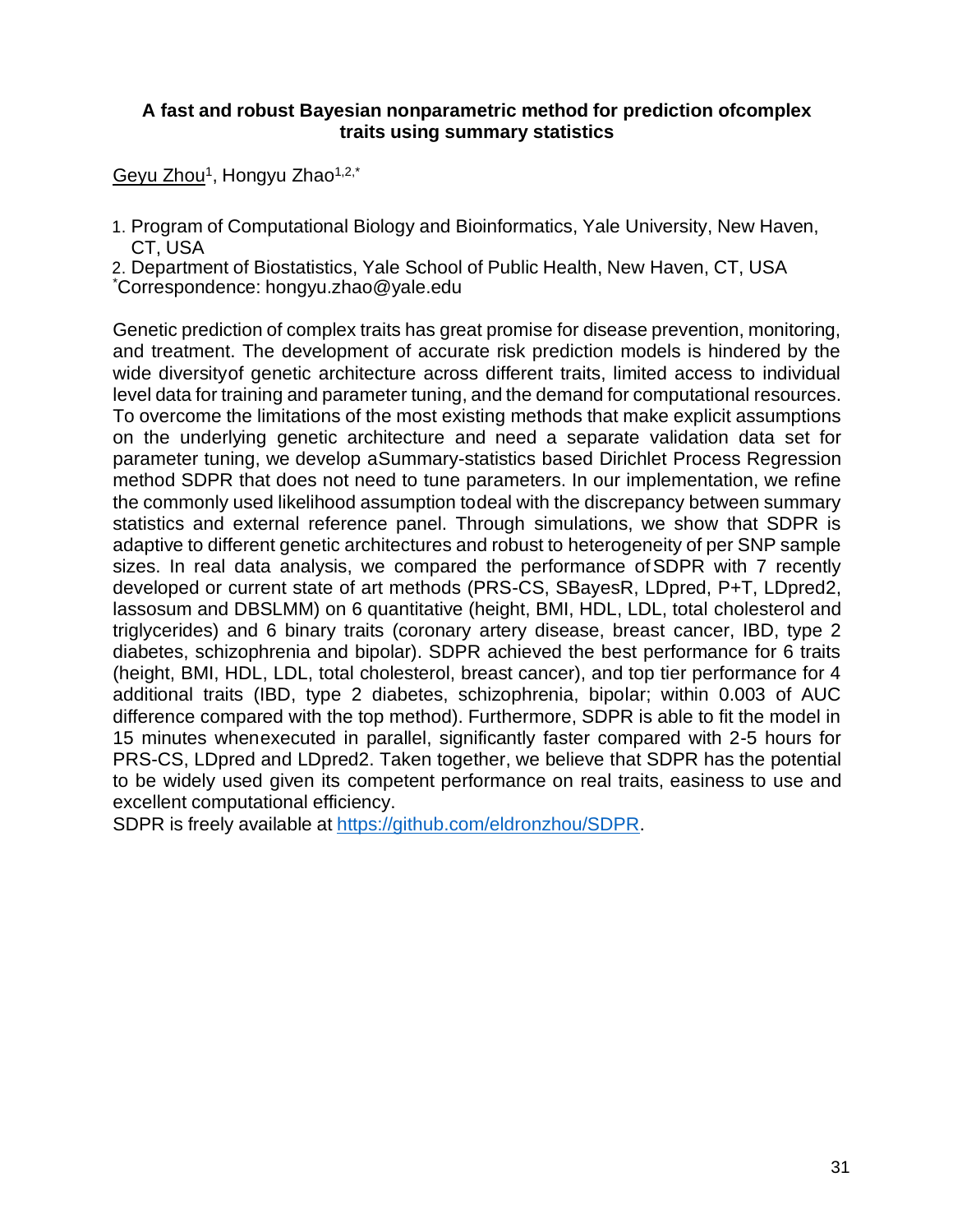### A fast and robust Bayesian nonparametric method for prediction ofcomplex traits using summary statistics

Geyu Zhou[1], Hongyu Zhao[1,2,*]

1. Program of Computational Biology and Bioinformatics, Yale University, New Haven, CT, USA
2. Department of Biostatistics, Yale School of Public Health, New Haven, CT, USA

[*]Correspondence: hongyu.zhao@yale.edu

Genetic prediction of complex traits has great promise for disease prevention, monitoring, and treatment. The development of accurate risk prediction models is hindered by the wide diversityof genetic architecture across different traits, limited access to individual level data for training and parameter tuning, and the demand for computational resources. To overcome the limitations of the most existing methods that make explicit assumptions on the underlying genetic architecture and need a separate validation data set for parameter tuning, we develop aSummary-statistics based Dirichlet Process Regression method SDPR that does not need to tune parameters. In our implementation, we refine the commonly used likelihood assumption todeal with the discrepancy between summary statistics and external reference panel. Through simulations, we show that SDPR is adaptive to different genetic architectures and robust to heterogeneity of per SNP sample sizes. In real data analysis, we compared the performance of SDPR with 7 recently developed or current state of art methods (PRS-CS, SBayesR, LDpred, P+T, LDpred2, lassosum and DBSLMM) on 6 quantitative (height, BMI, HDL, LDL, total cholesterol and triglycerides) and 6 binary traits (coronary artery disease, breast cancer, IBD, type 2 diabetes, schizophrenia and bipolar). SDPR achieved the best performance for 6 traits (height, BMI, HDL, LDL, total cholesterol, breast cancer), and top tier performance for 4 additional traits (IBD, type 2 diabetes, schizophrenia, bipolar; within 0.003 of AUC difference compared with the top method). Furthermore, SDPR is able to fit the model in 15 minutes whenexecuted in parallel, significantly faster compared with 2-5 hours for PRS-CS, LDpred and LDpred2. Taken together, we believe that SDPR has the potential to be widely used given its competent performance on real traits, easiness to use and excellent computational efficiency.

SDPR is freely available at https://github.com/eldronzhou/SDPR.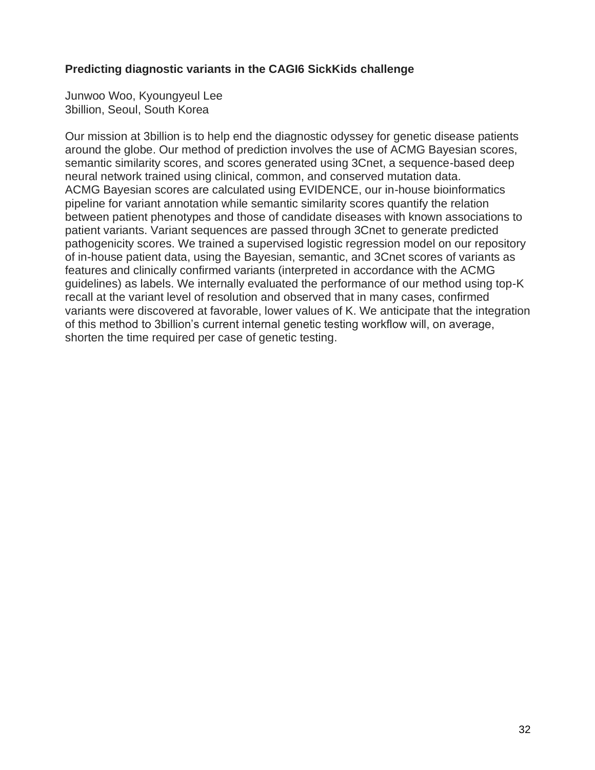**Predicting diagnostic variants in the CAGI6 SickKids challenge**

Junwoo Woo, Kyoungyeul Lee
3billion, Seoul, South Korea

Our mission at 3billion is to help end the diagnostic odyssey for genetic disease patients around the globe. Our method of prediction involves the use of ACMG Bayesian scores, semantic similarity scores, and scores generated using 3Cnet, a sequence-based deep neural network trained using clinical, common, and conserved mutation data. ACMG Bayesian scores are calculated using EVIDENCE, our in-house bioinformatics pipeline for variant annotation while semantic similarity scores quantify the relation between patient phenotypes and those of candidate diseases with known associations to patient variants. Variant sequences are passed through 3Cnet to generate predicted pathogenicity scores. We trained a supervised logistic regression model on our repository of in-house patient data, using the Bayesian, semantic, and 3Cnet scores of variants as features and clinically confirmed variants (interpreted in accordance with the ACMG guidelines) as labels. We internally evaluated the performance of our method using top-K recall at the variant level of resolution and observed that in many cases, confirmed variants were discovered at favorable, lower values of K. We anticipate that the integration of this method to 3billion's current internal genetic testing workflow will, on average, shorten the time required per case of genetic testing.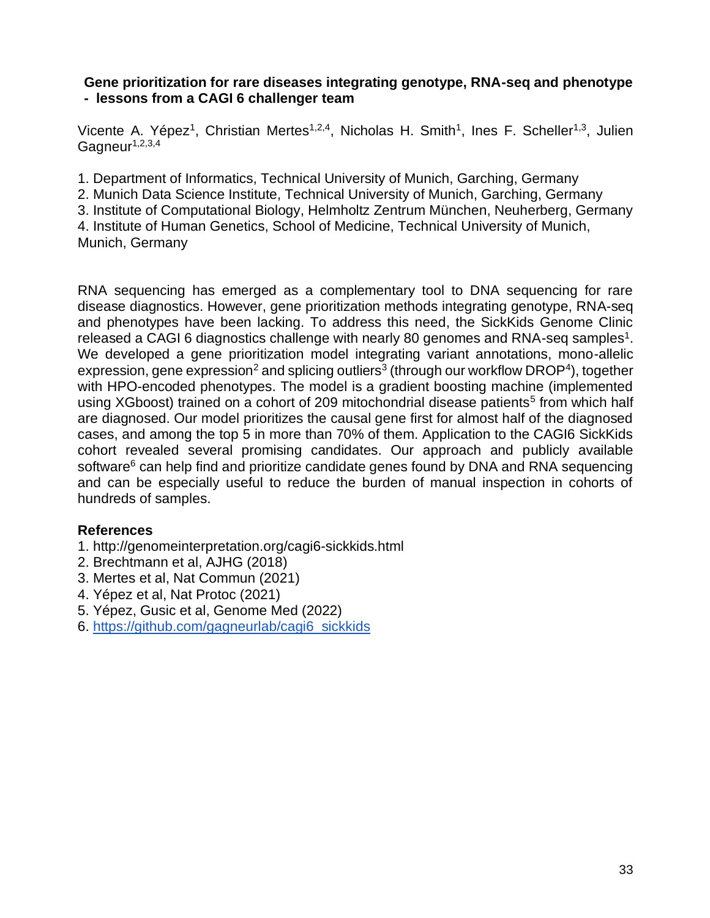## Gene prioritization for rare diseases integrating genotype, RNA-seq and phenotype - lessons from a CAGI 6 challenger team

Vicente A. Yépez[1], Christian Mertes[1,2,4], Nicholas H. Smith[1], Ines F. Scheller[1,3], Julien Gagneur[1,2,3,4]

1. Department of Informatics, Technical University of Munich, Garching, Germany
2. Munich Data Science Institute, Technical University of Munich, Garching, Germany
3. Institute of Computational Biology, Helmholtz Zentrum München, Neuherberg, Germany
4. Institute of Human Genetics, School of Medicine, Technical University of Munich, Munich, Germany

RNA sequencing has emerged as a complementary tool to DNA sequencing for rare disease diagnostics. However, gene prioritization methods integrating genotype, RNA-seq and phenotypes have been lacking. To address this need, the SickKids Genome Clinic released a CAGI 6 diagnostics challenge with nearly 80 genomes and RNA-seq samples[1]. We developed a gene prioritization model integrating variant annotations, mono-allelic expression, gene expression[2] and splicing outliers[3] (through our workflow DROP[4]), together with HPO-encoded phenotypes. The model is a gradient boosting machine (implemented using XGboost) trained on a cohort of 209 mitochondrial disease patients[5] from which half are diagnosed. Our model prioritizes the causal gene first for almost half of the diagnosed cases, and among the top 5 in more than 70% of them. Application to the CAGI6 SickKids cohort revealed several promising candidates. Our approach and publicly available software[6] can help find and prioritize candidate genes found by DNA and RNA sequencing and can be especially useful to reduce the burden of manual inspection in cohorts of hundreds of samples.

### References

1. http://genomeinterpretation.org/cagi6-sickkids.html
2. Brechtmann et al, AJHG (2018)
3. Mertes et al, Nat Commun (2021)
4. Yépez et al, Nat Protoc (2021)
5. Yépez, Gusic et al, Genome Med (2022)
6. https://github.com/gagneurlab/cagi6_sickkids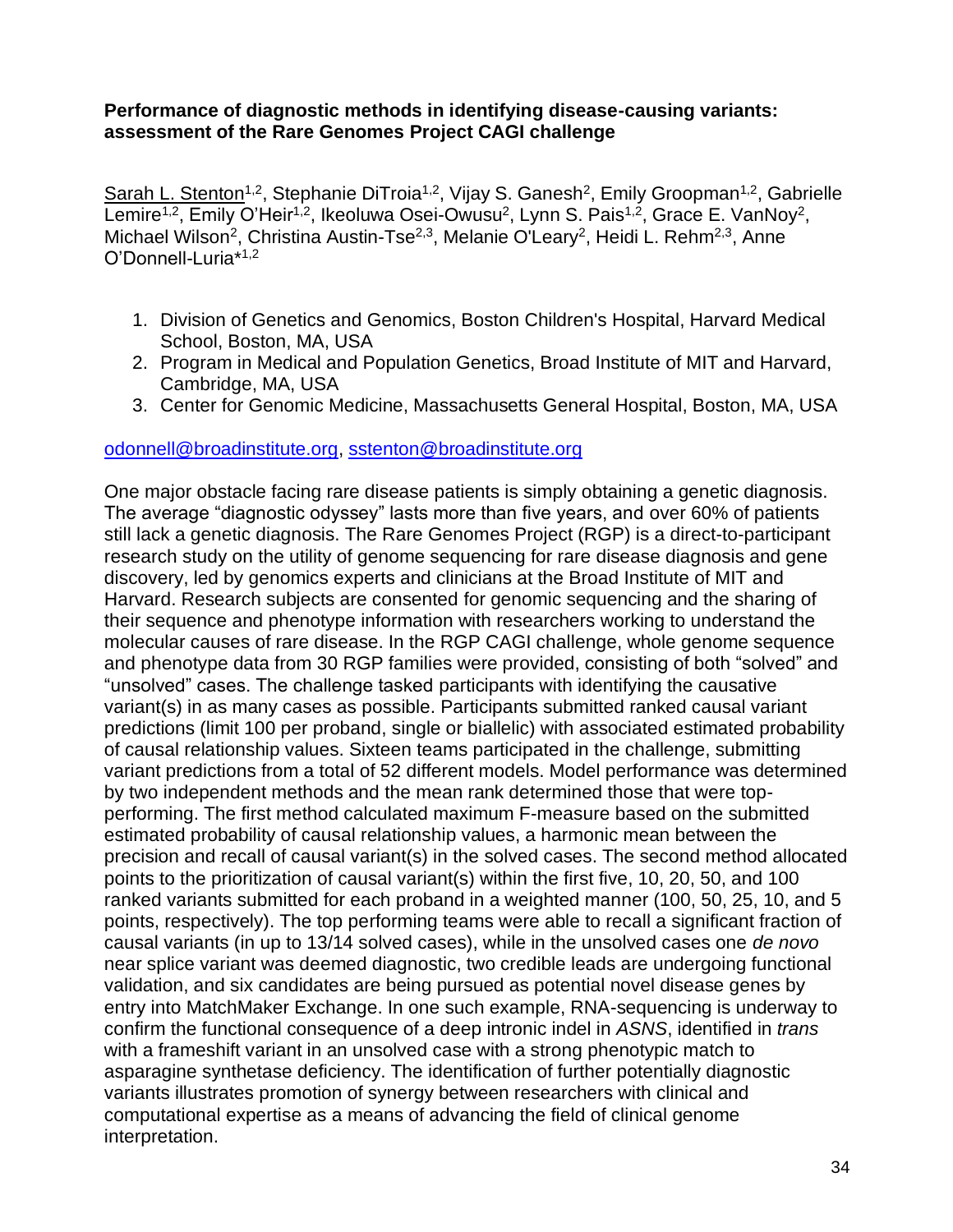**Performance of diagnostic methods in identifying disease-causing variants: assessment of the Rare Genomes Project CAGI challenge**

Sarah L. Stenton[1,2], Stephanie DiTroia[1,2], Vijay S. Ganesh[2], Emily Groopman[1,2], Gabrielle Lemire[1,2], Emily O'Heir[1,2], Ikeoluwa Osei-Owusu[2], Lynn S. Pais[1,2], Grace E. VanNoy[2], Michael Wilson[2], Christina Austin-Tse[2,3], Melanie O'Leary[2], Heidi L. Rehm[2,3], Anne O'Donnell-Luria*[1,2]

1. Division of Genetics and Genomics, Boston Children's Hospital, Harvard Medical School, Boston, MA, USA
2. Program in Medical and Population Genetics, Broad Institute of MIT and Harvard, Cambridge, MA, USA
3. Center for Genomic Medicine, Massachusetts General Hospital, Boston, MA, USA

odonnell@broadinstitute.org, sstenton@broadinstitute.org

One major obstacle facing rare disease patients is simply obtaining a genetic diagnosis. The average "diagnostic odyssey" lasts more than five years, and over 60% of patients still lack a genetic diagnosis. The Rare Genomes Project (RGP) is a direct-to-participant research study on the utility of genome sequencing for rare disease diagnosis and gene discovery, led by genomics experts and clinicians at the Broad Institute of MIT and Harvard. Research subjects are consented for genomic sequencing and the sharing of their sequence and phenotype information with researchers working to understand the molecular causes of rare disease. In the RGP CAGI challenge, whole genome sequence and phenotype data from 30 RGP families were provided, consisting of both "solved" and "unsolved" cases. The challenge tasked participants with identifying the causative variant(s) in as many cases as possible. Participants submitted ranked causal variant predictions (limit 100 per proband, single or biallelic) with associated estimated probability of causal relationship values. Sixteen teams participated in the challenge, submitting variant predictions from a total of 52 different models. Model performance was determined by two independent methods and the mean rank determined those that were top-performing. The first method calculated maximum F-measure based on the submitted estimated probability of causal relationship values, a harmonic mean between the precision and recall of causal variant(s) in the solved cases. The second method allocated points to the prioritization of causal variant(s) within the first five, 10, 20, 50, and 100 ranked variants submitted for each proband in a weighted manner (100, 50, 25, 10, and 5 points, respectively). The top performing teams were able to recall a significant fraction of causal variants (in up to 13/14 solved cases), while in the unsolved cases one *de novo* near splice variant was deemed diagnostic, two credible leads are undergoing functional validation, and six candidates are being pursued as potential novel disease genes by entry into MatchMaker Exchange. In one such example, RNA-sequencing is underway to confirm the functional consequence of a deep intronic indel in *ASNS*, identified in *trans* with a frameshift variant in an unsolved case with a strong phenotypic match to asparagine synthetase deficiency. The identification of further potentially diagnostic variants illustrates promotion of synergy between researchers with clinical and computational expertise as a means of advancing the field of clinical genome interpretation.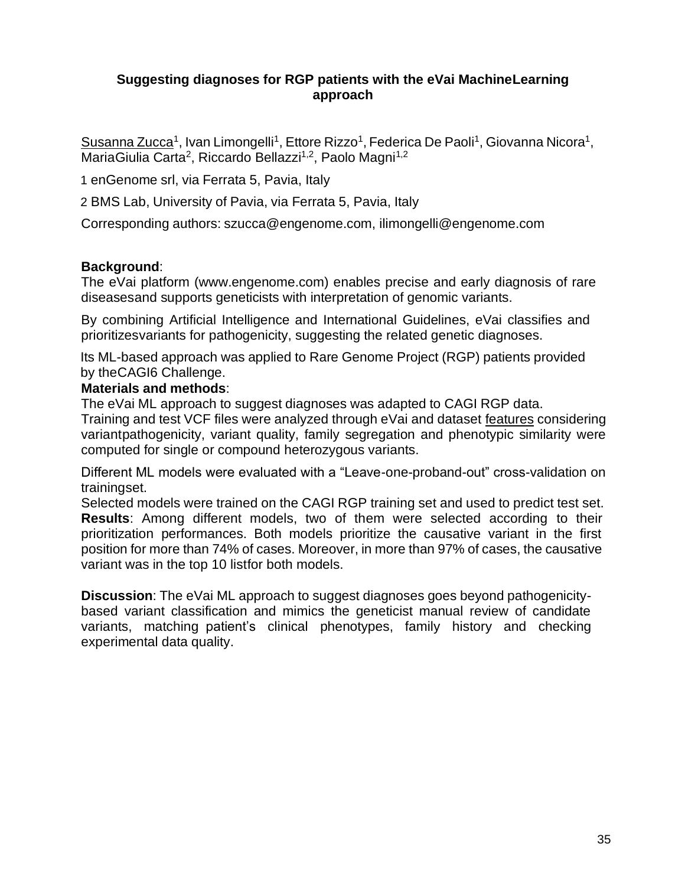## Suggesting diagnoses for RGP patients with the eVai MachineLearning approach

<u>Susanna Zucca</u>[1], Ivan Limongelli[1], Ettore Rizzo[1], Federica De Paoli[1], Giovanna Nicora[1], MariaGiulia Carta[2], Riccardo Bellazzi[1,2], Paolo Magni[1,2]

1 enGenome srl, via Ferrata 5, Pavia, Italy

2 BMS Lab, University of Pavia, via Ferrata 5, Pavia, Italy

Corresponding authors: szucca@engenome.com, ilimongelli@engenome.com

**Background**:
The eVai platform (www.engenome.com) enables precise and early diagnosis of rare diseasesand supports geneticists with interpretation of genomic variants.

By combining Artificial Intelligence and International Guidelines, eVai classifies and prioritizesvariants for pathogenicity, suggesting the related genetic diagnoses.

Its ML-based approach was applied to Rare Genome Project (RGP) patients provided by theCAGI6 Challenge.

**Materials and methods**:
The eVai ML approach to suggest diagnoses was adapted to CAGI RGP data.
Training and test VCF files were analyzed through eVai and dataset <u>features</u> considering variantpathogenicity, variant quality, family segregation and phenotypic similarity were computed for single or compound heterozygous variants.

Different ML models were evaluated with a "Leave-one-proband-out" cross-validation on trainingset.
Selected models were trained on the CAGI RGP training set and used to predict test set.
**Results**: Among different models, two of them were selected according to their prioritization performances. Both models prioritize the causative variant in the first position for more than 74% of cases. Moreover, in more than 97% of cases, the causative variant was in the top 10 listfor both models.

**Discussion**: The eVai ML approach to suggest diagnoses goes beyond pathogenicity-based variant classification and mimics the geneticist manual review of candidate variants, matching patient's clinical phenotypes, family history and checking experimental data quality.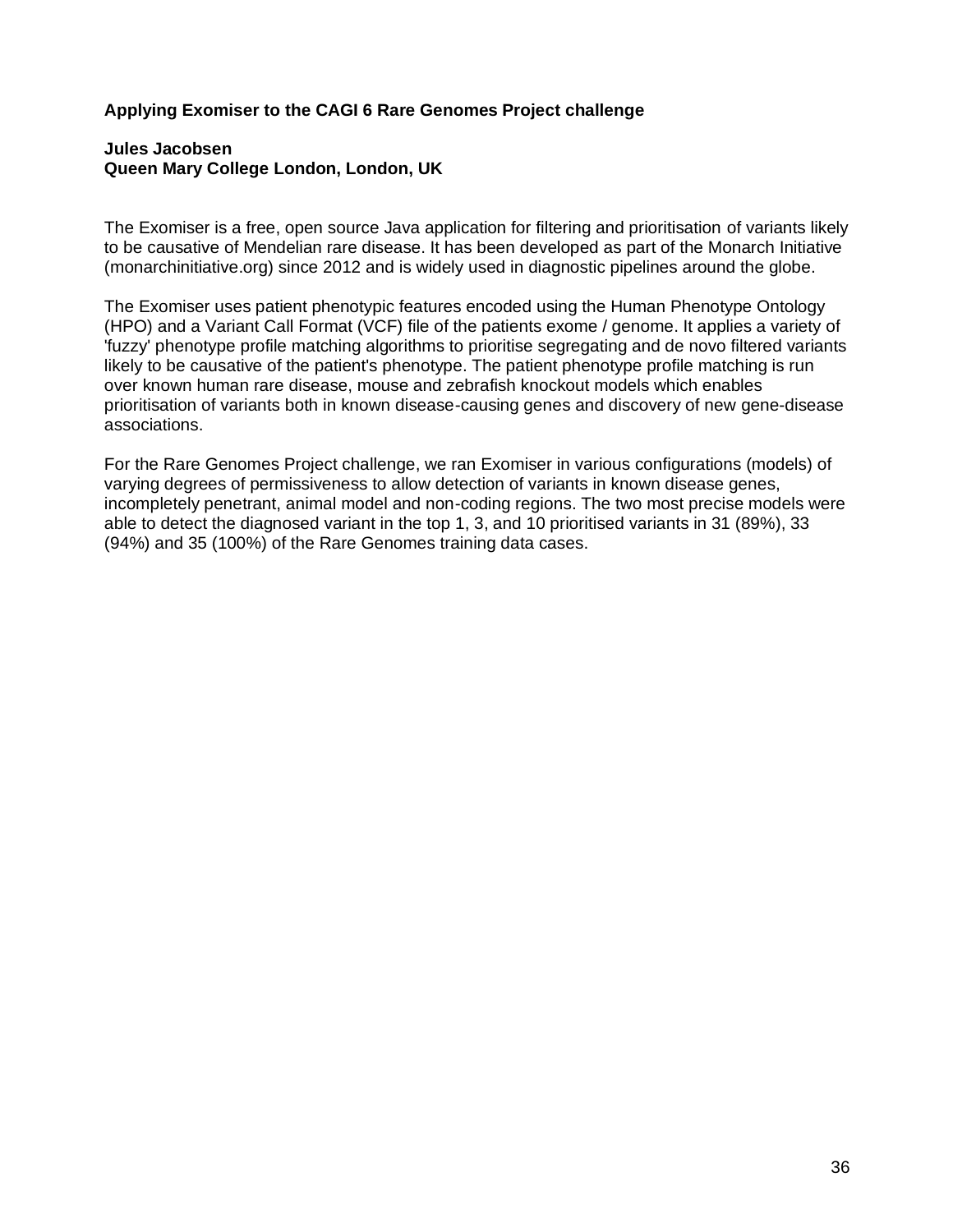### Applying Exomiser to the CAGI 6 Rare Genomes Project challenge

**Jules Jacobsen**
**Queen Mary College London, London, UK**

The Exomiser is a free, open source Java application for filtering and prioritisation of variants likely to be causative of Mendelian rare disease. It has been developed as part of the Monarch Initiative (monarchinitiative.org) since 2012 and is widely used in diagnostic pipelines around the globe.

The Exomiser uses patient phenotypic features encoded using the Human Phenotype Ontology (HPO) and a Variant Call Format (VCF) file of the patients exome / genome. It applies a variety of 'fuzzy' phenotype profile matching algorithms to prioritise segregating and de novo filtered variants likely to be causative of the patient's phenotype. The patient phenotype profile matching is run over known human rare disease, mouse and zebrafish knockout models which enables prioritisation of variants both in known disease-causing genes and discovery of new gene-disease associations.

For the Rare Genomes Project challenge, we ran Exomiser in various configurations (models) of varying degrees of permissiveness to allow detection of variants in known disease genes, incompletely penetrant, animal model and non-coding regions. The two most precise models were able to detect the diagnosed variant in the top 1, 3, and 10 prioritised variants in 31 (89%), 33 (94%) and 35 (100%) of the Rare Genomes training data cases.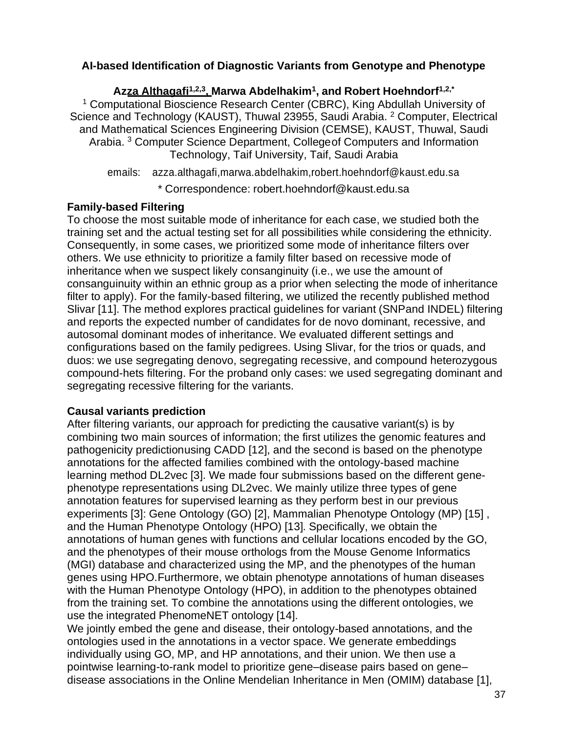### AI-based Identification of Diagnostic Variants from Genotype and Phenotype

**Azza Althagafi[1,2,3], Marwa Abdelhakim[1], and Robert Hoehndorf[1,2,*]**

[1] Computational Bioscience Research Center (CBRC), King Abdullah University of Science and Technology (KAUST), Thuwal 23955, Saudi Arabia. [2] Computer, Electrical and Mathematical Sciences Engineering Division (CEMSE), KAUST, Thuwal, Saudi Arabia. [3] Computer Science Department, College of Computers and Information Technology, Taif University, Taif, Saudi Arabia

emails: azza.althagafi,marwa.abdelhakim,robert.hoehndorf@kaust.edu.sa

* Correspondence: robert.hoehndorf@kaust.edu.sa

**Family-based Filtering**

To choose the most suitable mode of inheritance for each case, we studied both the training set and the actual testing set for all possibilities while considering the ethnicity. Consequently, in some cases, we prioritized some mode of inheritance filters over others. We use ethnicity to prioritize a family filter based on recessive mode of inheritance when we suspect likely consanginuity (i.e., we use the amount of consanguinuity within an ethnic group as a prior when selecting the mode of inheritance filter to apply). For the family-based filtering, we utilized the recently published method Slivar [11]. The method explores practical guidelines for variant (SNPand INDEL) filtering and reports the expected number of candidates for de novo dominant, recessive, and autosomal dominant modes of inheritance. We evaluated different settings and configurations based on the family pedigrees. Using Slivar, for the trios or quads, and duos: we use segregating denovo, segregating recessive, and compound heterozygous compound-hets filtering. For the proband only cases: we used segregating dominant and segregating recessive filtering for the variants.

**Causal variants prediction**

After filtering variants, our approach for predicting the causative variant(s) is by combining two main sources of information; the first utilizes the genomic features and pathogenicity predictionusing CADD [12], and the second is based on the phenotype annotations for the affected families combined with the ontology-based machine learning method DL2vec [3]. We made four submissions based on the different gene-phenotype representations using DL2vec. We mainly utilize three types of gene annotation features for supervised learning as they perform best in our previous experiments [3]: Gene Ontology (GO) [2], Mammalian Phenotype Ontology (MP) [15] , and the Human Phenotype Ontology (HPO) [13]. Specifically, we obtain the annotations of human genes with functions and cellular locations encoded by the GO, and the phenotypes of their mouse orthologs from the Mouse Genome Informatics (MGI) database and characterized using the MP, and the phenotypes of the human genes using HPO.Furthermore, we obtain phenotype annotations of human diseases with the Human Phenotype Ontology (HPO), in addition to the phenotypes obtained from the training set. To combine the annotations using the different ontologies, we use the integrated PhenomeNET ontology [14].

We jointly embed the gene and disease, their ontology-based annotations, and the ontologies used in the annotations in a vector space. We generate embeddings individually using GO, MP, and HP annotations, and their union. We then use a pointwise learning-to-rank model to prioritize gene–disease pairs based on gene–disease associations in the Online Mendelian Inheritance in Men (OMIM) database [1],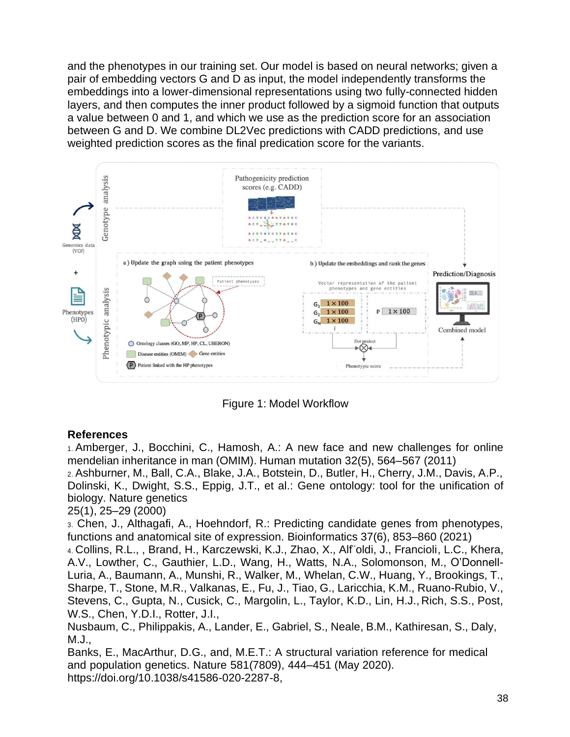and the phenotypes in our training set. Our model is based on neural networks; given a pair of embedding vectors G and D as input, the model independently transforms the embeddings into a lower-dimensional representations using two fully-connected hidden layers, and then computes the inner product followed by a sigmoid function that outputs a value between 0 and 1, and which we use as the prediction score for an association between G and D. We combine DL2Vec predictions with CADD predictions, and use weighted prediction scores as the final predication score for the variants.

Figure 1: Model Workflow

## References

1. Amberger, J., Bocchini, C., Hamosh, A.: A new face and new challenges for online mendelian inheritance in man (OMIM). Human mutation 32(5), 564–567 (2011)
2. Ashburner, M., Ball, C.A., Blake, J.A., Botstein, D., Butler, H., Cherry, J.M., Davis, A.P., Dolinski, K., Dwight, S.S., Eppig, J.T., et al.: Gene ontology: tool for the unification of biology. Nature genetics 25(1), 25–29 (2000)
3. Chen, J., Althagafi, A., Hoehndorf, R.: Predicting candidate genes from phenotypes, functions and anatomical site of expression. Bioinformatics 37(6), 853–860 (2021)
4. Collins, R.L., , Brand, H., Karczewski, K.J., Zhao, X., Alf¨oldi, J., Francioli, L.C., Khera, A.V., Lowther, C., Gauthier, L.D., Wang, H., Watts, N.A., Solomonson, M., O'Donnell-Luria, A., Baumann, A., Munshi, R., Walker, M., Whelan, C.W., Huang, Y., Brookings, T., Sharpe, T., Stone, M.R., Valkanas, E., Fu, J., Tiao, G., Laricchia, K.M., Ruano-Rubio, V., Stevens, C., Gupta, N., Cusick, C., Margolin, L., Taylor, K.D., Lin, H.J., Rich, S.S., Post, W.S., Chen, Y.D.I., Rotter, J.I., Nusbaum, C., Philippakis, A., Lander, E., Gabriel, S., Neale, B.M., Kathiresan, S., Daly, M.J., Banks, E., MacArthur, D.G., and, M.E.T.: A structural variation reference for medical and population genetics. Nature 581(7809), 444–451 (May 2020). https://doi.org/10.1038/s41586-020-2287-8,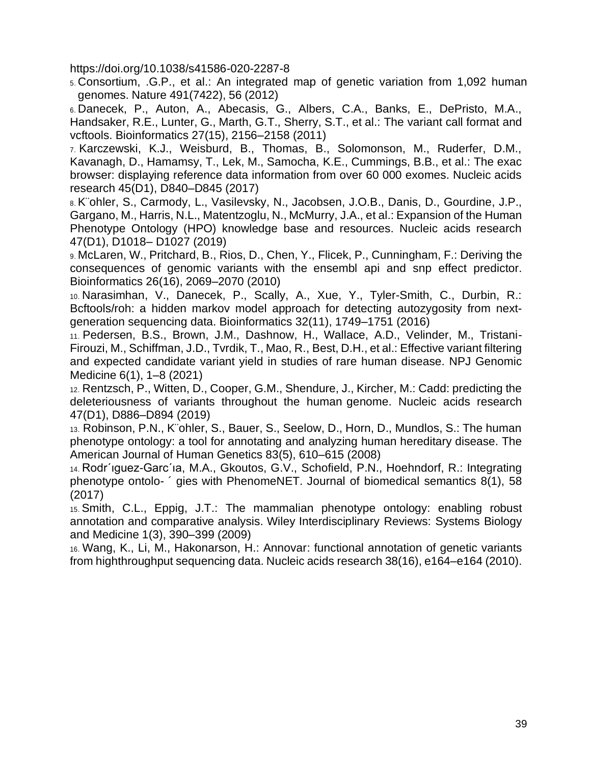https://doi.org/10.1038/s41586-020-2287-8

5. Consortium, .G.P., et al.: An integrated map of genetic variation from 1,092 human genomes. Nature 491(7422), 56 (2012)

6. Danecek, P., Auton, A., Abecasis, G., Albers, C.A., Banks, E., DePristo, M.A., Handsaker, R.E., Lunter, G., Marth, G.T., Sherry, S.T., et al.: The variant call format and vcftools. Bioinformatics 27(15), 2156–2158 (2011)

7. Karczewski, K.J., Weisburd, B., Thomas, B., Solomonson, M., Ruderfer, D.M., Kavanagh, D., Hamamsy, T., Lek, M., Samocha, K.E., Cummings, B.B., et al.: The exac browser: displaying reference data information from over 60 000 exomes. Nucleic acids research 45(D1), D840–D845 (2017)

8. K¨ohler, S., Carmody, L., Vasilevsky, N., Jacobsen, J.O.B., Danis, D., Gourdine, J.P., Gargano, M., Harris, N.L., Matentzoglu, N., McMurry, J.A., et al.: Expansion of the Human Phenotype Ontology (HPO) knowledge base and resources. Nucleic acids research 47(D1), D1018– D1027 (2019)

9. McLaren, W., Pritchard, B., Rios, D., Chen, Y., Flicek, P., Cunningham, F.: Deriving the consequences of genomic variants with the ensembl api and snp effect predictor. Bioinformatics 26(16), 2069–2070 (2010)

10. Narasimhan, V., Danecek, P., Scally, A., Xue, Y., Tyler-Smith, C., Durbin, R.: Bcftools/roh: a hidden markov model approach for detecting autozygosity from next-generation sequencing data. Bioinformatics 32(11), 1749–1751 (2016)

11. Pedersen, B.S., Brown, J.M., Dashnow, H., Wallace, A.D., Velinder, M., Tristani-Firouzi, M., Schiffman, J.D., Tvrdik, T., Mao, R., Best, D.H., et al.: Effective variant filtering and expected candidate variant yield in studies of rare human disease. NPJ Genomic Medicine 6(1), 1–8 (2021)

12. Rentzsch, P., Witten, D., Cooper, G.M., Shendure, J., Kircher, M.: Cadd: predicting the deleteriousness of variants throughout the human genome. Nucleic acids research 47(D1), D886–D894 (2019)

13. Robinson, P.N., K¨ohler, S., Bauer, S., Seelow, D., Horn, D., Mundlos, S.: The human phenotype ontology: a tool for annotating and analyzing human hereditary disease. The American Journal of Human Genetics 83(5), 610–615 (2008)

14. Rodr´ıguez-Garc´ıa, M.A., Gkoutos, G.V., Schofield, P.N., Hoehndorf, R.: Integrating phenotype ontolo- ´ gies with PhenomeNET. Journal of biomedical semantics 8(1), 58 (2017)

15. Smith, C.L., Eppig, J.T.: The mammalian phenotype ontology: enabling robust annotation and comparative analysis. Wiley Interdisciplinary Reviews: Systems Biology and Medicine 1(3), 390–399 (2009)

16. Wang, K., Li, M., Hakonarson, H.: Annovar: functional annotation of genetic variants from highthroughput sequencing data. Nucleic acids research 38(16), e164–e164 (2010).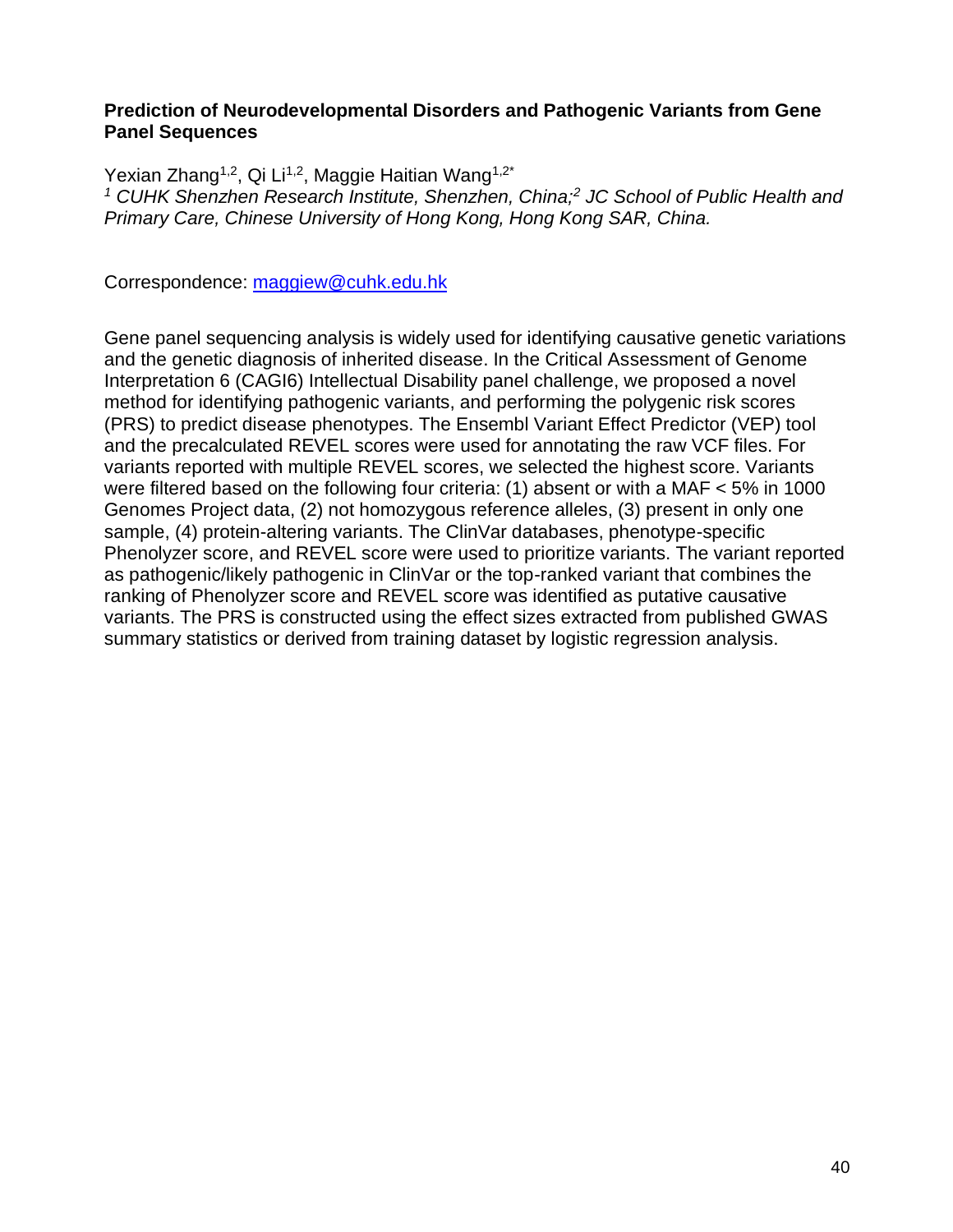**Prediction of Neurodevelopmental Disorders and Pathogenic Variants from Gene Panel Sequences**

Yexian Zhang[1,2], Qi Li[1,2], Maggie Haitian Wang[1,2*]

*[1] CUHK Shenzhen Research Institute, Shenzhen, China;[2] JC School of Public Health and Primary Care, Chinese University of Hong Kong, Hong Kong SAR, China.*

Correspondence: maggiew@cuhk.edu.hk

Gene panel sequencing analysis is widely used for identifying causative genetic variations and the genetic diagnosis of inherited disease. In the Critical Assessment of Genome Interpretation 6 (CAGI6) Intellectual Disability panel challenge, we proposed a novel method for identifying pathogenic variants, and performing the polygenic risk scores (PRS) to predict disease phenotypes. The Ensembl Variant Effect Predictor (VEP) tool and the precalculated REVEL scores were used for annotating the raw VCF files. For variants reported with multiple REVEL scores, we selected the highest score. Variants were filtered based on the following four criteria: (1) absent or with a MAF < 5% in 1000 Genomes Project data, (2) not homozygous reference alleles, (3) present in only one sample, (4) protein-altering variants. The ClinVar databases, phenotype-specific Phenolyzer score, and REVEL score were used to prioritize variants. The variant reported as pathogenic/likely pathogenic in ClinVar or the top-ranked variant that combines the ranking of Phenolyzer score and REVEL score was identified as putative causative variants. The PRS is constructed using the effect sizes extracted from published GWAS summary statistics or derived from training dataset by logistic regression analysis.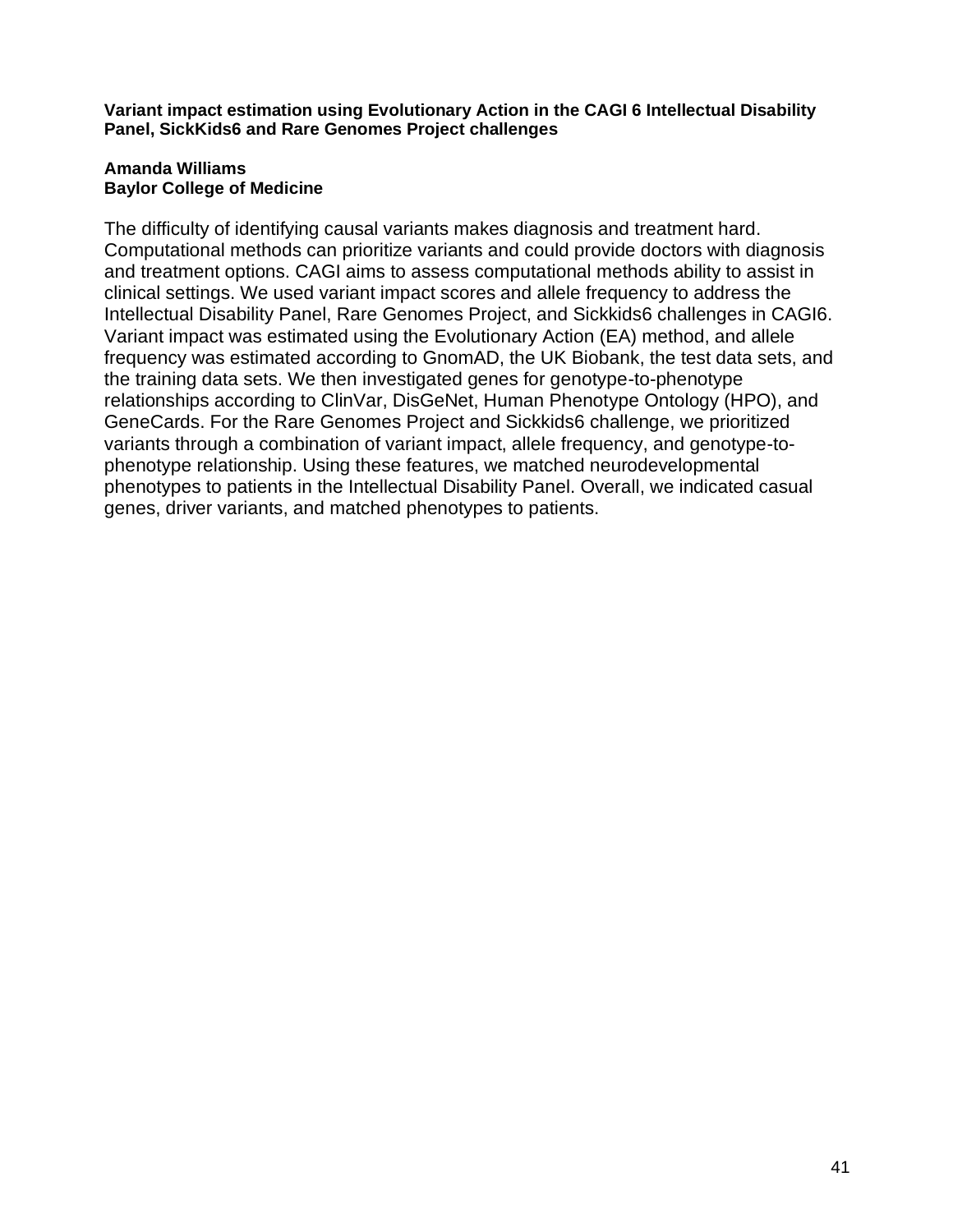### Variant impact estimation using Evolutionary Action in the CAGI 6 Intellectual Disability Panel, SickKids6 and Rare Genomes Project challenges

**Amanda Williams**
**Baylor College of Medicine**

The difficulty of identifying causal variants makes diagnosis and treatment hard. Computational methods can prioritize variants and could provide doctors with diagnosis and treatment options. CAGI aims to assess computational methods ability to assist in clinical settings. We used variant impact scores and allele frequency to address the Intellectual Disability Panel, Rare Genomes Project, and Sickkids6 challenges in CAGI6. Variant impact was estimated using the Evolutionary Action (EA) method, and allele frequency was estimated according to GnomAD, the UK Biobank, the test data sets, and the training data sets. We then investigated genes for genotype-to-phenotype relationships according to ClinVar, DisGeNet, Human Phenotype Ontology (HPO), and GeneCards. For the Rare Genomes Project and Sickkids6 challenge, we prioritized variants through a combination of variant impact, allele frequency, and genotype-to-phenotype relationship. Using these features, we matched neurodevelopmental phenotypes to patients in the Intellectual Disability Panel. Overall, we indicated casual genes, driver variants, and matched phenotypes to patients.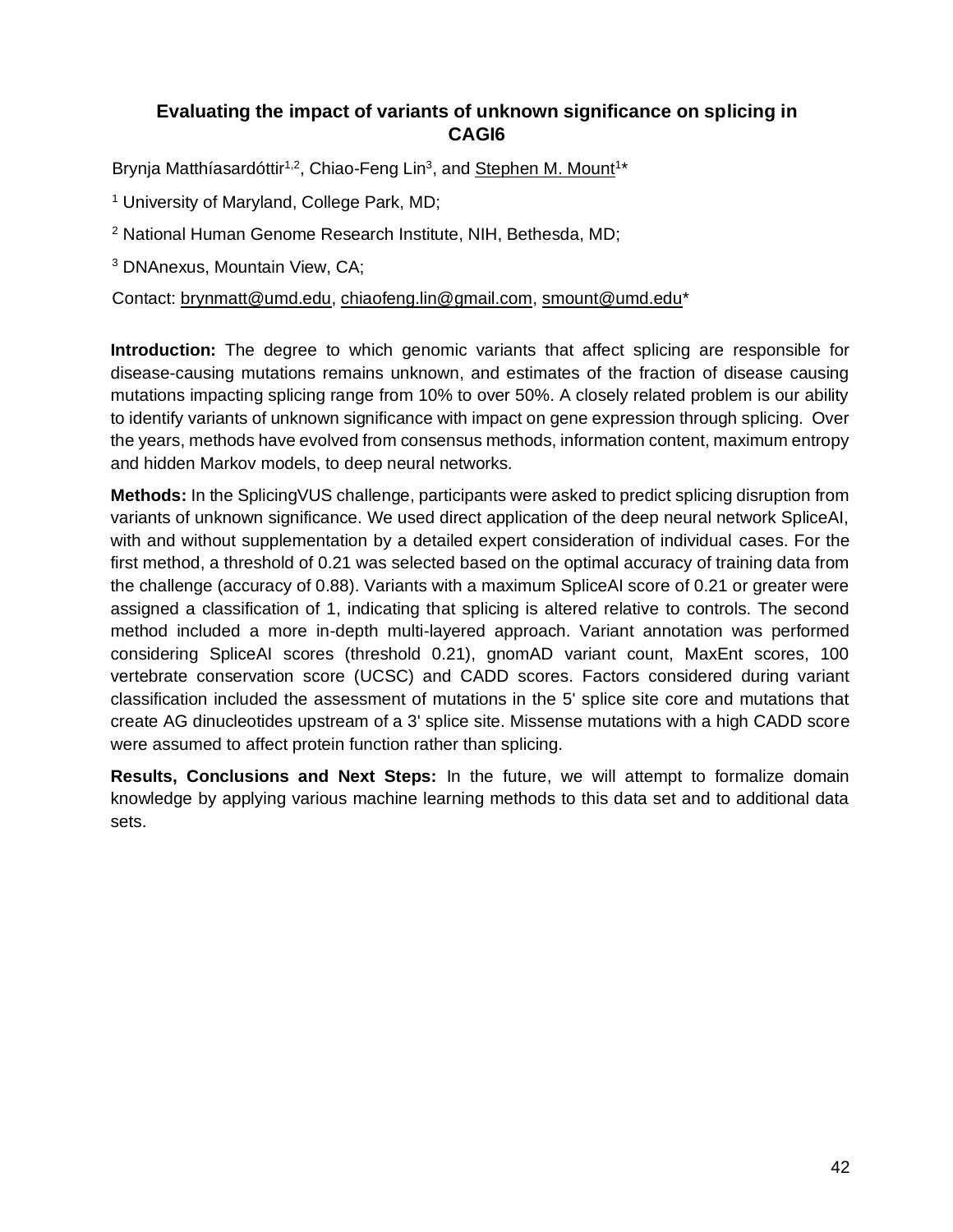## Evaluating the impact of variants of unknown significance on splicing in CAGI6

Brynja Matthíasardóttir[1,2], Chiao-Feng Lin[3], and Stephen M. Mount[1]*

[1] University of Maryland, College Park, MD;

[2] National Human Genome Research Institute, NIH, Bethesda, MD;

[3] DNAnexus, Mountain View, CA;

Contact: brynmatt@umd.edu, chiaofeng.lin@gmail.com, smount@umd.edu*

**Introduction:** The degree to which genomic variants that affect splicing are responsible for disease-causing mutations remains unknown, and estimates of the fraction of disease causing mutations impacting splicing range from 10% to over 50%. A closely related problem is our ability to identify variants of unknown significance with impact on gene expression through splicing. Over the years, methods have evolved from consensus methods, information content, maximum entropy and hidden Markov models, to deep neural networks.

**Methods:** In the SplicingVUS challenge, participants were asked to predict splicing disruption from variants of unknown significance. We used direct application of the deep neural network SpliceAI, with and without supplementation by a detailed expert consideration of individual cases. For the first method, a threshold of 0.21 was selected based on the optimal accuracy of training data from the challenge (accuracy of 0.88). Variants with a maximum SpliceAI score of 0.21 or greater were assigned a classification of 1, indicating that splicing is altered relative to controls. The second method included a more in-depth multi-layered approach. Variant annotation was performed considering SpliceAI scores (threshold 0.21), gnomAD variant count, MaxEnt scores, 100 vertebrate conservation score (UCSC) and CADD scores. Factors considered during variant classification included the assessment of mutations in the 5' splice site core and mutations that create AG dinucleotides upstream of a 3' splice site. Missense mutations with a high CADD score were assumed to affect protein function rather than splicing.

**Results, Conclusions and Next Steps:** In the future, we will attempt to formalize domain knowledge by applying various machine learning methods to this data set and to additional data sets.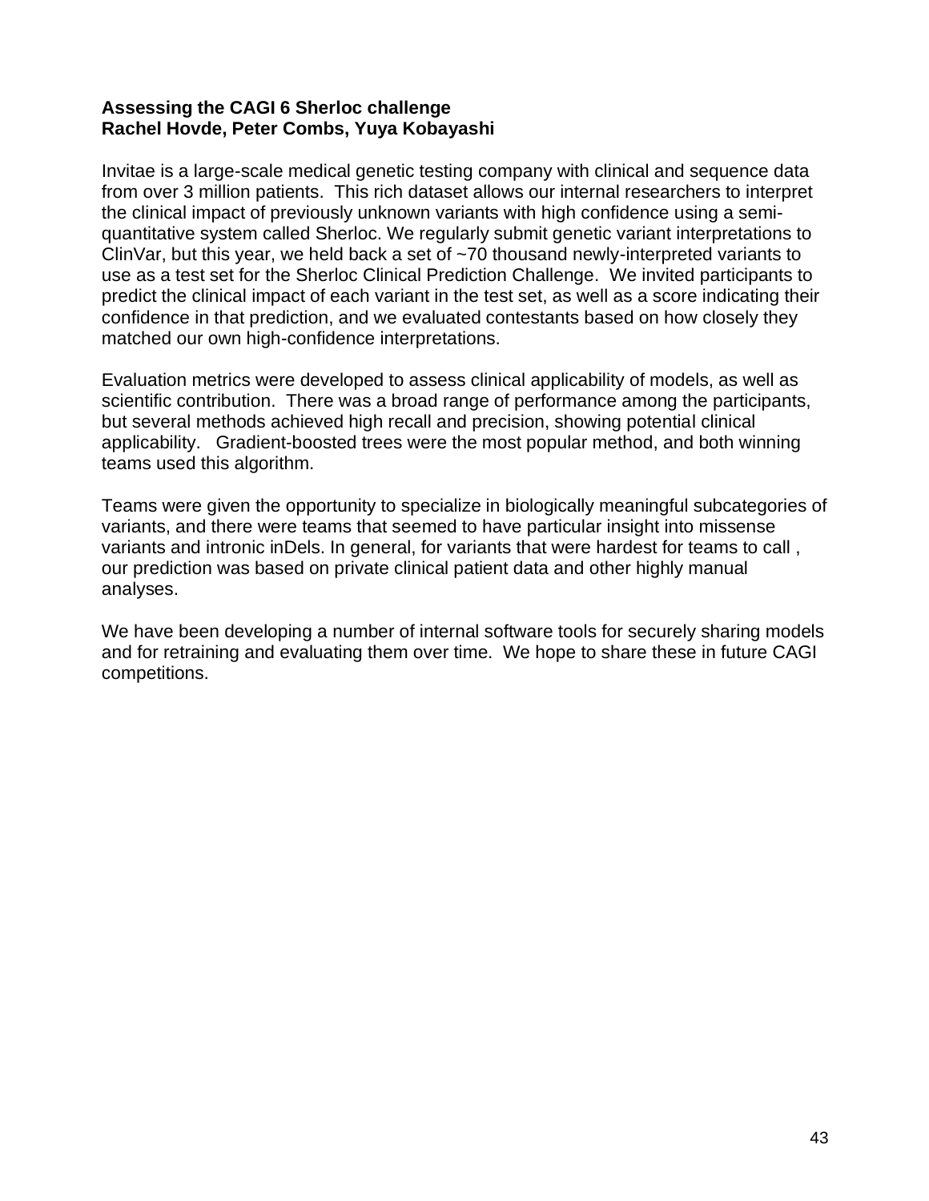**Assessing the CAGI 6 Sherloc challenge**
**Rachel Hovde, Peter Combs, Yuya Kobayashi**

Invitae is a large-scale medical genetic testing company with clinical and sequence data from over 3 million patients. This rich dataset allows our internal researchers to interpret the clinical impact of previously unknown variants with high confidence using a semi-quantitative system called Sherloc. We regularly submit genetic variant interpretations to ClinVar, but this year, we held back a set of ~70 thousand newly-interpreted variants to use as a test set for the Sherloc Clinical Prediction Challenge. We invited participants to predict the clinical impact of each variant in the test set, as well as a score indicating their confidence in that prediction, and we evaluated contestants based on how closely they matched our own high-confidence interpretations.

Evaluation metrics were developed to assess clinical applicability of models, as well as scientific contribution. There was a broad range of performance among the participants, but several methods achieved high recall and precision, showing potential clinical applicability. Gradient-boosted trees were the most popular method, and both winning teams used this algorithm.

Teams were given the opportunity to specialize in biologically meaningful subcategories of variants, and there were teams that seemed to have particular insight into missense variants and intronic inDels. In general, for variants that were hardest for teams to call , our prediction was based on private clinical patient data and other highly manual analyses.

We have been developing a number of internal software tools for securely sharing models and for retraining and evaluating them over time. We hope to share these in future CAGI competitions.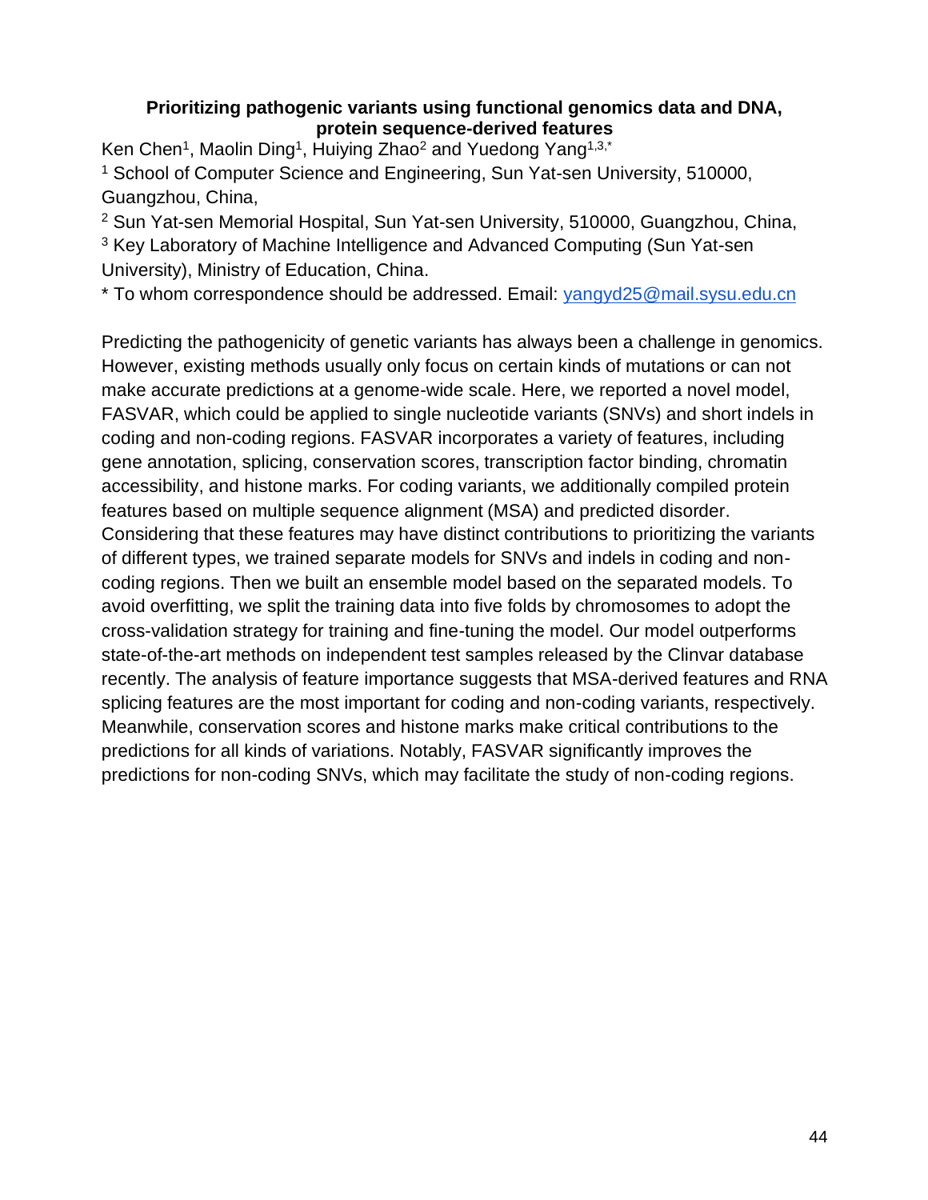**Prioritizing pathogenic variants using functional genomics data and DNA, protein sequence-derived features**

Ken Chen[1], Maolin Ding[1], Huiying Zhao[2] and Yuedong Yang[1,3,*]

[1] School of Computer Science and Engineering, Sun Yat-sen University, 510000, Guangzhou, China,

[2] Sun Yat-sen Memorial Hospital, Sun Yat-sen University, 510000, Guangzhou, China,

[3] Key Laboratory of Machine Intelligence and Advanced Computing (Sun Yat-sen University), Ministry of Education, China.

* To whom correspondence should be addressed. Email: yangyd25@mail.sysu.edu.cn

Predicting the pathogenicity of genetic variants has always been a challenge in genomics. However, existing methods usually only focus on certain kinds of mutations or can not make accurate predictions at a genome-wide scale. Here, we reported a novel model, FASVAR, which could be applied to single nucleotide variants (SNVs) and short indels in coding and non-coding regions. FASVAR incorporates a variety of features, including gene annotation, splicing, conservation scores, transcription factor binding, chromatin accessibility, and histone marks. For coding variants, we additionally compiled protein features based on multiple sequence alignment (MSA) and predicted disorder. Considering that these features may have distinct contributions to prioritizing the variants of different types, we trained separate models for SNVs and indels in coding and non-coding regions. Then we built an ensemble model based on the separated models. To avoid overfitting, we split the training data into five folds by chromosomes to adopt the cross-validation strategy for training and fine-tuning the model. Our model outperforms state-of-the-art methods on independent test samples released by the Clinvar database recently. The analysis of feature importance suggests that MSA-derived features and RNA splicing features are the most important for coding and non-coding variants, respectively. Meanwhile, conservation scores and histone marks make critical contributions to the predictions for all kinds of variations. Notably, FASVAR significantly improves the predictions for non-coding SNVs, which may facilitate the study of non-coding regions.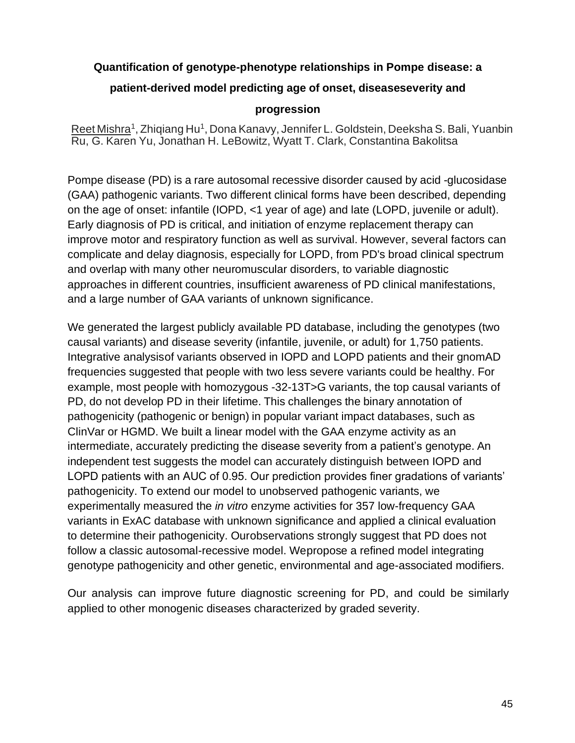**Quantification of genotype-phenotype relationships in Pompe disease: a patient-derived model predicting age of onset, diseaseseverity and progression**

Reet Mishra[1], Zhiqiang Hu[1], Dona Kanavy, Jennifer L. Goldstein, Deeksha S. Bali, Yuanbin Ru, G. Karen Yu, Jonathan H. LeBowitz, Wyatt T. Clark, Constantina Bakolitsa

Pompe disease (PD) is a rare autosomal recessive disorder caused by acid -glucosidase (GAA) pathogenic variants. Two different clinical forms have been described, depending on the age of onset: infantile (IOPD, <1 year of age) and late (LOPD, juvenile or adult). Early diagnosis of PD is critical, and initiation of enzyme replacement therapy can improve motor and respiratory function as well as survival. However, several factors can complicate and delay diagnosis, especially for LOPD, from PD's broad clinical spectrum and overlap with many other neuromuscular disorders, to variable diagnostic approaches in different countries, insufficient awareness of PD clinical manifestations, and a large number of GAA variants of unknown significance.

We generated the largest publicly available PD database, including the genotypes (two causal variants) and disease severity (infantile, juvenile, or adult) for 1,750 patients. Integrative analysisof variants observed in IOPD and LOPD patients and their gnomAD frequencies suggested that people with two less severe variants could be healthy. For example, most people with homozygous -32-13T>G variants, the top causal variants of PD, do not develop PD in their lifetime. This challenges the binary annotation of pathogenicity (pathogenic or benign) in popular variant impact databases, such as ClinVar or HGMD. We built a linear model with the GAA enzyme activity as an intermediate, accurately predicting the disease severity from a patient's genotype. An independent test suggests the model can accurately distinguish between IOPD and LOPD patients with an AUC of 0.95. Our prediction provides finer gradations of variants' pathogenicity. To extend our model to unobserved pathogenic variants, we experimentally measured the *in vitro* enzyme activities for 357 low-frequency GAA variants in ExAC database with unknown significance and applied a clinical evaluation to determine their pathogenicity. Ourobservations strongly suggest that PD does not follow a classic autosomal-recessive model. Wepropose a refined model integrating genotype pathogenicity and other genetic, environmental and age-associated modifiers.

Our analysis can improve future diagnostic screening for PD, and could be similarly applied to other monogenic diseases characterized by graded severity.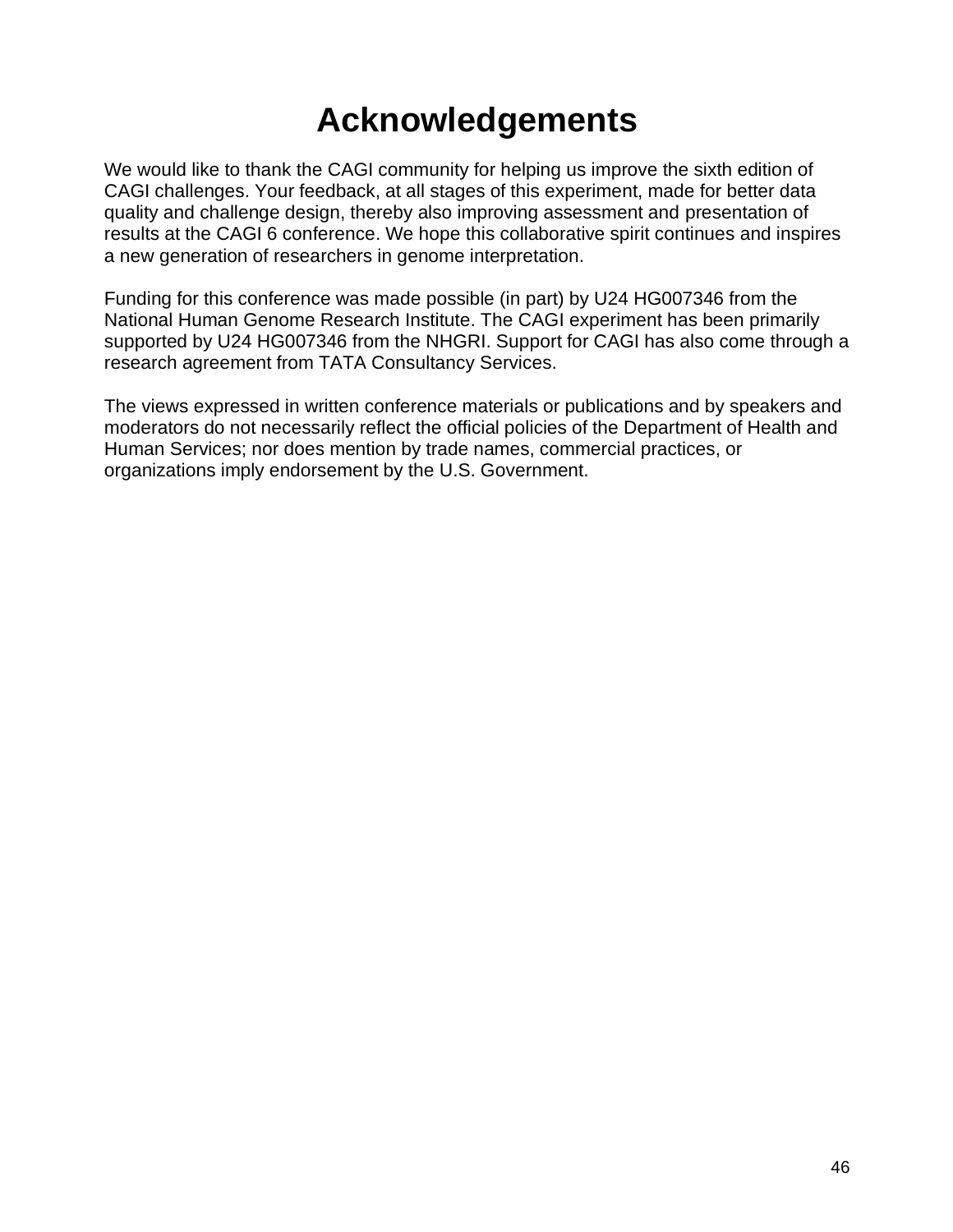# Acknowledgements

We would like to thank the CAGI community for helping us improve the sixth edition of CAGI challenges. Your feedback, at all stages of this experiment, made for better data quality and challenge design, thereby also improving assessment and presentation of results at the CAGI 6 conference. We hope this collaborative spirit continues and inspires a new generation of researchers in genome interpretation.

Funding for this conference was made possible (in part) by U24 HG007346 from the National Human Genome Research Institute. The CAGI experiment has been primarily supported by U24 HG007346 from the NHGRI. Support for CAGI has also come through a research agreement from TATA Consultancy Services.

The views expressed in written conference materials or publications and by speakers and moderators do not necessarily reflect the official policies of the Department of Health and Human Services; nor does mention by trade names, commercial practices, or organizations imply endorsement by the U.S. Government.